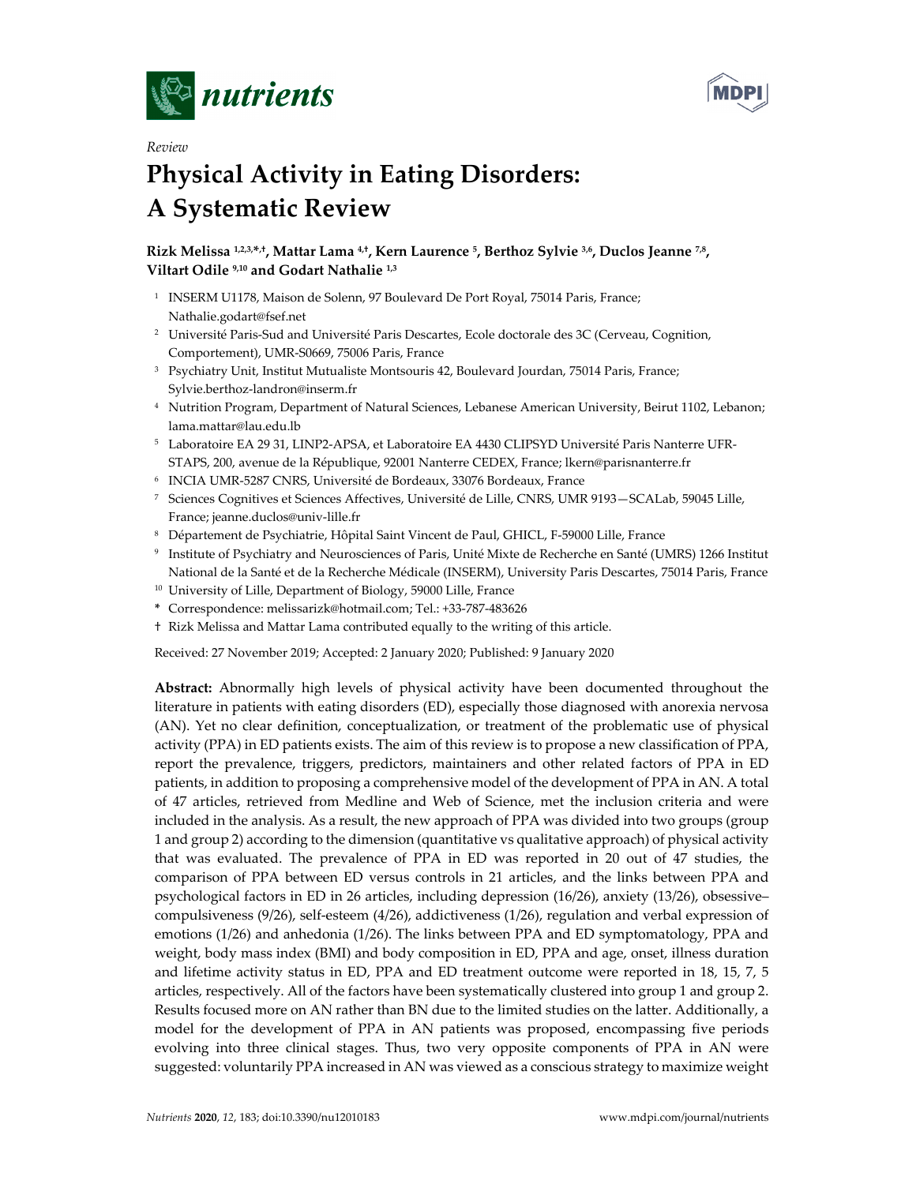*Review*

# Physical Activity in Eating Disorders: A Systematic Review

**Rizk Melissa [1,2,3,*,†], Mattar Lama [4,†], Kern Laurence [5], Berthoz Sylvie [3,6], Duclos Jeanne [7,8], Viltart Odile [9,10] and Godart Nathalie [1,3]**

1 INSERM U1178, Maison de Solenn, 97 Boulevard De Port Royal, 75014 Paris, France; Nathalie.godart@fsef.net

2 Université Paris-Sud and Université Paris Descartes, Ecole doctorale des 3C (Cerveau, Cognition, Comportement), UMR-S0669, 75006 Paris, France

3 Psychiatry Unit, Institut Mutualiste Montsouris 42, Boulevard Jourdan, 75014 Paris, France; Sylvie.berthoz-landron@inserm.fr

4 Nutrition Program, Department of Natural Sciences, Lebanese American University, Beirut 1102, Lebanon; lama.mattar@lau.edu.lb

5 Laboratoire EA 29 31, LINP2-APSA, et Laboratoire EA 4430 CLIPSYD Université Paris Nanterre UFR-STAPS, 200, avenue de la République, 92001 Nanterre CEDEX, France; lkern@parisnanterre.fr

6 INCIA UMR-5287 CNRS, Université de Bordeaux, 33076 Bordeaux, France

7 Sciences Cognitives et Sciences Affectives, Université de Lille, CNRS, UMR 9193—SCALab, 59045 Lille, France; jeanne.duclos@univ-lille.fr

8 Département de Psychiatrie, Hôpital Saint Vincent de Paul, GHICL, F-59000 Lille, France

9 Institute of Psychiatry and Neurosciences of Paris, Unité Mixte de Recherche en Santé (UMRS) 1266 Institut National de la Santé et de la Recherche Médicale (INSERM), University Paris Descartes, 75014 Paris, France

10 University of Lille, Department of Biology, 59000 Lille, France

\* Correspondence: melissarizk@hotmail.com; Tel.: +33-787-483626

† Rizk Melissa and Mattar Lama contributed equally to the writing of this article.

Received: 27 November 2019; Accepted: 2 January 2020; Published: 9 January 2020

**Abstract:** Abnormally high levels of physical activity have been documented throughout the literature in patients with eating disorders (ED), especially those diagnosed with anorexia nervosa (AN). Yet no clear definition, conceptualization, or treatment of the problematic use of physical activity (PPA) in ED patients exists. The aim of this review is to propose a new classification of PPA, report the prevalence, triggers, predictors, maintainers and other related factors of PPA in ED patients, in addition to proposing a comprehensive model of the development of PPA in AN. A total of 47 articles, retrieved from Medline and Web of Science, met the inclusion criteria and were included in the analysis. As a result, the new approach of PPA was divided into two groups (group 1 and group 2) according to the dimension (quantitative vs qualitative approach) of physical activity that was evaluated. The prevalence of PPA in ED was reported in 20 out of 47 studies, the comparison of PPA between ED versus controls in 21 articles, and the links between PPA and psychological factors in ED in 26 articles, including depression (16/26), anxiety (13/26), obsessive–compulsiveness (9/26), self-esteem (4/26), addictiveness (1/26), regulation and verbal expression of emotions (1/26) and anhedonia (1/26). The links between PPA and ED symptomatology, PPA and weight, body mass index (BMI) and body composition in ED, PPA and age, onset, illness duration and lifetime activity status in ED, PPA and ED treatment outcome were reported in 18, 15, 7, 5 articles, respectively. All of the factors have been systematically clustered into group 1 and group 2. Results focused more on AN rather than BN due to the limited studies on the latter. Additionally, a model for the development of PPA in AN patients was proposed, encompassing five periods evolving into three clinical stages. Thus, two very opposite components of PPA in AN were suggested: voluntarily PPA increased in AN was viewed as a conscious strategy to maximize weight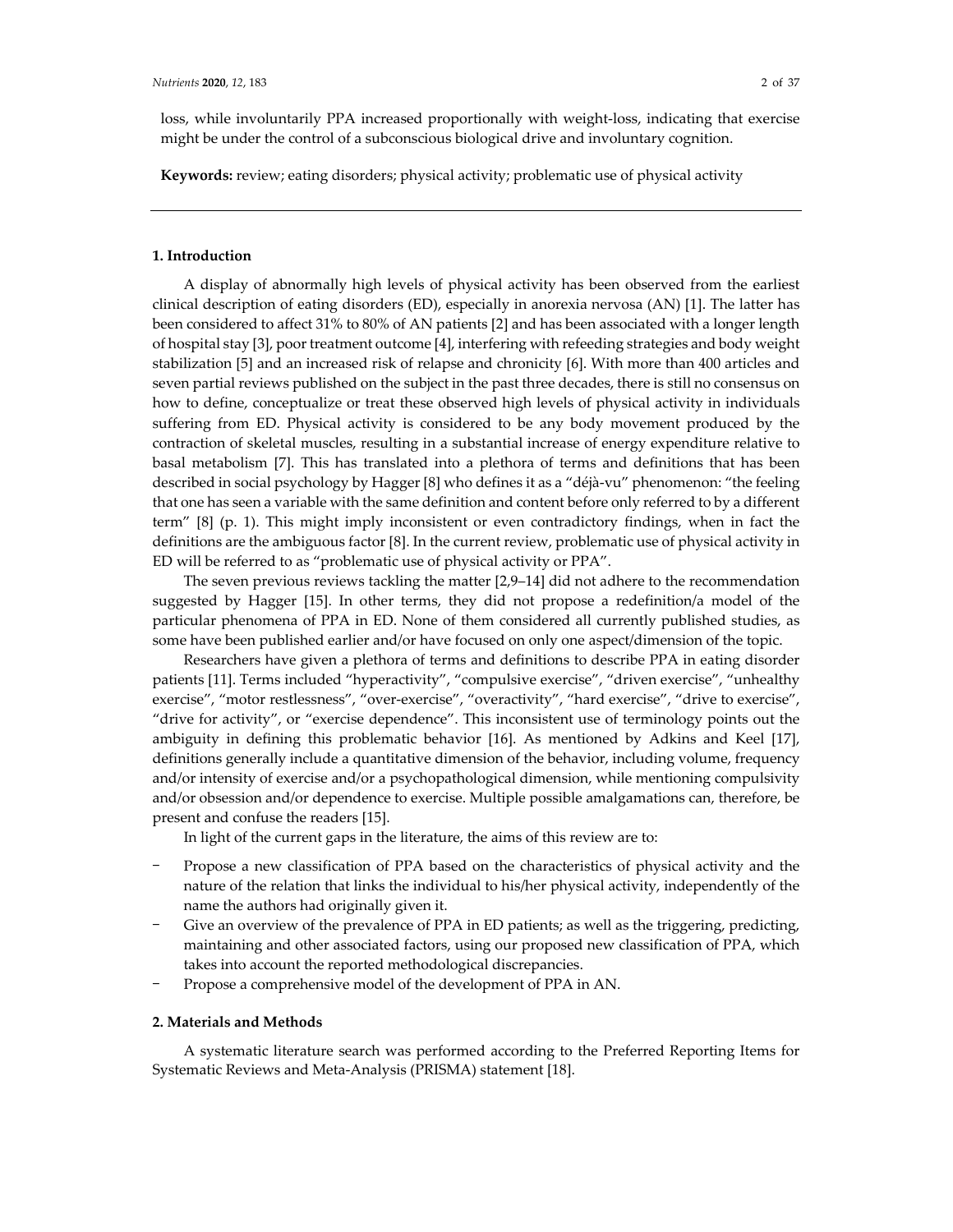loss, while involuntarily PPA increased proportionally with weight-loss, indicating that exercise might be under the control of a subconscious biological drive and involuntary cognition.

**Keywords:** review; eating disorders; physical activity; problematic use of physical activity

## 1. Introduction

A display of abnormally high levels of physical activity has been observed from the earliest clinical description of eating disorders (ED), especially in anorexia nervosa (AN) [1]. The latter has been considered to affect 31% to 80% of AN patients [2] and has been associated with a longer length of hospital stay [3], poor treatment outcome [4], interfering with refeeding strategies and body weight stabilization [5] and an increased risk of relapse and chronicity [6]. With more than 400 articles and seven partial reviews published on the subject in the past three decades, there is still no consensus on how to define, conceptualize or treat these observed high levels of physical activity in individuals suffering from ED. Physical activity is considered to be any body movement produced by the contraction of skeletal muscles, resulting in a substantial increase of energy expenditure relative to basal metabolism [7]. This has translated into a plethora of terms and definitions that has been described in social psychology by Hagger [8] who defines it as a "déjà-vu" phenomenon: "the feeling that one has seen a variable with the same definition and content before only referred to by a different term" [8] (p. 1). This might imply inconsistent or even contradictory findings, when in fact the definitions are the ambiguous factor [8]. In the current review, problematic use of physical activity in ED will be referred to as "problematic use of physical activity or PPA".

The seven previous reviews tackling the matter [2,9–14] did not adhere to the recommendation suggested by Hagger [15]. In other terms, they did not propose a redefinition/a model of the particular phenomena of PPA in ED. None of them considered all currently published studies, as some have been published earlier and/or have focused on only one aspect/dimension of the topic.

Researchers have given a plethora of terms and definitions to describe PPA in eating disorder patients [11]. Terms included "hyperactivity", "compulsive exercise", "driven exercise", "unhealthy exercise", "motor restlessness", "over-exercise", "overactivity", "hard exercise", "drive to exercise", "drive for activity", or "exercise dependence". This inconsistent use of terminology points out the ambiguity in defining this problematic behavior [16]. As mentioned by Adkins and Keel [17], definitions generally include a quantitative dimension of the behavior, including volume, frequency and/or intensity of exercise and/or a psychopathological dimension, while mentioning compulsivity and/or obsession and/or dependence to exercise. Multiple possible amalgamations can, therefore, be present and confuse the readers [15].

In light of the current gaps in the literature, the aims of this review are to:

- Propose a new classification of PPA based on the characteristics of physical activity and the nature of the relation that links the individual to his/her physical activity, independently of the name the authors had originally given it.
- Give an overview of the prevalence of PPA in ED patients; as well as the triggering, predicting, maintaining and other associated factors, using our proposed new classification of PPA, which takes into account the reported methodological discrepancies.
- Propose a comprehensive model of the development of PPA in AN.

## 2. Materials and Methods

A systematic literature search was performed according to the Preferred Reporting Items for Systematic Reviews and Meta-Analysis (PRISMA) statement [18].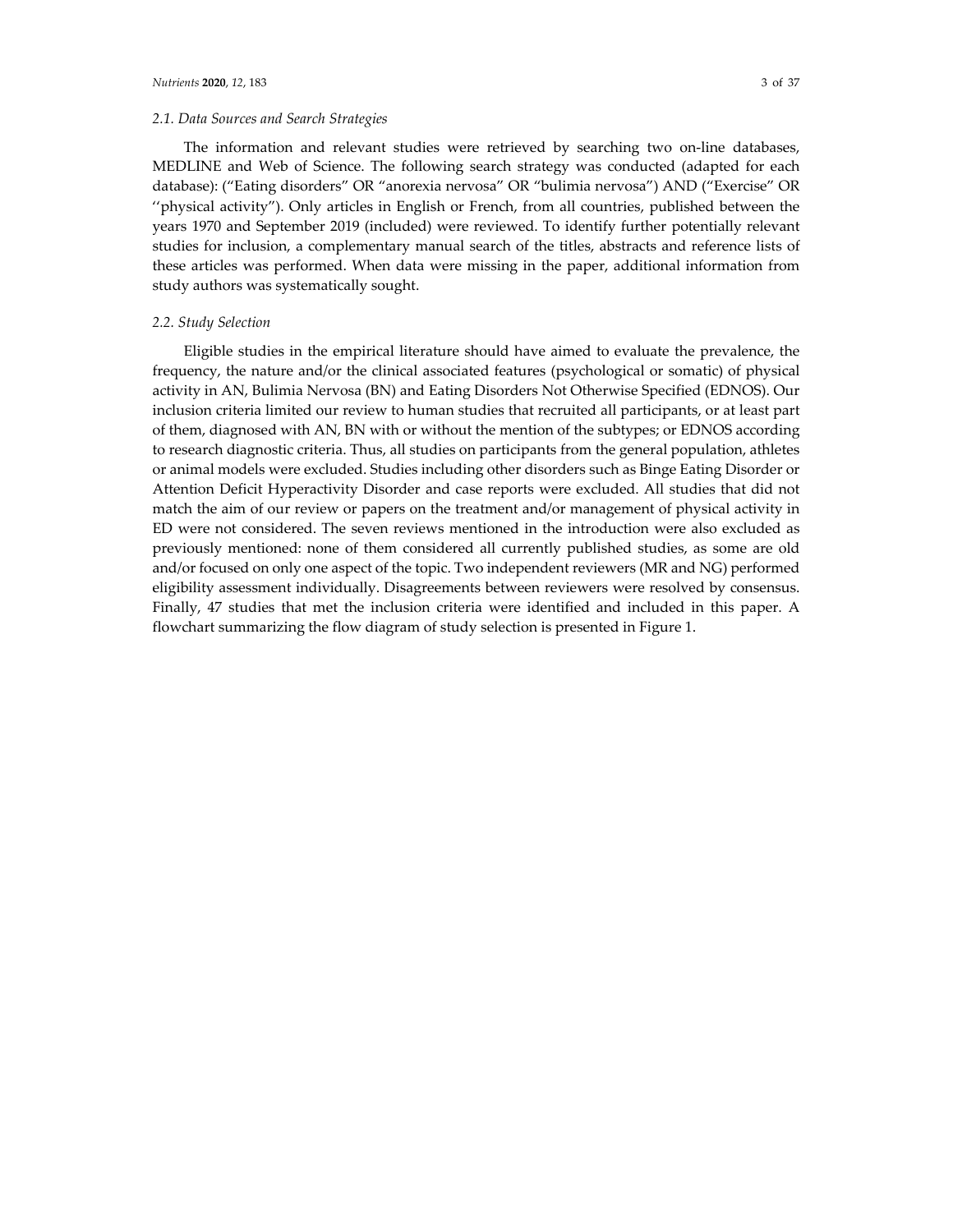### 2.1. Data Sources and Search Strategies

The information and relevant studies were retrieved by searching two on-line databases, MEDLINE and Web of Science. The following search strategy was conducted (adapted for each database): ("Eating disorders" OR "anorexia nervosa" OR "bulimia nervosa") AND ("Exercise" OR ''physical activity"). Only articles in English or French, from all countries, published between the years 1970 and September 2019 (included) were reviewed. To identify further potentially relevant studies for inclusion, a complementary manual search of the titles, abstracts and reference lists of these articles was performed. When data were missing in the paper, additional information from study authors was systematically sought.

### 2.2. Study Selection

Eligible studies in the empirical literature should have aimed to evaluate the prevalence, the frequency, the nature and/or the clinical associated features (psychological or somatic) of physical activity in AN, Bulimia Nervosa (BN) and Eating Disorders Not Otherwise Specified (EDNOS). Our inclusion criteria limited our review to human studies that recruited all participants, or at least part of them, diagnosed with AN, BN with or without the mention of the subtypes; or EDNOS according to research diagnostic criteria. Thus, all studies on participants from the general population, athletes or animal models were excluded. Studies including other disorders such as Binge Eating Disorder or Attention Deficit Hyperactivity Disorder and case reports were excluded. All studies that did not match the aim of our review or papers on the treatment and/or management of physical activity in ED were not considered. The seven reviews mentioned in the introduction were also excluded as previously mentioned: none of them considered all currently published studies, as some are old and/or focused on only one aspect of the topic. Two independent reviewers (MR and NG) performed eligibility assessment individually. Disagreements between reviewers were resolved by consensus. Finally, 47 studies that met the inclusion criteria were identified and included in this paper. A flowchart summarizing the flow diagram of study selection is presented in Figure 1.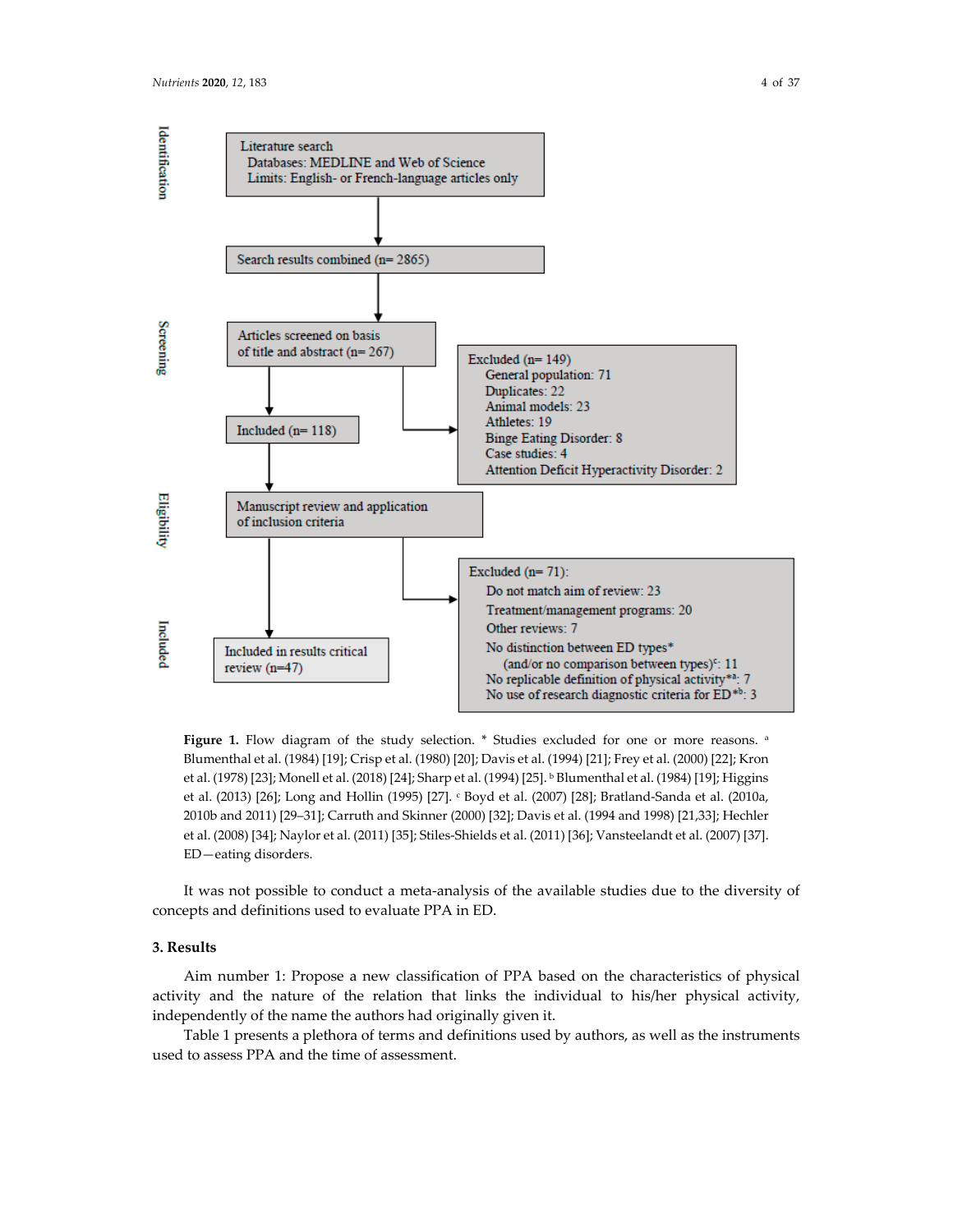Identification

Literature search
Databases: MEDLINE and Web of Science
Limits: English- or French-language articles only

Search results combined (n= 2865)

Screening

Articles screened on basis of title and abstract (n= 267)

Excluded (n= 149)
- General population: 71
- Duplicates: 22
- Animal models: 23
- Athletes: 19
- Binge Eating Disorder: 8
- Case studies: 4
- Attention Deficit Hyperactivity Disorder: 2

Included (n= 118)

Eligibility

Manuscript review and application of inclusion criteria

Excluded (n= 71):
- Do not match aim of review: 23
- Treatment/management programs: 20
- Other reviews: 7
- No distinction between ED types* (and/or no comparison between types)[c]: 11
- No replicable definition of physical activity*[a]: 7
- No use of research diagnostic criteria for ED*[b]: 3

Included

Included in results critical review (n=47)

**Figure 1.** Flow diagram of the study selection. * Studies excluded for one or more reasons. [a] Blumenthal et al. (1984) [19]; Crisp et al. (1980) [20]; Davis et al. (1994) [21]; Frey et al. (2000) [22]; Kron et al. (1978) [23]; Monell et al. (2018) [24]; Sharp et al. (1994) [25]. [b] Blumenthal et al. (1984) [19]; Higgins et al. (2013) [26]; Long and Hollin (1995) [27]. [c] Boyd et al. (2007) [28]; Bratland-Sanda et al. (2010a, 2010b and 2011) [29–31]; Carruth and Skinner (2000) [32]; Davis et al. (1994 and 1998) [21,33]; Hechler et al. (2008) [34]; Naylor et al. (2011) [35]; Stiles-Shields et al. (2011) [36]; Vansteelandt et al. (2007) [37]. ED—eating disorders.

It was not possible to conduct a meta-analysis of the available studies due to the diversity of concepts and definitions used to evaluate PPA in ED.

## 3. Results

Aim number 1: Propose a new classification of PPA based on the characteristics of physical activity and the nature of the relation that links the individual to his/her physical activity, independently of the name the authors had originally given it.

Table 1 presents a plethora of terms and definitions used by authors, as well as the instruments used to assess PPA and the time of assessment.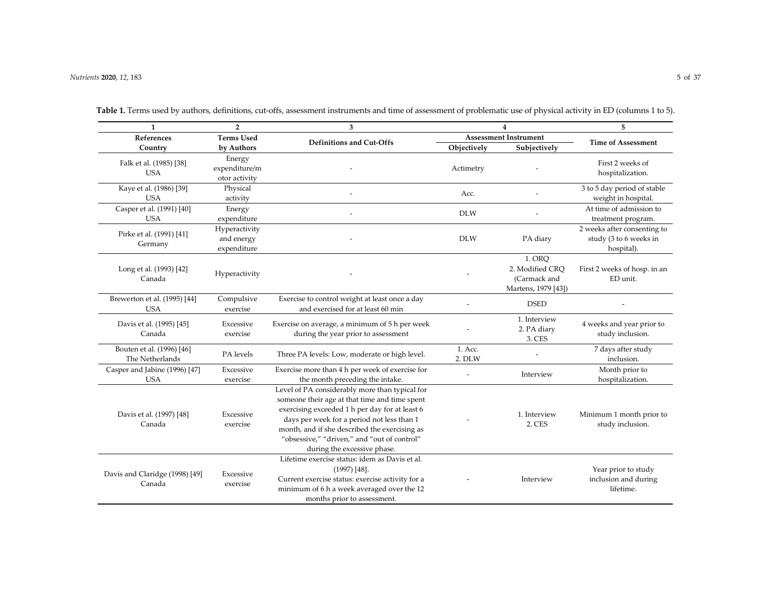**Table 1.** Terms used by authors, definitions, cut-offs, assessment instruments and time of assessment of problematic use of physical activity in ED (columns 1 to 5).

| 1 | 2 | 3 | 4 | | 5 |
|---|---|---|---|---|---|
| **References Country** | **Terms Used by Authors** | **Definitions and Cut-Offs** | **Assessment Instrument** | | **Time of Assessment** |
| | | | **Objectively** | **Subjectively** | |
| Falk et al. (1985) [38] USA | Energy expenditure/motor activity | - | Actimetry | - | First 2 weeks of hospitalization. |
| Kaye et al. (1986) [39] USA | Physical activity | - | Acc. | - | 3 to 5 day period of stable weight in hospital. |
| Casper et al. (1991) [40] USA | Energy expenditure | - | DLW | - | At time of admission to treatment program. |
| Pirke et al. (1991) [41] Germany | Hyperactivity and energy expenditure | - | DLW | PA diary | 2 weeks after consenting to study (3 to 6 weeks in hospital). |
| Long et al. (1993) [42] Canada | Hyperactivity | - | - | 1. ORQ 2. Modified CRQ (Carmack and Martens, 1979 [43]) | First 2 weeks of hosp. in an ED unit. |
| Brewerton et al. (1995) [44] USA | Compulsive exercise | Exercise to control weight at least once a day and exercised for at least 60 min | - | DSED | - |
| Davis et al. (1995) [45] Canada | Excessive exercise | Exercise on average, a minimum of 5 h per week during the year prior to assessment | - | 1. Interview 2. PA diary 3. CES | 4 weeks and year prior to study inclusion. |
| Bouten et al. (1996) [46] The Netherlands | PA levels | Three PA levels: Low, moderate or high level. | 1. Acc. 2. DLW | - | 7 days after study inclusion. |
| Casper and Jabine (1996) [47] USA | Excessive exercise | Exercise more than 4 h per week of exercise for the month preceding the intake. | - | Interview | Month prior to hospitalization. |
| Davis et al. (1997) [48] Canada | Excessive exercise | Level of PA considerably more than typical for someone their age at that time and time spent exercising exceeded 1 h per day for at least 6 days per week for a period not less than 1 month, and if she described the exercising as "obsessive," "driven," and "out of control" during the excessive phase. | - | 1. Interview 2. CES | Minimum 1 month prior to study inclusion. |
| Davis and Claridge (1998) [49] Canada | Excessive exercise | Lifetime exercise status: idem as Davis et al. (1997) [48]. Current exercise status: exercise activity for a minimum of 6 h a week averaged over the 12 months prior to assessment. | - | Interview | Year prior to study inclusion and during lifetime. |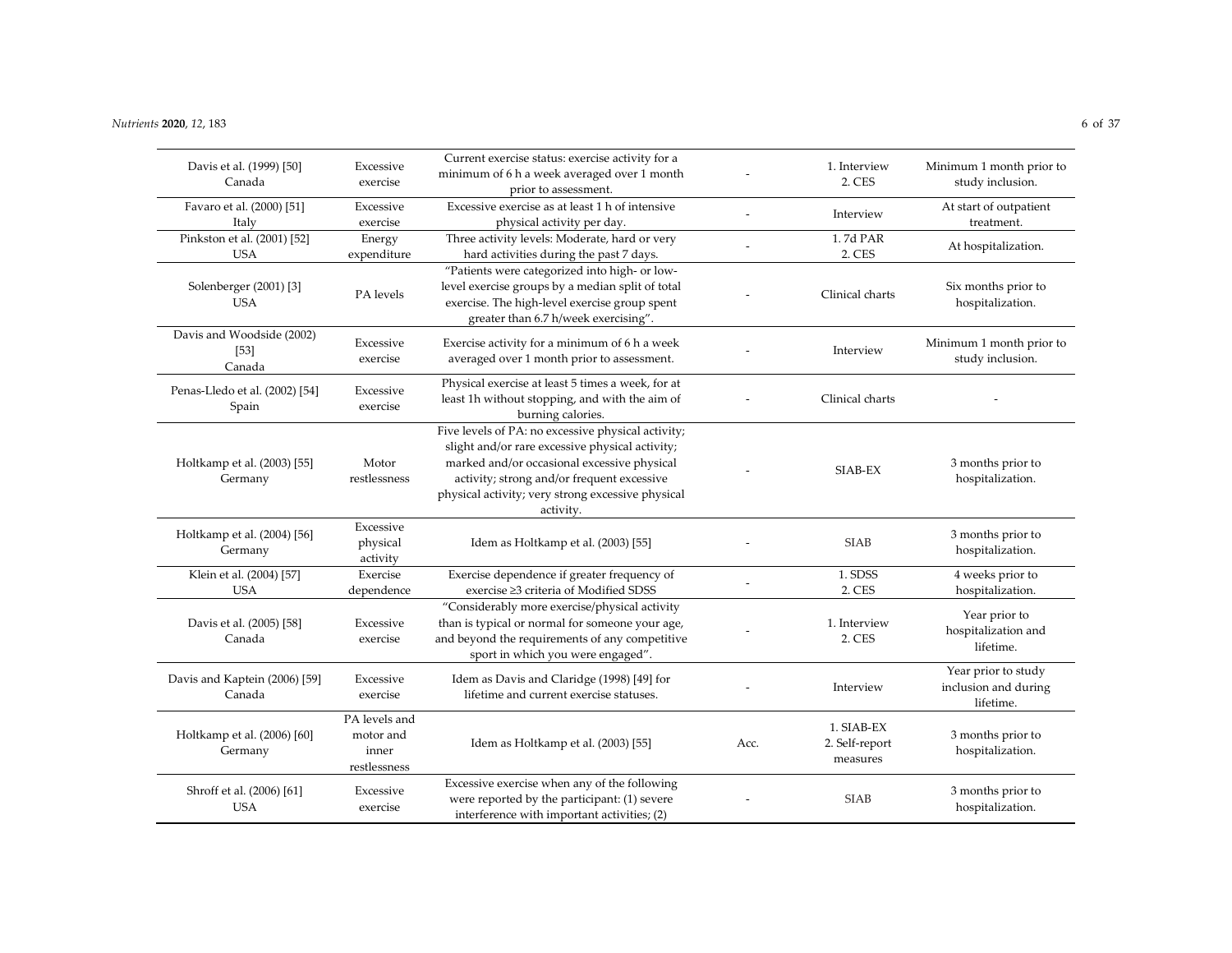| | | | | | |
|---|---|---|---|---|---|
| Davis et al. (1999) [50] Canada | Excessive exercise | Current exercise status: exercise activity for a minimum of 6 h a week averaged over 1 month prior to assessment. | - | 1. Interview 2. CES | Minimum 1 month prior to study inclusion. |
| Favaro et al. (2000) [51] Italy | Excessive exercise | Excessive exercise as at least 1 h of intensive physical activity per day. | - | Interview | At start of outpatient treatment. |
| Pinkston et al. (2001) [52] USA | Energy expenditure | Three activity levels: Moderate, hard or very hard activities during the past 7 days. | - | 1. 7d PAR 2. CES | At hospitalization. |
| Solenberger (2001) [3] USA | PA levels | "Patients were categorized into high- or low-level exercise groups by a median split of total exercise. The high-level exercise group spent greater than 6.7 h/week exercising". | - | Clinical charts | Six months prior to hospitalization. |
| Davis and Woodside (2002) [53] Canada | Excessive exercise | Exercise activity for a minimum of 6 h a week averaged over 1 month prior to assessment. | - | Interview | Minimum 1 month prior to study inclusion. |
| Penas-Lledo et al. (2002) [54] Spain | Excessive exercise | Physical exercise at least 5 times a week, for at least 1h without stopping, and with the aim of burning calories. | - | Clinical charts | - |
| Holtkamp et al. (2003) [55] Germany | Motor restlessness | Five levels of PA: no excessive physical activity; slight and/or rare excessive physical activity; marked and/or occasional excessive physical activity; strong and/or frequent excessive physical activity; very strong excessive physical activity. | - | SIAB-EX | 3 months prior to hospitalization. |
| Holtkamp et al. (2004) [56] Germany | Excessive physical activity | Idem as Holtkamp et al. (2003) [55] | - | SIAB | 3 months prior to hospitalization. |
| Klein et al. (2004) [57] USA | Exercise dependence | Exercise dependence if greater frequency of exercise ≥3 criteria of Modified SDSS | - | 1. SDSS 2. CES | 4 weeks prior to hospitalization. |
| Davis et al. (2005) [58] Canada | Excessive exercise | "Considerably more exercise/physical activity than is typical or normal for someone your age, and beyond the requirements of any competitive sport in which you were engaged". | - | 1. Interview 2. CES | Year prior to hospitalization and lifetime. |
| Davis and Kaptein (2006) [59] Canada | Excessive exercise | Idem as Davis and Claridge (1998) [49] for lifetime and current exercise statuses. | - | Interview | Year prior to study inclusion and during lifetime. |
| Holtkamp et al. (2006) [60] Germany | PA levels and motor and inner restlessness | Idem as Holtkamp et al. (2003) [55] | Acc. | 1. SIAB-EX 2. Self-report measures | 3 months prior to hospitalization. |
| Shroff et al. (2006) [61] USA | Excessive exercise | Excessive exercise when any of the following were reported by the participant: (1) severe interference with important activities; (2) | - | SIAB | 3 months prior to hospitalization. |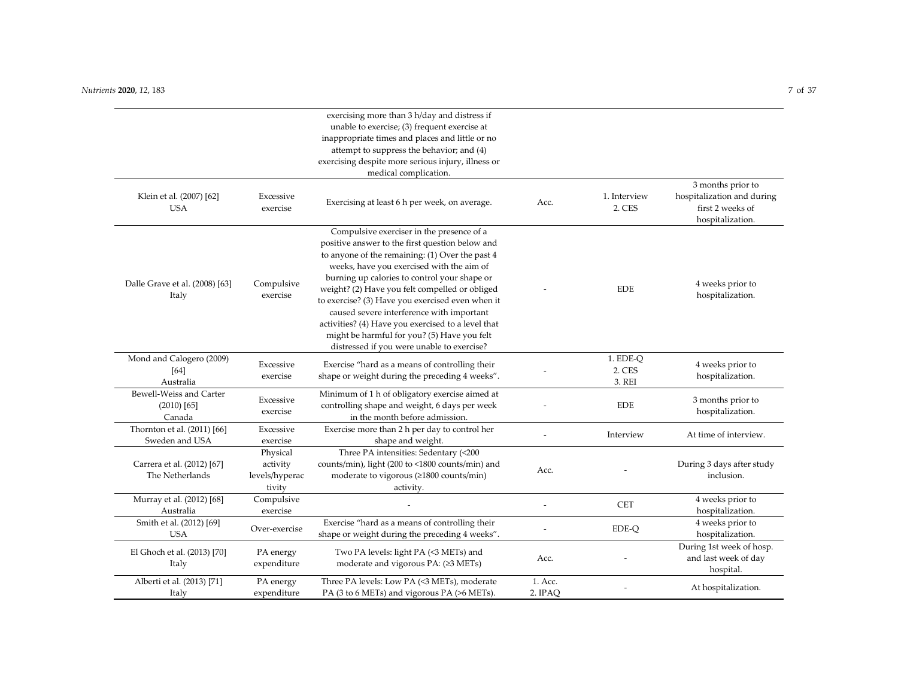| | | | | | |
|---|---|---|---|---|---|
| | | exercising more than 3 h/day and distress if unable to exercise; (3) frequent exercise at inappropriate times and places and little or no attempt to suppress the behavior; and (4) exercising despite more serious injury, illness or medical complication. | | | |
| Klein et al. (2007) [62] USA | Excessive exercise | Exercising at least 6 h per week, on average. | Acc. | 1. Interview 2. CES | 3 months prior to hospitalization and during first 2 weeks of hospitalization. |
| Dalle Grave et al. (2008) [63] Italy | Compulsive exercise | Compulsive exerciser in the presence of a positive answer to the first question below and to anyone of the remaining: (1) Over the past 4 weeks, have you exercised with the aim of burning up calories to control your shape or weight? (2) Have you felt compelled or obliged to exercise? (3) Have you exercised even when it caused severe interference with important activities? (4) Have you exercised to a level that might be harmful for you? (5) Have you felt distressed if you were unable to exercise? | - | EDE | 4 weeks prior to hospitalization. |
| Mond and Calogero (2009) [64] Australia | Excessive exercise | Exercise "hard as a means of controlling their shape or weight during the preceding 4 weeks". | - | 1. EDE-Q 2. CES 3. REI | 4 weeks prior to hospitalization. |
| Bewell-Weiss and Carter (2010) [65] Canada | Excessive exercise | Minimum of 1 h of obligatory exercise aimed at controlling shape and weight, 6 days per week in the month before admission. | - | EDE | 3 months prior to hospitalization. |
| Thornton et al. (2011) [66] Sweden and USA | Excessive exercise | Exercise more than 2 h per day to control her shape and weight. | - | Interview | At time of interview. |
| Carrera et al. (2012) [67] The Netherlands | Physical activity levels/hyperactivity | Three PA intensities: Sedentary (<200 counts/min), light (200 to <1800 counts/min) and moderate to vigorous (≥1800 counts/min) activity. | Acc. | - | During 3 days after study inclusion. |
| Murray et al. (2012) [68] Australia | Compulsive exercise | - | - | CET | 4 weeks prior to hospitalization. |
| Smith et al. (2012) [69] USA | Over-exercise | Exercise "hard as a means of controlling their shape or weight during the preceding 4 weeks". | - | EDE-Q | 4 weeks prior to hospitalization. |
| El Ghoch et al. (2013) [70] Italy | PA energy expenditure | Two PA levels: light PA (<3 METs) and moderate and vigorous PA: (≥3 METs) | Acc. | - | During 1st week of hosp. and last week of day hospital. |
| Alberti et al. (2013) [71] Italy | PA energy expenditure | Three PA levels: Low PA (<3 METs), moderate PA (3 to 6 METs) and vigorous PA (>6 METs). | 1. Acc. 2. IPAQ | - | At hospitalization. |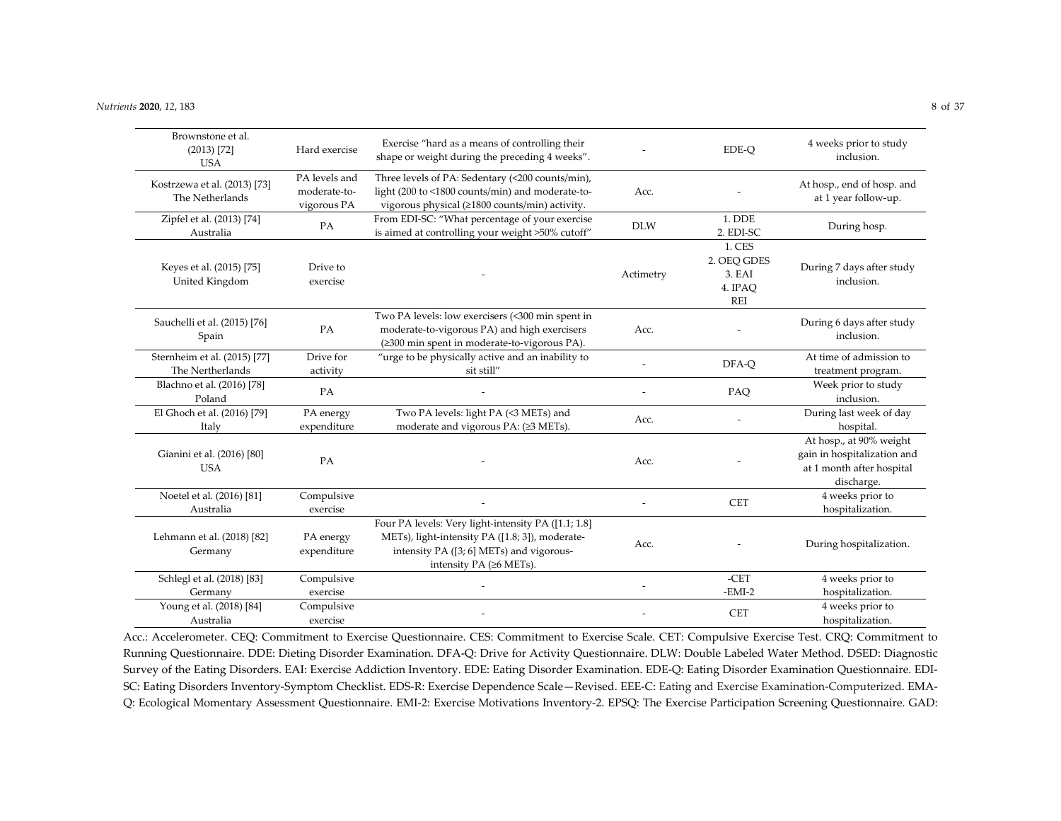| | | | | | |
|---|---|---|---|---|---|
| Brownstone et al. (2013) [72] USA | Hard exercise | Exercise "hard as a means of controlling their shape or weight during the preceding 4 weeks". | - | EDE-Q | 4 weeks prior to study inclusion. |
| Kostrzewa et al. (2013) [73] The Netherlands | PA levels and moderate-to-vigorous PA | Three levels of PA: Sedentary (<200 counts/min), light (200 to <1800 counts/min) and moderate-to-vigorous physical (≥1800 counts/min) activity. | Acc. | - | At hosp., end of hosp. and at 1 year follow-up. |
| Zipfel et al. (2013) [74] Australia | PA | From EDI-SC: "What percentage of your exercise is aimed at controlling your weight >50% cutoff" | DLW | 1. DDE 2. EDI-SC | During hosp. |
| Keyes et al. (2015) [75] United Kingdom | Drive to exercise | - | Actimetry | 1. CES 2. OEQ GDES 3. EAI 4. IPAQ REI | During 7 days after study inclusion. |
| Sauchelli et al. (2015) [76] Spain | PA | Two PA levels: low exercisers (<300 min spent in moderate-to-vigorous PA) and high exercisers (≥300 min spent in moderate-to-vigorous PA). | Acc. | - | During 6 days after study inclusion. |
| Sternheim et al. (2015) [77] The Nertherlands | Drive for activity | "urge to be physically active and an inability to sit still" | - | DFA-Q | At time of admission to treatment program. |
| Blachno et al. (2016) [78] Poland | PA | - | - | PAQ | Week prior to study inclusion. |
| El Ghoch et al. (2016) [79] Italy | PA energy expenditure | Two PA levels: light PA (<3 METs) and moderate and vigorous PA: (≥3 METs). | Acc. | - | During last week of day hospital. |
| Gianini et al. (2016) [80] USA | PA | - | Acc. | - | At hosp., at 90% weight gain in hospitalization and at 1 month after hospital discharge. |
| Noetel et al. (2016) [81] Australia | Compulsive exercise | - | - | CET | 4 weeks prior to hospitalization. |
| Lehmann et al. (2018) [82] Germany | PA energy expenditure | Four PA levels: Very light-intensity PA ([1.1; 1.8] METs), light-intensity PA ([1.8; 3]), moderate-intensity PA ([3; 6] METs) and vigorous-intensity PA (≥6 METs). | Acc. | - | During hospitalization. |
| Schlegl et al. (2018) [83] Germany | Compulsive exercise | - | - | -CET -EMI-2 | 4 weeks prior to hospitalization. |
| Young et al. (2018) [84] Australia | Compulsive exercise | - | - | CET | 4 weeks prior to hospitalization. |

Acc.: Accelerometer. CEQ: Commitment to Exercise Questionnaire. CES: Commitment to Exercise Scale. CET: Compulsive Exercise Test. CRQ: Commitment to Running Questionnaire. DDE: Dieting Disorder Examination. DFA-Q: Drive for Activity Questionnaire. DLW: Double Labeled Water Method. DSED: Diagnostic Survey of the Eating Disorders. EAI: Exercise Addiction Inventory. EDE: Eating Disorder Examination. EDE-Q: Eating Disorder Examination Questionnaire. EDI-SC: Eating Disorders Inventory-Symptom Checklist. EDS-R: Exercise Dependence Scale—Revised. EEE-C: Eating and Exercise Examination-Computerized. EMA-Q: Ecological Momentary Assessment Questionnaire. EMI-2: Exercise Motivations Inventory-2. EPSQ: The Exercise Participation Screening Questionnaire. GAD: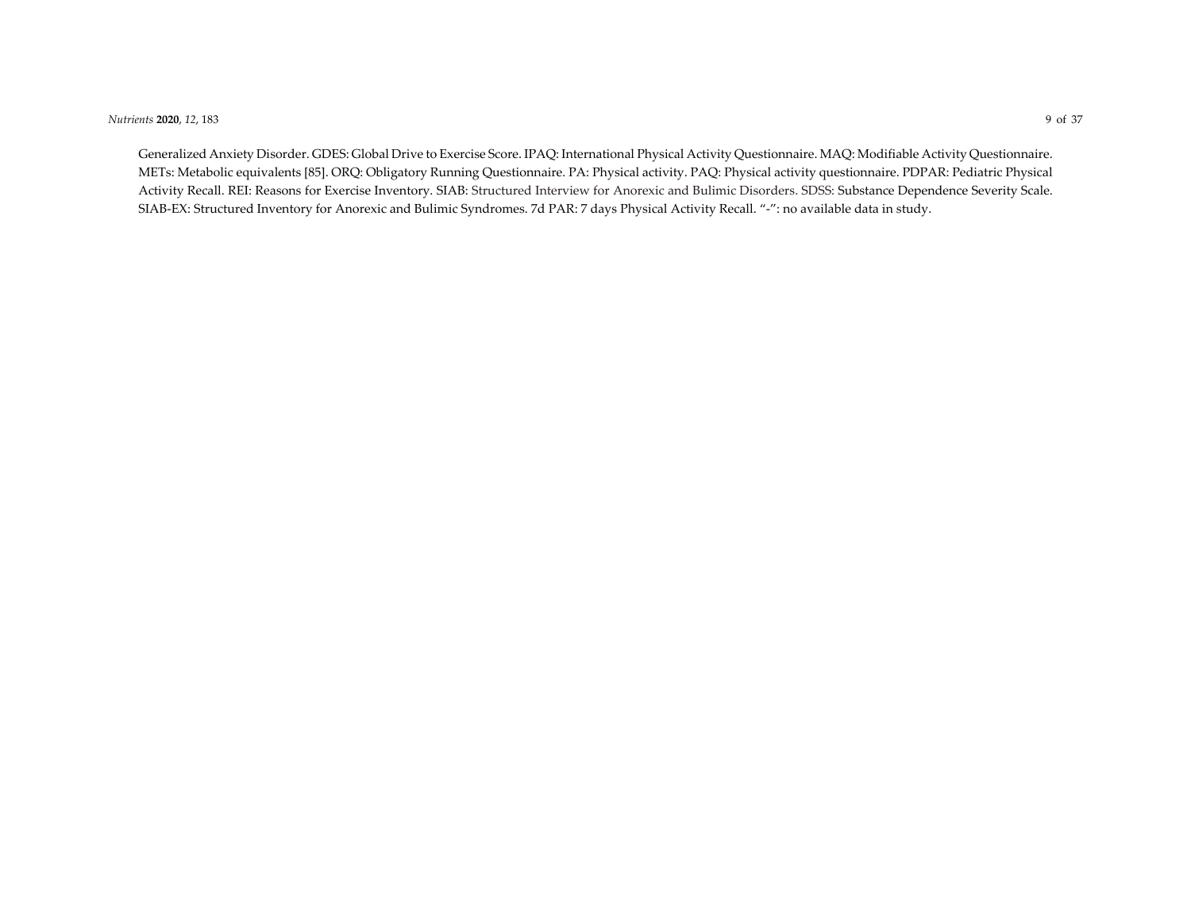Generalized Anxiety Disorder. GDES: Global Drive to Exercise Score. IPAQ: International Physical Activity Questionnaire. MAQ: Modifiable Activity Questionnaire. METs: Metabolic equivalents [85]. ORQ: Obligatory Running Questionnaire. PA: Physical activity. PAQ: Physical activity questionnaire. PDPAR: Pediatric Physical Activity Recall. REI: Reasons for Exercise Inventory. SIAB: Structured Interview for Anorexic and Bulimic Disorders. SDSS: Substance Dependence Severity Scale. SIAB-EX: Structured Inventory for Anorexic and Bulimic Syndromes. 7d PAR: 7 days Physical Activity Recall. "-": no available data in study.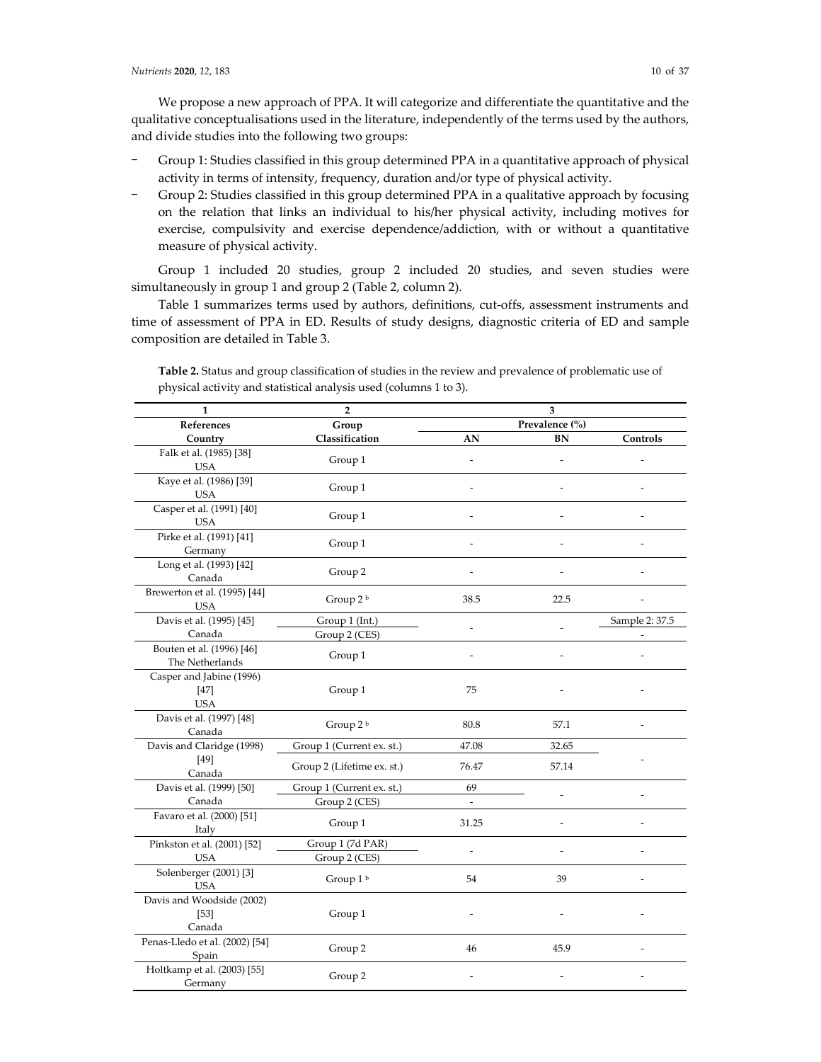We propose a new approach of PPA. It will categorize and differentiate the quantitative and the qualitative conceptualisations used in the literature, independently of the terms used by the authors, and divide studies into the following two groups:

- Group 1: Studies classified in this group determined PPA in a quantitative approach of physical activity in terms of intensity, frequency, duration and/or type of physical activity.
- Group 2: Studies classified in this group determined PPA in a qualitative approach by focusing on the relation that links an individual to his/her physical activity, including motives for exercise, compulsivity and exercise dependence/addiction, with or without a quantitative measure of physical activity.

Group 1 included 20 studies, group 2 included 20 studies, and seven studies were simultaneously in group 1 and group 2 (Table 2, column 2).

Table 1 summarizes terms used by authors, definitions, cut-offs, assessment instruments and time of assessment of PPA in ED. Results of study designs, diagnostic criteria of ED and sample composition are detailed in Table 3.

**Table 2.** Status and group classification of studies in the review and prevalence of problematic use of physical activity and statistical analysis used (columns 1 to 3).

| 1 | 2 | 3 | | |
|---|---|---|---|---|
| References | Group | Prevalence (%) | | |
| Country | Classification | AN | BN | Controls |
| Falk et al. (1985) [38] USA | Group 1 | - | - | - |
| Kaye et al. (1986) [39] USA | Group 1 | - | - | - |
| Casper et al. (1991) [40] USA | Group 1 | - | - | - |
| Pirke et al. (1991) [41] Germany | Group 1 | - | - | - |
| Long et al. (1993) [42] Canada | Group 2 | - | - | - |
| Brewerton et al. (1995) [44] USA | Group 2 [b] | 38.5 | 22.5 | - |
| Davis et al. (1995) [45] Canada | Group 1 (Int.) | - | - | Sample 2: 37.5 |
| | Group 2 (CES) | | | - |
| Bouten et al. (1996) [46] The Netherlands | Group 1 | - | - | - |
| Casper and Jabine (1996) [47] USA | Group 1 | 75 | - | - |
| Davis et al. (1997) [48] Canada | Group 2 [b] | 80.8 | 57.1 | - |
| Davis and Claridge (1998) [49] Canada | Group 1 (Current ex. st.) | 47.08 | 32.65 | - |
| | Group 2 (Lifetime ex. st.) | 76.47 | 57.14 | |
| Davis et al. (1999) [50] Canada | Group 1 (Current ex. st.) | 69 | - | - |
| | Group 2 (CES) | - | | |
| Favaro et al. (2000) [51] Italy | Group 1 | 31.25 | - | - |
| Pinkston et al. (2001) [52] USA | Group 1 (7d PAR) | - | - | - |
| | Group 2 (CES) | | | |
| Solenberger (2001) [3] USA | Group 1 [b] | 54 | 39 | - |
| Davis and Woodside (2002) [53] Canada | Group 1 | - | - | - |
| Penas-Lledo et al. (2002) [54] Spain | Group 2 | 46 | 45.9 | - |
| Holtkamp et al. (2003) [55] Germany | Group 2 | - | - | - |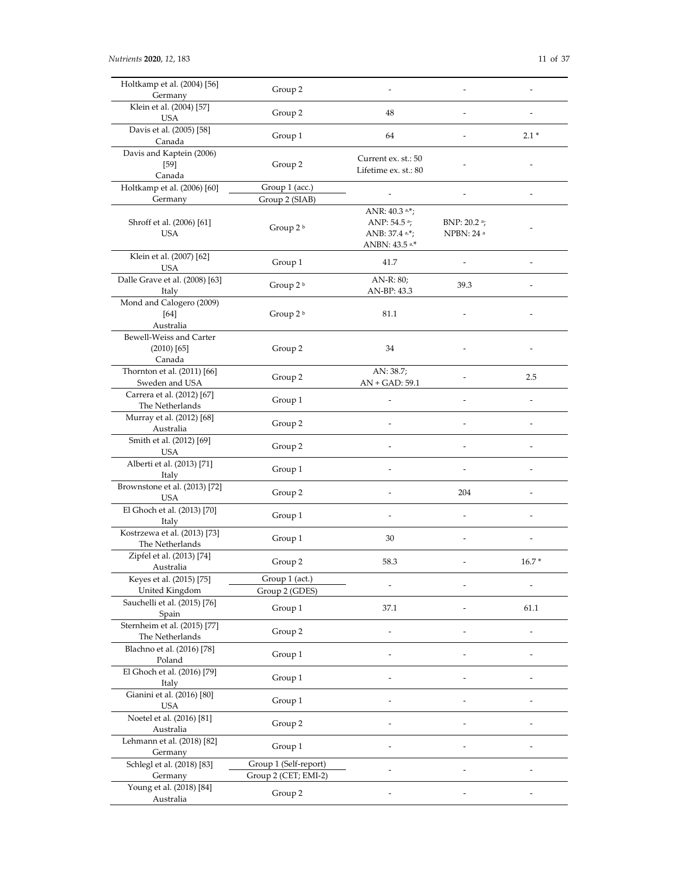| | | | | |
|---|---|---|---|---|
| Holtkamp et al. (2004) [56] Germany | Group 2 | - | - | - |
| Klein et al. (2004) [57] USA | Group 2 | 48 | - | - |
| Davis et al. (2005) [58] Canada | Group 1 | 64 | - | 2.1 * |
| Davis and Kaptein (2006) [59] Canada | Group 2 | Current ex. st.: 50<br>Lifetime ex. st.: 80 | - | - |
| Holtkamp et al. (2006) [60] Germany | Group 1 (acc.)<br>Group 2 (SIAB) | - | - | - |
| Shroff et al. (2006) [61] USA | Group 2 [b] | ANR: 40.3 [a,]*;<br>ANP: 54.5 [a];<br>ANB: 37.4 [a,]*;<br>ANBN: 43.5 [a,]* | BNP: 20.2 [a];<br>NPBN: 24 [a] | - |
| Klein et al. (2007) [62] USA | Group 1 | 41.7 | - | - |
| Dalle Grave et al. (2008) [63] Italy | Group 2 [b] | AN-R: 80;<br>AN-BP: 43.3 | 39.3 | - |
| Mond and Calogero (2009) [64] Australia | Group 2 [b] | 81.1 | - | - |
| Bewell-Weiss and Carter (2010) [65] Canada | Group 2 | 34 | - | - |
| Thornton et al. (2011) [66] Sweden and USA | Group 2 | AN: 38.7;<br>AN + GAD: 59.1 | - | 2.5 |
| Carrera et al. (2012) [67] The Netherlands | Group 1 | - | - | - |
| Murray et al. (2012) [68] Australia | Group 2 | - | - | - |
| Smith et al. (2012) [69] USA | Group 2 | - | - | - |
| Alberti et al. (2013) [71] Italy | Group 1 | - | - | - |
| Brownstone et al. (2013) [72] USA | Group 2 | - | 204 | - |
| El Ghoch et al. (2013) [70] Italy | Group 1 | - | - | - |
| Kostrzewa et al. (2013) [73] The Netherlands | Group 1 | 30 | - | - |
| Zipfel et al. (2013) [74] Australia | Group 2 | 58.3 | - | 16.7 * |
| Keyes et al. (2015) [75] United Kingdom | Group 1 (act.)<br>Group 2 (GDES) | - | - | - |
| Sauchelli et al. (2015) [76] Spain | Group 1 | 37.1 | - | 61.1 |
| Sternheim et al. (2015) [77] The Netherlands | Group 2 | - | - | - |
| Blachno et al. (2016) [78] Poland | Group 1 | - | - | - |
| El Ghoch et al. (2016) [79] Italy | Group 1 | - | - | - |
| Gianini et al. (2016) [80] USA | Group 1 | - | - | - |
| Noetel et al. (2016) [81] Australia | Group 2 | - | - | - |
| Lehmann et al. (2018) [82] Germany | Group 1 | - | - | - |
| Schlegl et al. (2018) [83] Germany | Group 1 (Self-report)<br>Group 2 (CET; EMI-2) | - | - | - |
| Young et al. (2018) [84] Australia | Group 2 | - | - | - |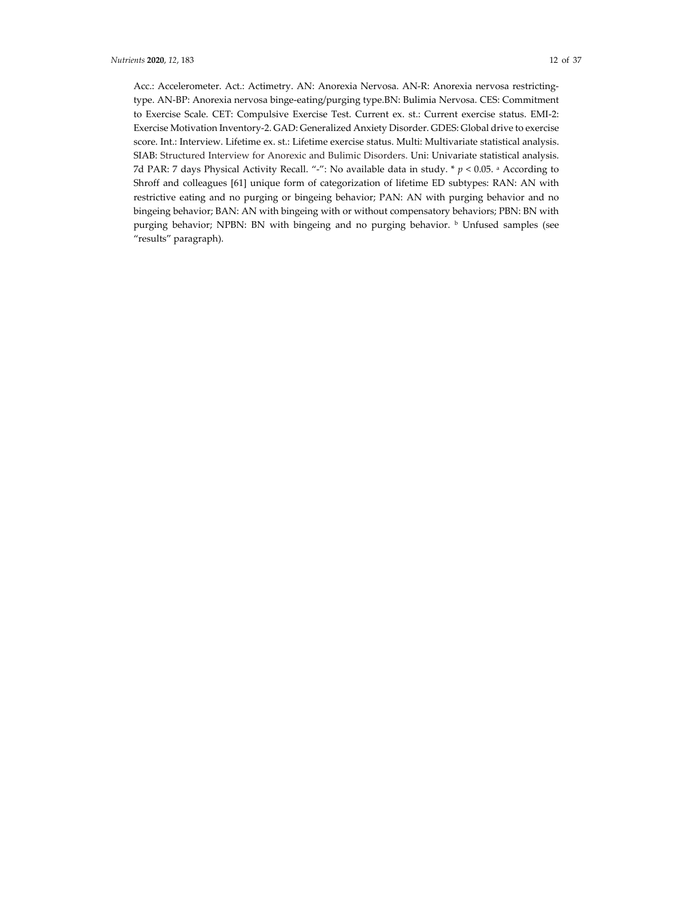Acc.: Accelerometer. Act.: Actimetry. AN: Anorexia Nervosa. AN-R: Anorexia nervosa restricting-type. AN-BP: Anorexia nervosa binge-eating/purging type.BN: Bulimia Nervosa. CES: Commitment to Exercise Scale. CET: Compulsive Exercise Test. Current ex. st.: Current exercise status. EMI-2: Exercise Motivation Inventory-2. GAD: Generalized Anxiety Disorder. GDES: Global drive to exercise score. Int.: Interview. Lifetime ex. st.: Lifetime exercise status. Multi: Multivariate statistical analysis. SIAB: Structured Interview for Anorexic and Bulimic Disorders. Uni: Univariate statistical analysis. 7d PAR: 7 days Physical Activity Recall. "-": No available data in study. * $p < 0.05$. [a] According to Shroff and colleagues [61] unique form of categorization of lifetime ED subtypes: RAN: AN with restrictive eating and no purging or bingeing behavior; PAN: AN with purging behavior and no bingeing behavior; BAN: AN with bingeing with or without compensatory behaviors; PBN: BN with purging behavior; NPBN: BN with bingeing and no purging behavior. [b] Unfused samples (see "results" paragraph).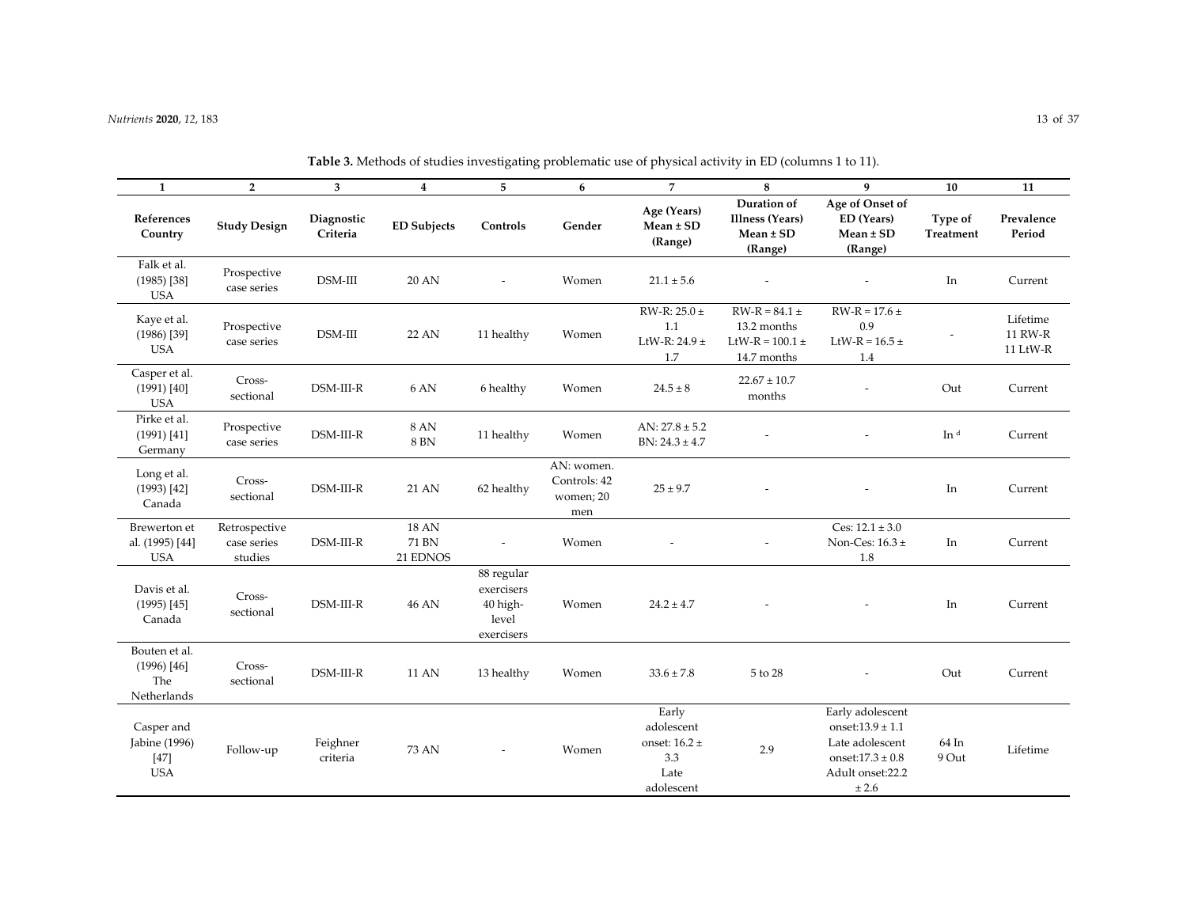**Table 3.** Methods of studies investigating problematic use of physical activity in ED (columns 1 to 11).

| 1 | 2 | 3 | 4 | 5 | 6 | 7 | 8 | 9 | 10 | 11 |
|---|---|---|---|---|---|---|---|---|---|---|
| **References Country** | **Study Design** | **Diagnostic Criteria** | **ED Subjects** | **Controls** | **Gender** | **Age (Years) Mean ± SD (Range)** | **Duration of Illness (Years) Mean ± SD (Range)** | **Age of Onset of ED (Years) Mean ± SD (Range)** | **Type of Treatment** | **Prevalence Period** |
| Falk et al. (1985) [38] USA | Prospective case series | DSM-III | 20 AN | - | Women | 21.1 ± 5.6 | - | - | In | Current |
| Kaye et al. (1986) [39] USA | Prospective case series | DSM-III | 22 AN | 11 healthy | Women | RW-R: 25.0 ± 1.1 LtW-R: 24.9 ± 1.7 | RW-R = 84.1 ± 13.2 months LtW-R = 100.1 ± 14.7 months | RW-R = 17.6 ± 0.9 LtW-R = 16.5 ± 1.4 | - | Lifetime 11 RW-R 11 LtW-R |
| Casper et al. (1991) [40] USA | Cross-sectional | DSM-III-R | 6 AN | 6 healthy | Women | 24.5 ± 8 | 22.67 ± 10.7 months | - | Out | Current |
| Pirke et al. (1991) [41] Germany | Prospective case series | DSM-III-R | 8 AN 8 BN | 11 healthy | Women | AN: 27.8 ± 5.2 BN: 24.3 ± 4.7 | - | - | In [d] | Current |
| Long et al. (1993) [42] Canada | Cross-sectional | DSM-III-R | 21 AN | 62 healthy | AN: women. Controls: 42 women; 20 men | 25 ± 9.7 | - | - | In | Current |
| Brewerton et al. (1995) [44] USA | Retrospective case series studies | DSM-III-R | 18 AN 71 BN 21 EDNOS | - | Women | - | - | Ces: 12.1 ± 3.0 Non-Ces: 16.3 ± 1.8 | In | Current |
| Davis et al. (1995) [45] Canada | Cross-sectional | DSM-III-R | 46 AN | 88 regular exercisers 40 high-level exercisers | Women | 24.2 ± 4.7 | - | - | In | Current |
| Bouten et al. (1996) [46] The Netherlands | Cross-sectional | DSM-III-R | 11 AN | 13 healthy | Women | 33.6 ± 7.8 | 5 to 28 | - | Out | Current |
| Casper and Jabine (1996) [47] USA | Follow-up | Feighner criteria | 73 AN | - | Women | Early adolescent onset: 16.2 ± 3.3 Late adolescent | 2.9 | Early adolescent onset:13.9 ± 1.1 Late adolescent onset:17.3 ± 0.8 Adult onset:22.2 ± 2.6 | 64 In 9 Out | Lifetime |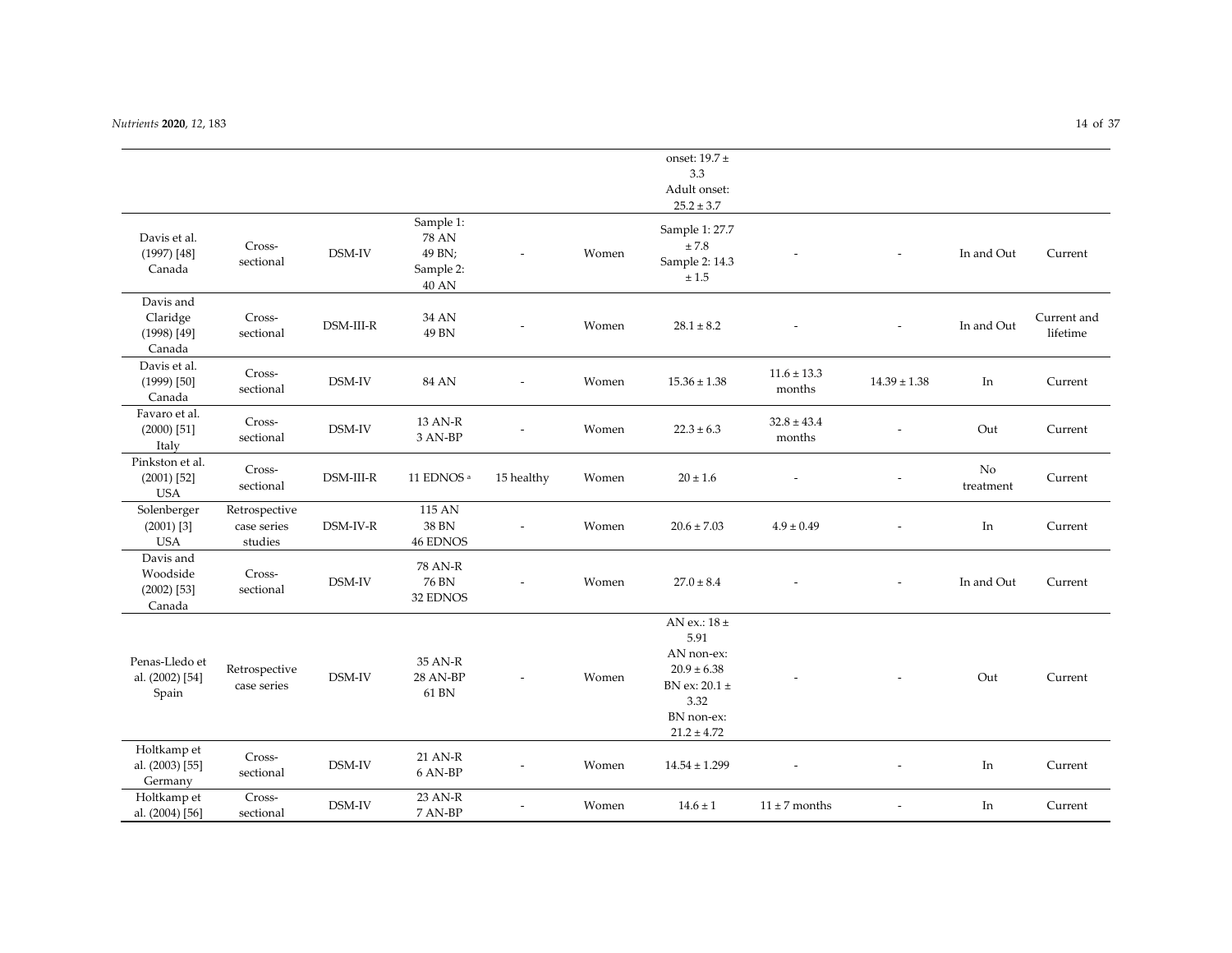| | | | | | | | | | | |
|---|---|---|---|---|---|---|---|---|---|---|
| | | | | | | onset: 19.7 ± 3.3 Adult onset: 25.2 ± 3.7 | | | | |
| Davis et al. (1997) [48] Canada | Cross-sectional | DSM-IV | Sample 1: 78 AN 49 BN; Sample 2: 40 AN | - | Women | Sample 1: 27.7 ± 7.8 Sample 2: 14.3 ± 1.5 | - | - | In and Out | Current |
| Davis and Claridge (1998) [49] Canada | Cross-sectional | DSM-III-R | 34 AN 49 BN | - | Women | 28.1 ± 8.2 | - | - | In and Out | Current and lifetime |
| Davis et al. (1999) [50] Canada | Cross-sectional | DSM-IV | 84 AN | - | Women | 15.36 ± 1.38 | 11.6 ± 13.3 months | 14.39 ± 1.38 | In | Current |
| Favaro et al. (2000) [51] Italy | Cross-sectional | DSM-IV | 13 AN-R 3 AN-BP | - | Women | 22.3 ± 6.3 | 32.8 ± 43.4 months | - | Out | Current |
| Pinkston et al. (2001) [52] USA | Cross-sectional | DSM-III-R | 11 EDNOS [a] | 15 healthy | Women | 20 ± 1.6 | - | - | No treatment | Current |
| Solenberger (2001) [3] USA | Retrospective case series studies | DSM-IV-R | 115 AN 38 BN 46 EDNOS | - | Women | 20.6 ± 7.03 | 4.9 ± 0.49 | - | In | Current |
| Davis and Woodside (2002) [53] Canada | Cross-sectional | DSM-IV | 78 AN-R 76 BN 32 EDNOS | - | Women | 27.0 ± 8.4 | - | - | In and Out | Current |
| Penas-Lledo et al. (2002) [54] Spain | Retrospective case series | DSM-IV | 35 AN-R 28 AN-BP 61 BN | - | Women | AN ex.: 18 ± 5.91 AN non-ex: 20.9 ± 6.38 BN ex: 20.1 ± 3.32 BN non-ex: 21.2 ± 4.72 | - | - | Out | Current |
| Holtkamp et al. (2003) [55] Germany | Cross-sectional | DSM-IV | 21 AN-R 6 AN-BP | - | Women | 14.54 ± 1.299 | - | - | In | Current |
| Holtkamp et al. (2004) [56] | Cross-sectional | DSM-IV | 23 AN-R 7 AN-BP | - | Women | 14.6 ± 1 | 11 ± 7 months | - | In | Current |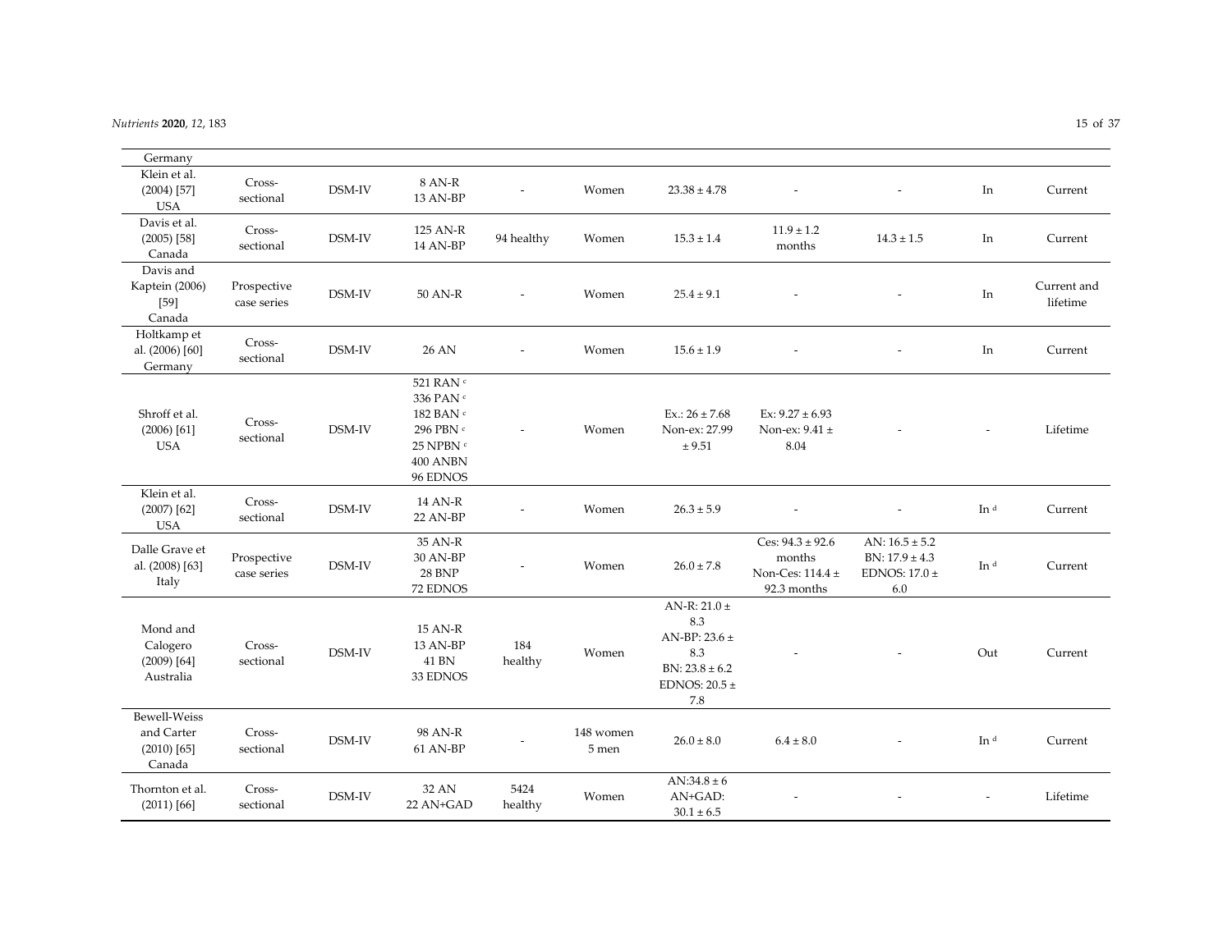| | | | | | | | | | | |
|---|---|---|---|---|---|---|---|---|---|---|
| Germany | | | | | | | | | | |
| Klein et al. (2004) [57] USA | Cross-sectional | DSM-IV | 8 AN-R 13 AN-BP | - | Women | 23.38 ± 4.78 | - | - | In | Current |
| Davis et al. (2005) [58] Canada | Cross-sectional | DSM-IV | 125 AN-R 14 AN-BP | 94 healthy | Women | 15.3 ± 1.4 | 11.9 ± 1.2 months | 14.3 ± 1.5 | In | Current |
| Davis and Kaptein (2006) [59] Canada | Prospective case series | DSM-IV | 50 AN-R | - | Women | 25.4 ± 9.1 | - | - | In | Current and lifetime |
| Holtkamp et al. (2006) [60] Germany | Cross-sectional | DSM-IV | 26 AN | - | Women | 15.6 ± 1.9 | - | - | In | Current |
| Shroff et al. (2006) [61] USA | Cross-sectional | DSM-IV | 521 RAN [c] 336 PAN [c] 182 BAN [c] 296 PBN [c] 25 NPBN [c] 400 ANBN 96 EDNOS | - | Women | Ex.: 26 ± 7.68 Non-ex: 27.99 ± 9.51 | Ex: 9.27 ± 6.93 Non-ex: 9.41 ± 8.04 | - | - | Lifetime |
| Klein et al. (2007) [62] USA | Cross-sectional | DSM-IV | 14 AN-R 22 AN-BP | - | Women | 26.3 ± 5.9 | - | - | In [d] | Current |
| Dalle Grave et al. (2008) [63] Italy | Prospective case series | DSM-IV | 35 AN-R 30 AN-BP 28 BNP 72 EDNOS | - | Women | 26.0 ± 7.8 | Ces: 94.3 ± 92.6 months Non-Ces: 114.4 ± 92.3 months | AN: 16.5 ± 5.2 BN: 17.9 ± 4.3 EDNOS: 17.0 ± 6.0 | In [d] | Current |
| Mond and Calogero (2009) [64] Australia | Cross-sectional | DSM-IV | 15 AN-R 13 AN-BP 41 BN 33 EDNOS | 184 healthy | Women | AN-R: 21.0 ± 8.3 AN-BP: 23.6 ± 8.3 BN: 23.8 ± 6.2 EDNOS: 20.5 ± 7.8 | - | - | Out | Current |
| Bewell-Weiss and Carter (2010) [65] Canada | Cross-sectional | DSM-IV | 98 AN-R 61 AN-BP | - | 148 women 5 men | 26.0 ± 8.0 | 6.4 ± 8.0 | - | In [d] | Current |
| Thornton et al. (2011) [66] | Cross-sectional | DSM-IV | 32 AN 22 AN+GAD | 5424 healthy | Women | AN:34.8 ± 6 AN+GAD: 30.1 ± 6.5 | - | - | - | Lifetime |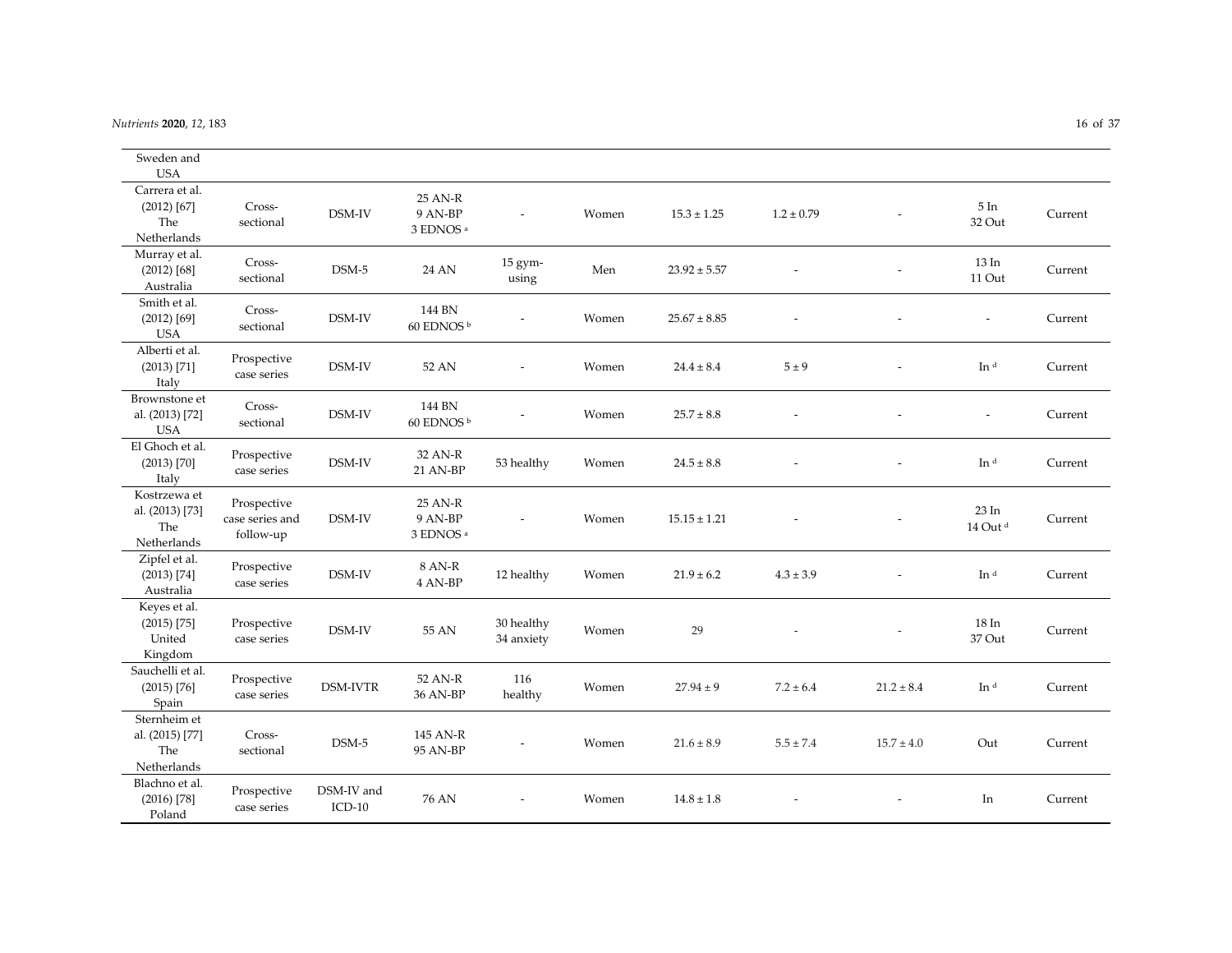| | | | | | | | | | | |
|---|---|---|---|---|---|---|---|---|---|---|
| Sweden and USA | | | | | | | | | | |
| Carrera et al. (2012) [67] The Netherlands | Cross-sectional | DSM-IV | 25 AN-R 9 AN-BP 3 EDNOS [a] | - | Women | 15.3 ± 1.25 | 1.2 ± 0.79 | - | 5 In 32 Out | Current |
| Murray et al. (2012) [68] Australia | Cross-sectional | DSM-5 | 24 AN | 15 gym-using | Men | 23.92 ± 5.57 | - | - | 13 In 11 Out | Current |
| Smith et al. (2012) [69] USA | Cross-sectional | DSM-IV | 144 BN 60 EDNOS [b] | - | Women | 25.67 ± 8.85 | - | - | - | Current |
| Alberti et al. (2013) [71] Italy | Prospective case series | DSM-IV | 52 AN | - | Women | 24.4 ± 8.4 | 5 ± 9 | - | In [d] | Current |
| Brownstone et al. (2013) [72] USA | Cross-sectional | DSM-IV | 144 BN 60 EDNOS [b] | - | Women | 25.7 ± 8.8 | - | - | - | Current |
| El Ghoch et al. (2013) [70] Italy | Prospective case series | DSM-IV | 32 AN-R 21 AN-BP | 53 healthy | Women | 24.5 ± 8.8 | - | - | In [d] | Current |
| Kostrzewa et al. (2013) [73] The Netherlands | Prospective case series and follow-up | DSM-IV | 25 AN-R 9 AN-BP 3 EDNOS [a] | - | Women | 15.15 ± 1.21 | - | - | 23 In 14 Out [d] | Current |
| Zipfel et al. (2013) [74] Australia | Prospective case series | DSM-IV | 8 AN-R 4 AN-BP | 12 healthy | Women | 21.9 ± 6.2 | 4.3 ± 3.9 | - | In [d] | Current |
| Keyes et al. (2015) [75] United Kingdom | Prospective case series | DSM-IV | 55 AN | 30 healthy 34 anxiety | Women | 29 | - | - | 18 In 37 Out | Current |
| Sauchelli et al. (2015) [76] Spain | Prospective case series | DSM-IVTR | 52 AN-R 36 AN-BP | 116 healthy | Women | 27.94 ± 9 | 7.2 ± 6.4 | 21.2 ± 8.4 | In [d] | Current |
| Sternheim et al. (2015) [77] The Netherlands | Cross-sectional | DSM-5 | 145 AN-R 95 AN-BP | - | Women | 21.6 ± 8.9 | 5.5 ± 7.4 | 15.7 ± 4.0 | Out | Current |
| Blachno et al. (2016) [78] Poland | Prospective case series | DSM-IV and ICD-10 | 76 AN | - | Women | 14.8 ± 1.8 | - | - | In | Current |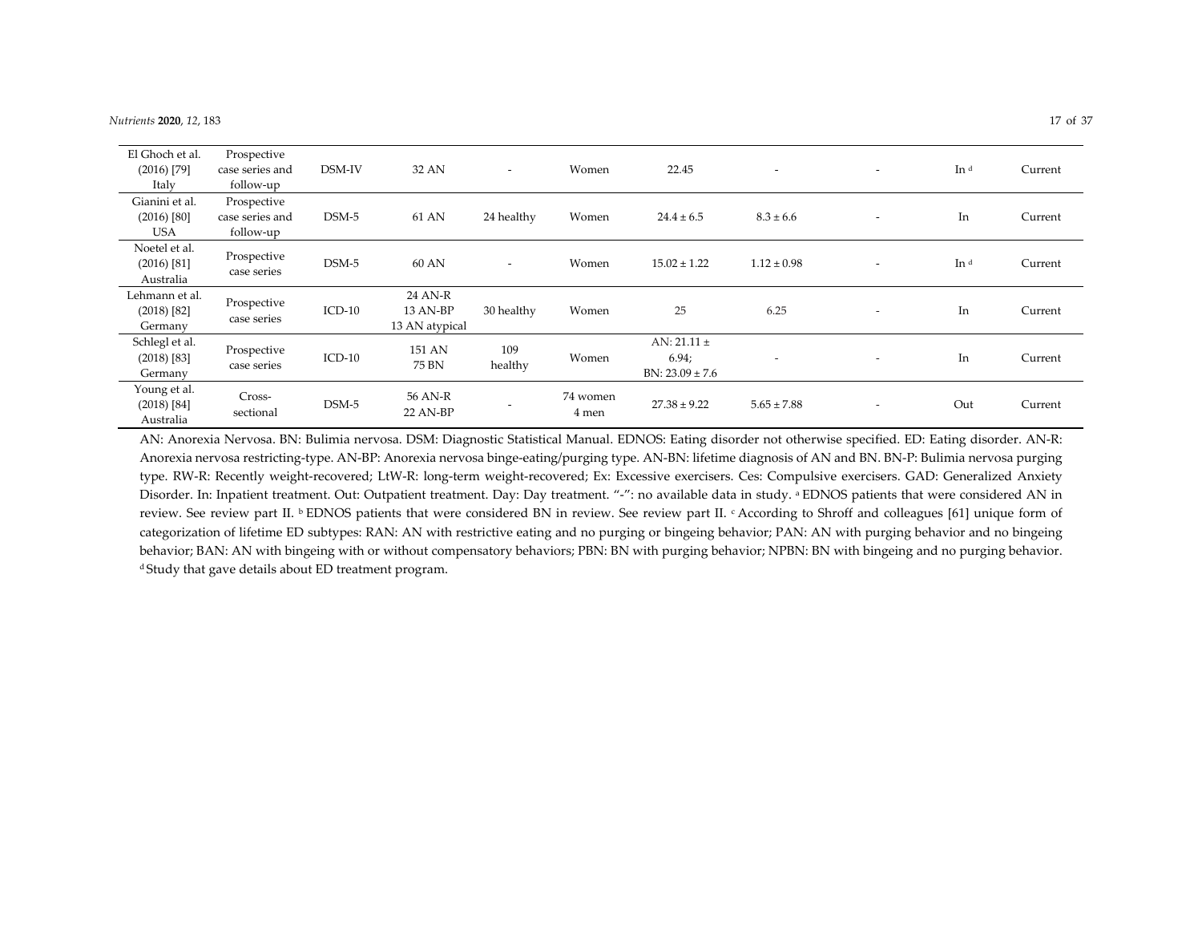| | | | | | | | | | | |
|---|---|---|---|---|---|---|---|---|---|---|
| El Ghoch et al. (2016) [79] Italy | Prospective case series and follow-up | DSM-IV | 32 AN | - | Women | 22.45 | - | - | In [d] | Current |
| Gianini et al. (2016) [80] USA | Prospective case series and follow-up | DSM-5 | 61 AN | 24 healthy | Women | 24.4 ± 6.5 | 8.3 ± 6.6 | - | In | Current |
| Noetel et al. (2016) [81] Australia | Prospective case series | DSM-5 | 60 AN | - | Women | 15.02 ± 1.22 | 1.12 ± 0.98 | - | In [d] | Current |
| Lehmann et al. (2018) [82] Germany | Prospective case series | ICD-10 | 24 AN-R 13 AN-BP 13 AN atypical | 30 healthy | Women | 25 | 6.25 | - | In | Current |
| Schlegl et al. (2018) [83] Germany | Prospective case series | ICD-10 | 151 AN 75 BN | 109 healthy | Women | AN: 21.11 ± 6.94; BN: 23.09 ± 7.6 | - | - | In | Current |
| Young et al. (2018) [84] Australia | Cross-sectional | DSM-5 | 56 AN-R 22 AN-BP | - | 74 women 4 men | 27.38 ± 9.22 | 5.65 ± 7.88 | - | Out | Current |

AN: Anorexia Nervosa. BN: Bulimia nervosa. DSM: Diagnostic Statistical Manual. EDNOS: Eating disorder not otherwise specified. ED: Eating disorder. AN-R: Anorexia nervosa restricting-type. AN-BP: Anorexia nervosa binge-eating/purging type. AN-BN: lifetime diagnosis of AN and BN. BN-P: Bulimia nervosa purging type. RW-R: Recently weight-recovered; LtW-R: long-term weight-recovered; Ex: Excessive exercisers. Ces: Compulsive exercisers. GAD: Generalized Anxiety Disorder. In: Inpatient treatment. Out: Outpatient treatment. Day: Day treatment. "-": no available data in study. [a] EDNOS patients that were considered AN in review. See review part II. [b] EDNOS patients that were considered BN in review. See review part II. [c] According to Shroff and colleagues [61] unique form of categorization of lifetime ED subtypes: RAN: AN with restrictive eating and no purging or bingeing behavior; PAN: AN with purging behavior and no bingeing behavior; BAN: AN with bingeing with or without compensatory behaviors; PBN: BN with purging behavior; NPBN: BN with bingeing and no purging behavior. [d] Study that gave details about ED treatment program.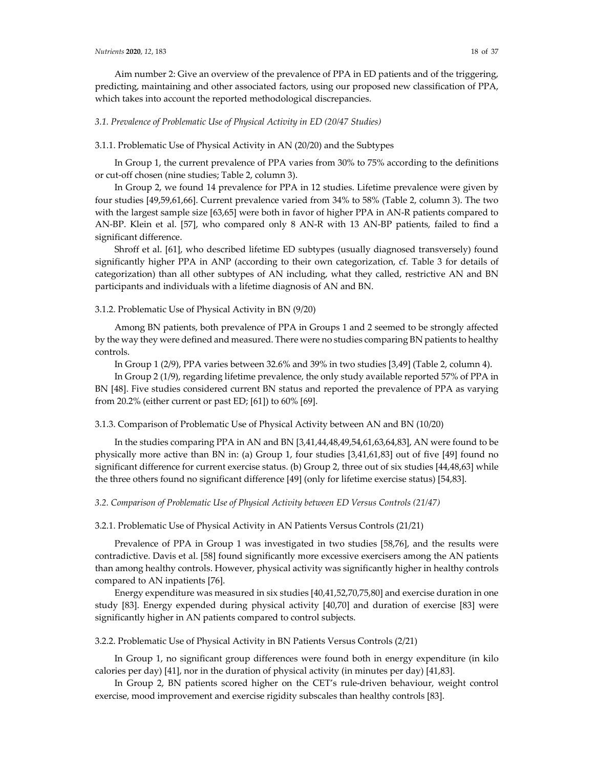Aim number 2: Give an overview of the prevalence of PPA in ED patients and of the triggering, predicting, maintaining and other associated factors, using our proposed new classification of PPA, which takes into account the reported methodological discrepancies.

### *3.1. Prevalence of Problematic Use of Physical Activity in ED (20/47 Studies)*

#### 3.1.1. Problematic Use of Physical Activity in AN (20/20) and the Subtypes

In Group 1, the current prevalence of PPA varies from 30% to 75% according to the definitions or cut-off chosen (nine studies; Table 2, column 3).

In Group 2, we found 14 prevalence for PPA in 12 studies. Lifetime prevalence were given by four studies [49,59,61,66]. Current prevalence varied from 34% to 58% (Table 2, column 3). The two with the largest sample size [63,65] were both in favor of higher PPA in AN-R patients compared to AN-BP. Klein et al. [57], who compared only 8 AN-R with 13 AN-BP patients, failed to find a significant difference.

Shroff et al. [61], who described lifetime ED subtypes (usually diagnosed transversely) found significantly higher PPA in ANP (according to their own categorization, cf. Table 3 for details of categorization) than all other subtypes of AN including, what they called, restrictive AN and BN participants and individuals with a lifetime diagnosis of AN and BN.

#### 3.1.2. Problematic Use of Physical Activity in BN (9/20)

Among BN patients, both prevalence of PPA in Groups 1 and 2 seemed to be strongly affected by the way they were defined and measured. There were no studies comparing BN patients to healthy controls.

In Group 1 (2/9), PPA varies between 32.6% and 39% in two studies [3,49] (Table 2, column 4).

In Group 2 (1/9), regarding lifetime prevalence, the only study available reported 57% of PPA in BN [48]. Five studies considered current BN status and reported the prevalence of PPA as varying from 20.2% (either current or past ED; [61]) to 60% [69].

#### 3.1.3. Comparison of Problematic Use of Physical Activity between AN and BN (10/20)

In the studies comparing PPA in AN and BN [3,41,44,48,49,54,61,63,64,83], AN were found to be physically more active than BN in: (a) Group 1, four studies [3,41,61,83] out of five [49] found no significant difference for current exercise status. (b) Group 2, three out of six studies [44,48,63] while the three others found no significant difference [49] (only for lifetime exercise status) [54,83].

### *3.2. Comparison of Problematic Use of Physical Activity between ED Versus Controls (21/47)*

#### 3.2.1. Problematic Use of Physical Activity in AN Patients Versus Controls (21/21)

Prevalence of PPA in Group 1 was investigated in two studies [58,76], and the results were contradictive. Davis et al. [58] found significantly more excessive exercisers among the AN patients than among healthy controls. However, physical activity was significantly higher in healthy controls compared to AN inpatients [76].

Energy expenditure was measured in six studies [40,41,52,70,75,80] and exercise duration in one study [83]. Energy expended during physical activity [40,70] and duration of exercise [83] were significantly higher in AN patients compared to control subjects.

#### 3.2.2. Problematic Use of Physical Activity in BN Patients Versus Controls (2/21)

In Group 1, no significant group differences were found both in energy expenditure (in kilo calories per day) [41], nor in the duration of physical activity (in minutes per day) [41,83].

In Group 2, BN patients scored higher on the CET's rule-driven behaviour, weight control exercise, mood improvement and exercise rigidity subscales than healthy controls [83].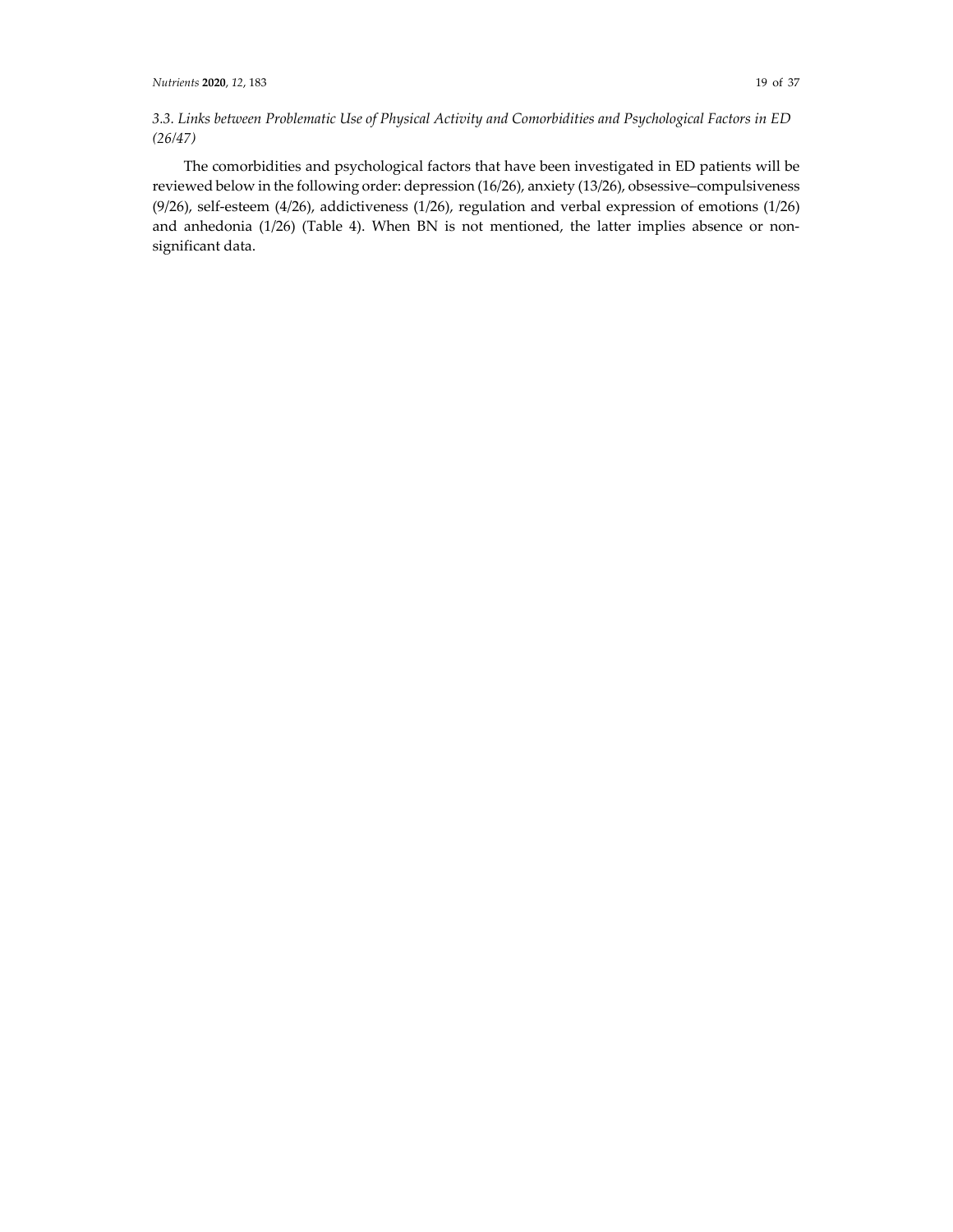### *3.3. Links between Problematic Use of Physical Activity and Comorbidities and Psychological Factors in ED (26/47)*

The comorbidities and psychological factors that have been investigated in ED patients will be reviewed below in the following order: depression (16/26), anxiety (13/26), obsessive–compulsiveness (9/26), self-esteem (4/26), addictiveness (1/26), regulation and verbal expression of emotions (1/26) and anhedonia (1/26) (Table 4). When BN is not mentioned, the latter implies absence or non-significant data.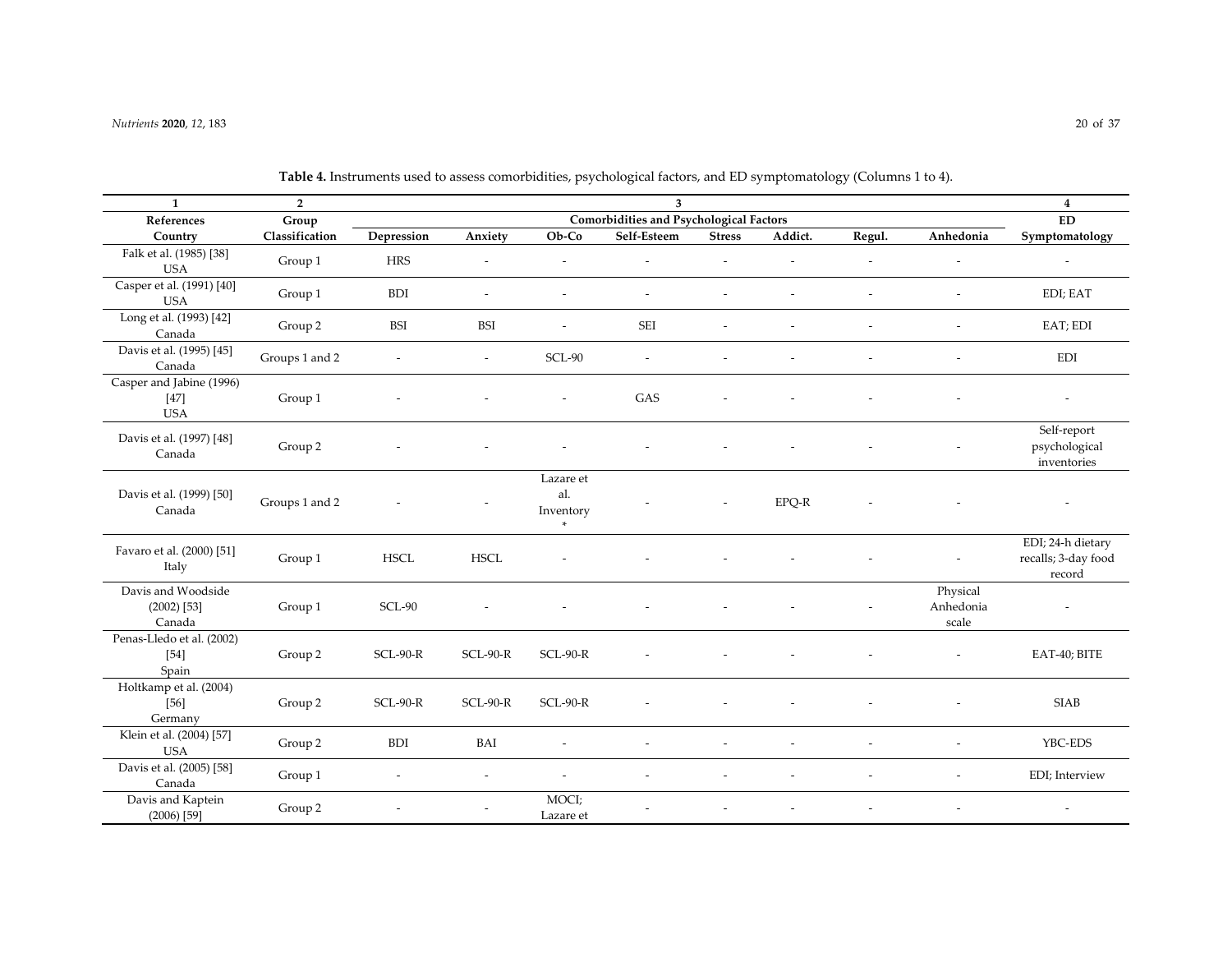**Table 4.** Instruments used to assess comorbidities, psychological factors, and ED symptomatology (Columns 1 to 4).

| 1 | 2 | 3 | | | | | | | | 4 |
|---|---|---|---|---|---|---|---|---|---|---|
| References Country | Group Classification | Comorbidities and Psychological Factors | | | | | | | | ED Symptomatology |
| | | Depression | Anxiety | Ob-Co | Self-Esteem | Stress | Addict. | Regul. | Anhedonia | |
| Falk et al. (1985) [38] USA | Group 1 | HRS | - | - | - | - | - | - | - | - |
| Casper et al. (1991) [40] USA | Group 1 | BDI | - | - | - | - | - | - | - | EDI; EAT |
| Long et al. (1993) [42] Canada | Group 2 | BSI | BSI | - | SEI | - | - | - | - | EAT; EDI |
| Davis et al. (1995) [45] Canada | Groups 1 and 2 | - | - | SCL-90 | - | - | - | - | - | EDI |
| Casper and Jabine (1996) [47] USA | Group 1 | - | - | - | GAS | - | - | - | - | - |
| Davis et al. (1997) [48] Canada | Group 2 | - | - | - | - | - | - | - | - | Self-report psychological inventories |
| Davis et al. (1999) [50] Canada | Groups 1 and 2 | - | - | Lazare et al. Inventory * | - | - | EPQ-R | - | - | - |
| Favaro et al. (2000) [51] Italy | Group 1 | HSCL | HSCL | - | - | - | - | - | - | EDI; 24-h dietary recalls; 3-day food record |
| Davis and Woodside (2002) [53] Canada | Group 1 | SCL-90 | - | - | - | - | - | - | Physical Anhedonia scale | - |
| Penas-Lledo et al. (2002) [54] Spain | Group 2 | SCL-90-R | SCL-90-R | SCL-90-R | - | - | - | - | - | EAT-40; BITE |
| Holtkamp et al. (2004) [56] Germany | Group 2 | SCL-90-R | SCL-90-R | SCL-90-R | - | - | - | - | - | SIAB |
| Klein et al. (2004) [57] USA | Group 2 | BDI | BAI | - | - | - | - | - | - | YBC-EDS |
| Davis et al. (2005) [58] Canada | Group 1 | - | - | - | - | - | - | - | - | EDI; Interview |
| Davis and Kaptein (2006) [59] | Group 2 | - | - | MOCI; Lazare et | - | - | - | - | - | - |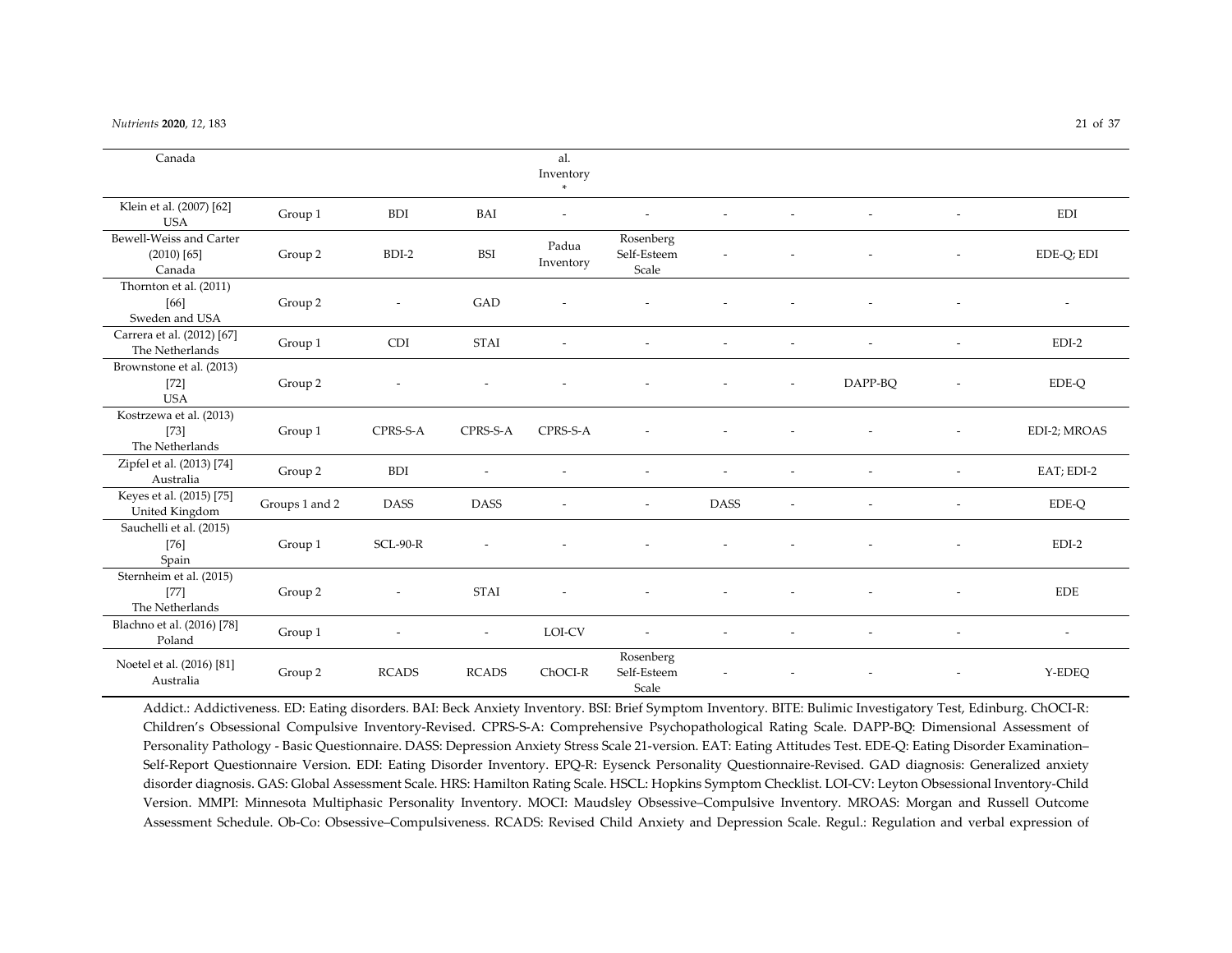| | | | | | | | | | | |
|---|---|---|---|---|---|---|---|---|---|---|
| Canada | | | | al. Inventory * | | | | | | |
| Klein et al. (2007) [62] USA | Group 1 | BDI | BAI | - | - | - | - | - | - | EDI |
| Bewell-Weiss and Carter (2010) [65] Canada | Group 2 | BDI-2 | BSI | Padua Inventory | Rosenberg Self-Esteem Scale | - | - | - | - | EDE-Q; EDI |
| Thornton et al. (2011) [66] Sweden and USA | Group 2 | - | GAD | - | - | - | - | - | - | - |
| Carrera et al. (2012) [67] The Netherlands | Group 1 | CDI | STAI | - | - | - | - | - | - | EDI-2 |
| Brownstone et al. (2013) [72] USA | Group 2 | - | - | - | - | - | - | DAPP-BQ | - | EDE-Q |
| Kostrzewa et al. (2013) [73] The Netherlands | Group 1 | CPRS-S-A | CPRS-S-A | CPRS-S-A | - | - | - | - | - | EDI-2; MROAS |
| Zipfel et al. (2013) [74] Australia | Group 2 | BDI | - | - | - | - | - | - | - | EAT; EDI-2 |
| Keyes et al. (2015) [75] United Kingdom | Groups 1 and 2 | DASS | DASS | - | - | DASS | - | - | - | EDE-Q |
| Sauchelli et al. (2015) [76] Spain | Group 1 | SCL-90-R | - | - | - | - | - | - | - | EDI-2 |
| Sternheim et al. (2015) [77] The Netherlands | Group 2 | - | STAI | - | - | - | - | - | - | EDE |
| Blachno et al. (2016) [78] Poland | Group 1 | - | - | LOI-CV | - | - | - | - | - | - |
| Noetel et al. (2016) [81] Australia | Group 2 | RCADS | RCADS | ChOCI-R | Rosenberg Self-Esteem Scale | - | - | - | - | Y-EDEQ |

Addict.: Addictiveness. ED: Eating disorders. BAI: Beck Anxiety Inventory. BSI: Brief Symptom Inventory. BITE: Bulimic Investigatory Test, Edinburg. ChOCI-R: Children's Obsessional Compulsive Inventory-Revised. CPRS-S-A: Comprehensive Psychopathological Rating Scale. DAPP-BQ: Dimensional Assessment of Personality Pathology - Basic Questionnaire. DASS: Depression Anxiety Stress Scale 21-version. EAT: Eating Attitudes Test. EDE-Q: Eating Disorder Examination–Self-Report Questionnaire Version. EDI: Eating Disorder Inventory. EPQ-R: Eysenck Personality Questionnaire-Revised. GAD diagnosis: Generalized anxiety disorder diagnosis. GAS: Global Assessment Scale. HRS: Hamilton Rating Scale. HSCL: Hopkins Symptom Checklist. LOI-CV: Leyton Obsessional Inventory-Child Version. MMPI: Minnesota Multiphasic Personality Inventory. MOCI: Maudsley Obsessive–Compulsive Inventory. MROAS: Morgan and Russell Outcome Assessment Schedule. Ob-Co: Obsessive–Compulsiveness. RCADS: Revised Child Anxiety and Depression Scale. Regul.: Regulation and verbal expression of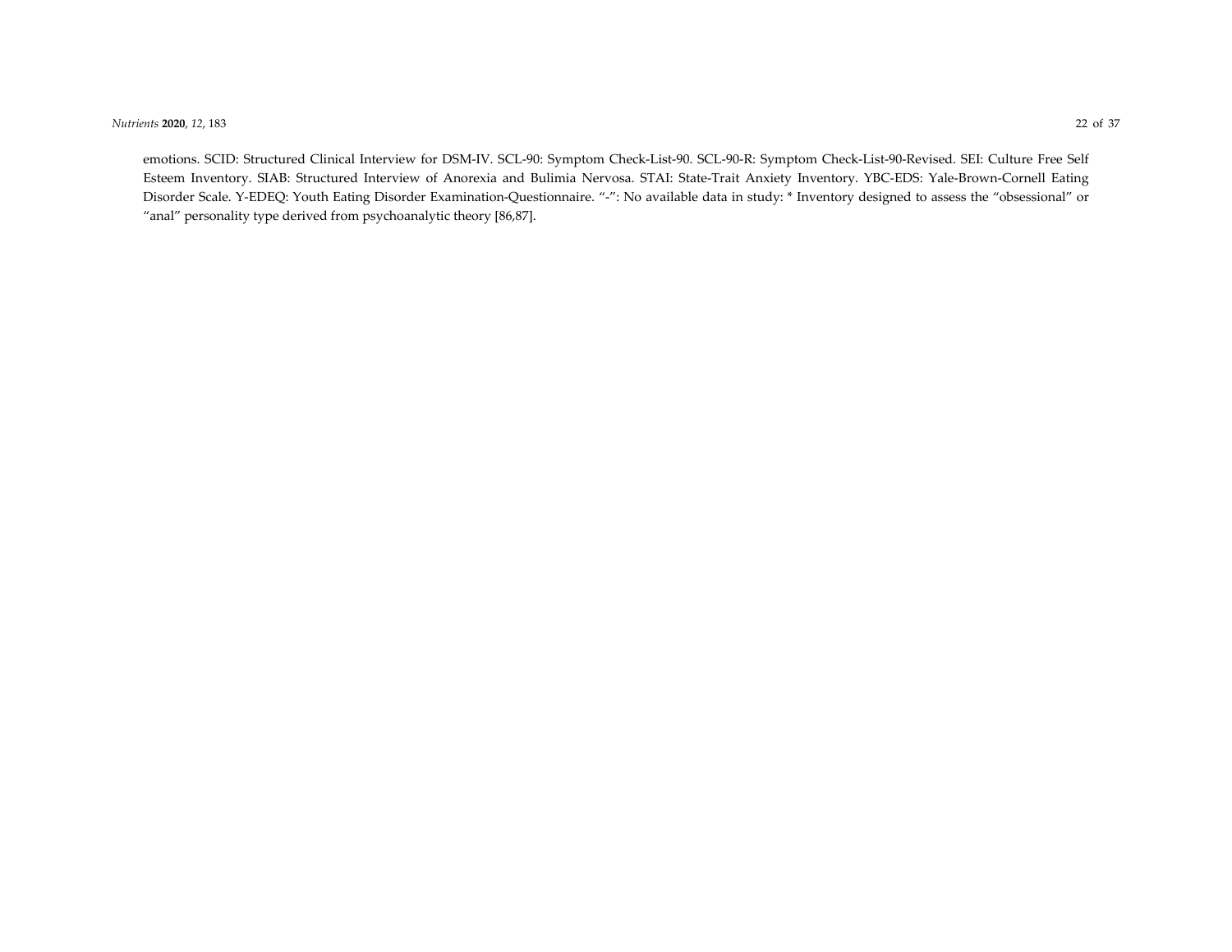emotions. SCID: Structured Clinical Interview for DSM-IV. SCL-90: Symptom Check-List-90. SCL-90-R: Symptom Check-List-90-Revised. SEI: Culture Free Self Esteem Inventory. SIAB: Structured Interview of Anorexia and Bulimia Nervosa. STAI: State-Trait Anxiety Inventory. YBC-EDS: Yale-Brown-Cornell Eating Disorder Scale. Y-EDEQ: Youth Eating Disorder Examination-Questionnaire. "-": No available data in study: * Inventory designed to assess the "obsessional" or "anal" personality type derived from psychoanalytic theory [86,87].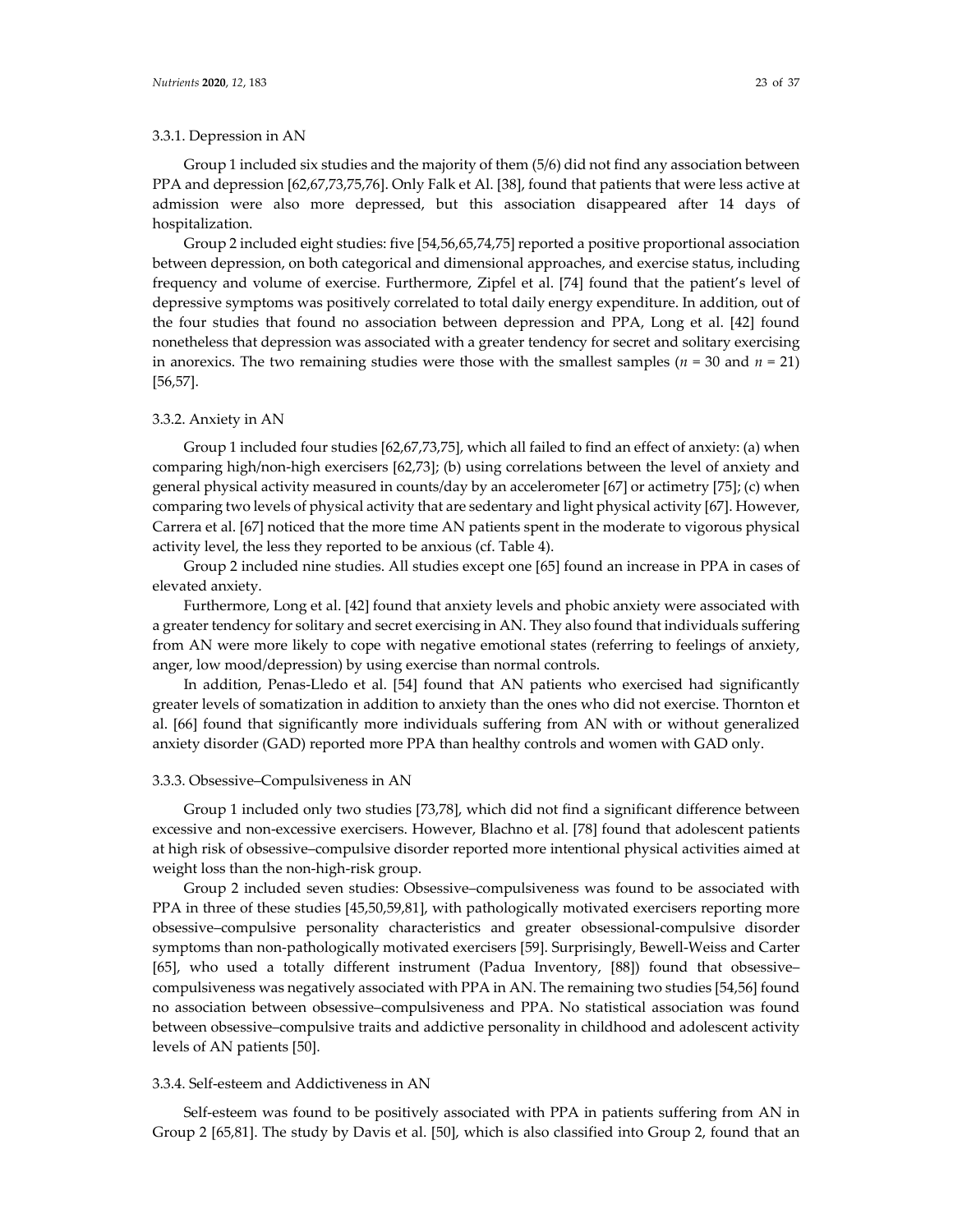### 3.3.1. Depression in AN

Group 1 included six studies and the majority of them (5/6) did not find any association between PPA and depression [62,67,73,75,76]. Only Falk et Al. [38], found that patients that were less active at admission were also more depressed, but this association disappeared after 14 days of hospitalization.

Group 2 included eight studies: five [54,56,65,74,75] reported a positive proportional association between depression, on both categorical and dimensional approaches, and exercise status, including frequency and volume of exercise. Furthermore, Zipfel et al. [74] found that the patient's level of depressive symptoms was positively correlated to total daily energy expenditure. In addition, out of the four studies that found no association between depression and PPA, Long et al. [42] found nonetheless that depression was associated with a greater tendency for secret and solitary exercising in anorexics. The two remaining studies were those with the smallest samples ($n$ = 30 and $n$ = 21) [56,57].

### 3.3.2. Anxiety in AN

Group 1 included four studies [62,67,73,75], which all failed to find an effect of anxiety: (a) when comparing high/non-high exercisers [62,73]; (b) using correlations between the level of anxiety and general physical activity measured in counts/day by an accelerometer [67] or actimetry [75]; (c) when comparing two levels of physical activity that are sedentary and light physical activity [67]. However, Carrera et al. [67] noticed that the more time AN patients spent in the moderate to vigorous physical activity level, the less they reported to be anxious (cf. Table 4).

Group 2 included nine studies. All studies except one [65] found an increase in PPA in cases of elevated anxiety.

Furthermore, Long et al. [42] found that anxiety levels and phobic anxiety were associated with a greater tendency for solitary and secret exercising in AN. They also found that individuals suffering from AN were more likely to cope with negative emotional states (referring to feelings of anxiety, anger, low mood/depression) by using exercise than normal controls.

In addition, Penas-Lledo et al. [54] found that AN patients who exercised had significantly greater levels of somatization in addition to anxiety than the ones who did not exercise. Thornton et al. [66] found that significantly more individuals suffering from AN with or without generalized anxiety disorder (GAD) reported more PPA than healthy controls and women with GAD only.

### 3.3.3. Obsessive–Compulsiveness in AN

Group 1 included only two studies [73,78], which did not find a significant difference between excessive and non-excessive exercisers. However, Blachno et al. [78] found that adolescent patients at high risk of obsessive–compulsive disorder reported more intentional physical activities aimed at weight loss than the non-high-risk group.

Group 2 included seven studies: Obsessive–compulsiveness was found to be associated with PPA in three of these studies [45,50,59,81], with pathologically motivated exercisers reporting more obsessive–compulsive personality characteristics and greater obsessional-compulsive disorder symptoms than non-pathologically motivated exercisers [59]. Surprisingly, Bewell-Weiss and Carter [65], who used a totally different instrument (Padua Inventory, [88]) found that obsessive–compulsiveness was negatively associated with PPA in AN. The remaining two studies [54,56] found no association between obsessive–compulsiveness and PPA. No statistical association was found between obsessive–compulsive traits and addictive personality in childhood and adolescent activity levels of AN patients [50].

### 3.3.4. Self-esteem and Addictiveness in AN

Self-esteem was found to be positively associated with PPA in patients suffering from AN in Group 2 [65,81]. The study by Davis et al. [50], which is also classified into Group 2, found that an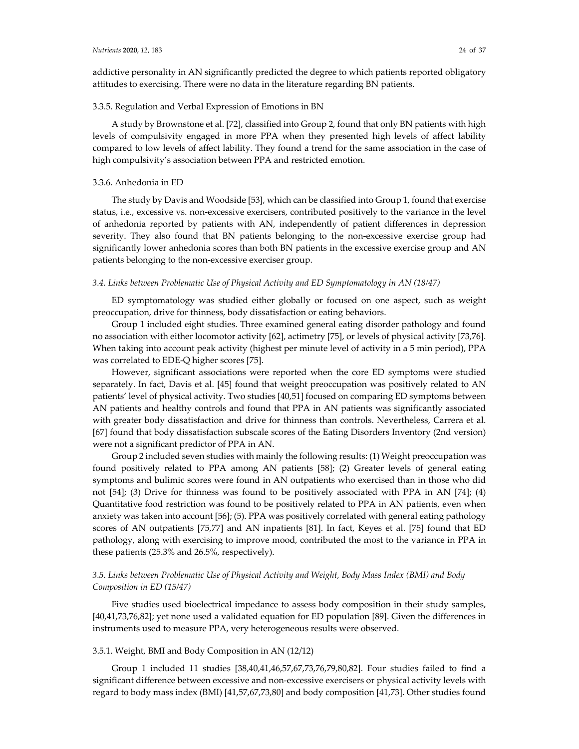addictive personality in AN significantly predicted the degree to which patients reported obligatory attitudes to exercising. There were no data in the literature regarding BN patients.

#### 3.3.5. Regulation and Verbal Expression of Emotions in BN

A study by Brownstone et al. [72], classified into Group 2, found that only BN patients with high levels of compulsivity engaged in more PPA when they presented high levels of affect lability compared to low levels of affect lability. They found a trend for the same association in the case of high compulsivity's association between PPA and restricted emotion.

#### 3.3.6. Anhedonia in ED

The study by Davis and Woodside [53], which can be classified into Group 1, found that exercise status, i.e., excessive vs. non-excessive exercisers, contributed positively to the variance in the level of anhedonia reported by patients with AN, independently of patient differences in depression severity. They also found that BN patients belonging to the non-excessive exercise group had significantly lower anhedonia scores than both BN patients in the excessive exercise group and AN patients belonging to the non-excessive exerciser group.

### *3.4. Links between Problematic Use of Physical Activity and ED Symptomatology in AN (18/47)*

ED symptomatology was studied either globally or focused on one aspect, such as weight preoccupation, drive for thinness, body dissatisfaction or eating behaviors.

Group 1 included eight studies. Three examined general eating disorder pathology and found no association with either locomotor activity [62], actimetry [75], or levels of physical activity [73,76]. When taking into account peak activity (highest per minute level of activity in a 5 min period), PPA was correlated to EDE-Q higher scores [75].

However, significant associations were reported when the core ED symptoms were studied separately. In fact, Davis et al. [45] found that weight preoccupation was positively related to AN patients' level of physical activity. Two studies [40,51] focused on comparing ED symptoms between AN patients and healthy controls and found that PPA in AN patients was significantly associated with greater body dissatisfaction and drive for thinness than controls. Nevertheless, Carrera et al. [67] found that body dissatisfaction subscale scores of the Eating Disorders Inventory (2nd version) were not a significant predictor of PPA in AN.

Group 2 included seven studies with mainly the following results: (1) Weight preoccupation was found positively related to PPA among AN patients [58]; (2) Greater levels of general eating symptoms and bulimic scores were found in AN outpatients who exercised than in those who did not [54]; (3) Drive for thinness was found to be positively associated with PPA in AN [74]; (4) Quantitative food restriction was found to be positively related to PPA in AN patients, even when anxiety was taken into account [56]; (5). PPA was positively correlated with general eating pathology scores of AN outpatients [75,77] and AN inpatients [81]. In fact, Keyes et al. [75] found that ED pathology, along with exercising to improve mood, contributed the most to the variance in PPA in these patients (25.3% and 26.5%, respectively).

### *3.5. Links between Problematic Use of Physical Activity and Weight, Body Mass Index (BMI) and Body Composition in ED (15/47)*

Five studies used bioelectrical impedance to assess body composition in their study samples, [40,41,73,76,82]; yet none used a validated equation for ED population [89]. Given the differences in instruments used to measure PPA, very heterogeneous results were observed.

#### 3.5.1. Weight, BMI and Body Composition in AN (12/12)

Group 1 included 11 studies [38,40,41,46,57,67,73,76,79,80,82]. Four studies failed to find a significant difference between excessive and non-excessive exercisers or physical activity levels with regard to body mass index (BMI) [41,57,67,73,80] and body composition [41,73]. Other studies found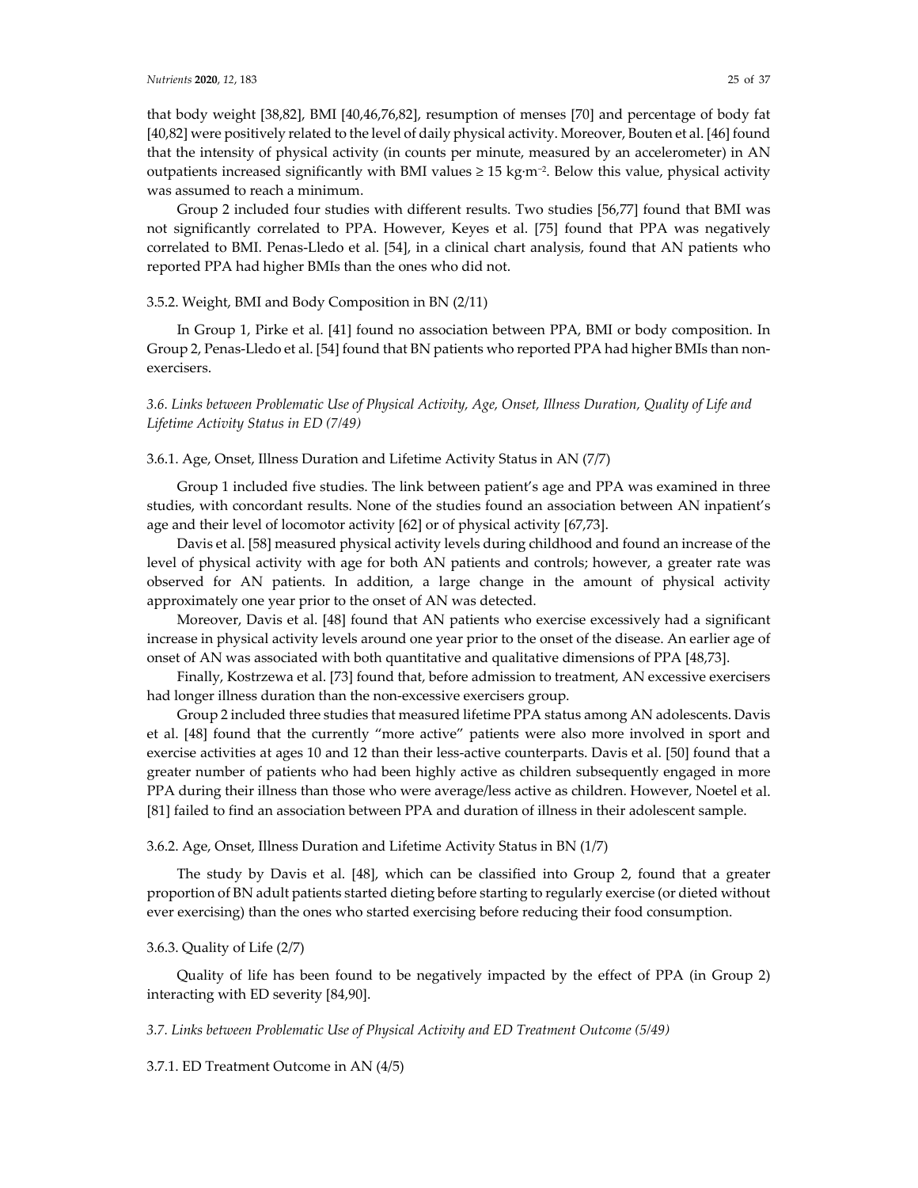that body weight [38,82], BMI [40,46,76,82], resumption of menses [70] and percentage of body fat [40,82] were positively related to the level of daily physical activity. Moreover, Bouten et al. [46] found that the intensity of physical activity (in counts per minute, measured by an accelerometer) in AN outpatients increased significantly with BMI values ≥ 15 kg·m$^{-2}$. Below this value, physical activity was assumed to reach a minimum.

Group 2 included four studies with different results. Two studies [56,77] found that BMI was not significantly correlated to PPA. However, Keyes et al. [75] found that PPA was negatively correlated to BMI. Penas-Lledo et al. [54], in a clinical chart analysis, found that AN patients who reported PPA had higher BMIs than the ones who did not.

#### 3.5.2. Weight, BMI and Body Composition in BN (2/11)

In Group 1, Pirke et al. [41] found no association between PPA, BMI or body composition. In Group 2, Penas-Lledo et al. [54] found that BN patients who reported PPA had higher BMIs than non-exercisers.

### *3.6. Links between Problematic Use of Physical Activity, Age, Onset, Illness Duration, Quality of Life and Lifetime Activity Status in ED (7/49)*

#### 3.6.1. Age, Onset, Illness Duration and Lifetime Activity Status in AN (7/7)

Group 1 included five studies. The link between patient's age and PPA was examined in three studies, with concordant results. None of the studies found an association between AN inpatient's age and their level of locomotor activity [62] or of physical activity [67,73].

Davis et al. [58] measured physical activity levels during childhood and found an increase of the level of physical activity with age for both AN patients and controls; however, a greater rate was observed for AN patients. In addition, a large change in the amount of physical activity approximately one year prior to the onset of AN was detected.

Moreover, Davis et al. [48] found that AN patients who exercise excessively had a significant increase in physical activity levels around one year prior to the onset of the disease. An earlier age of onset of AN was associated with both quantitative and qualitative dimensions of PPA [48,73].

Finally, Kostrzewa et al. [73] found that, before admission to treatment, AN excessive exercisers had longer illness duration than the non-excessive exercisers group.

Group 2 included three studies that measured lifetime PPA status among AN adolescents. Davis et al. [48] found that the currently "more active" patients were also more involved in sport and exercise activities at ages 10 and 12 than their less-active counterparts. Davis et al. [50] found that a greater number of patients who had been highly active as children subsequently engaged in more PPA during their illness than those who were average/less active as children. However, Noetel et al. [81] failed to find an association between PPA and duration of illness in their adolescent sample.

#### 3.6.2. Age, Onset, Illness Duration and Lifetime Activity Status in BN (1/7)

The study by Davis et al. [48], which can be classified into Group 2, found that a greater proportion of BN adult patients started dieting before starting to regularly exercise (or dieted without ever exercising) than the ones who started exercising before reducing their food consumption.

#### 3.6.3. Quality of Life (2/7)

Quality of life has been found to be negatively impacted by the effect of PPA (in Group 2) interacting with ED severity [84,90].

### *3.7. Links between Problematic Use of Physical Activity and ED Treatment Outcome (5/49)*

#### 3.7.1. ED Treatment Outcome in AN (4/5)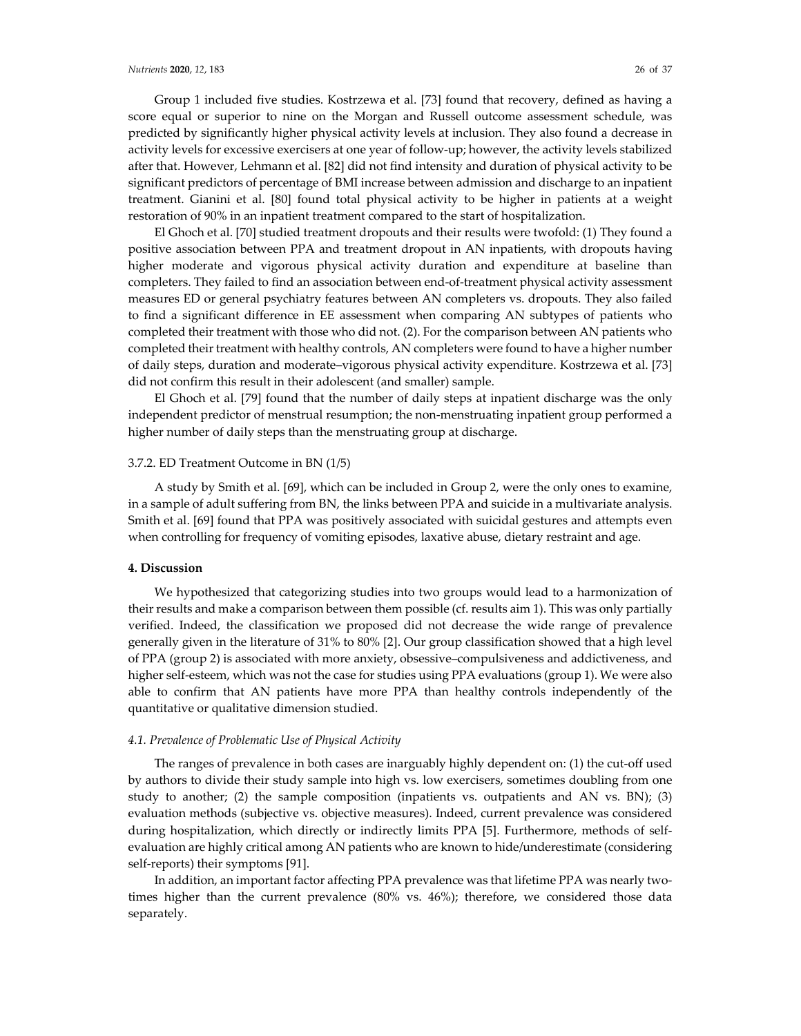Group 1 included five studies. Kostrzewa et al. [73] found that recovery, defined as having a score equal or superior to nine on the Morgan and Russell outcome assessment schedule, was predicted by significantly higher physical activity levels at inclusion. They also found a decrease in activity levels for excessive exercisers at one year of follow-up; however, the activity levels stabilized after that. However, Lehmann et al. [82] did not find intensity and duration of physical activity to be significant predictors of percentage of BMI increase between admission and discharge to an inpatient treatment. Gianini et al. [80] found total physical activity to be higher in patients at a weight restoration of 90% in an inpatient treatment compared to the start of hospitalization.

El Ghoch et al. [70] studied treatment dropouts and their results were twofold: (1) They found a positive association between PPA and treatment dropout in AN inpatients, with dropouts having higher moderate and vigorous physical activity duration and expenditure at baseline than completers. They failed to find an association between end-of-treatment physical activity assessment measures ED or general psychiatry features between AN completers vs. dropouts. They also failed to find a significant difference in EE assessment when comparing AN subtypes of patients who completed their treatment with those who did not. (2). For the comparison between AN patients who completed their treatment with healthy controls, AN completers were found to have a higher number of daily steps, duration and moderate–vigorous physical activity expenditure. Kostrzewa et al. [73] did not confirm this result in their adolescent (and smaller) sample.

El Ghoch et al. [79] found that the number of daily steps at inpatient discharge was the only independent predictor of menstrual resumption; the non-menstruating inpatient group performed a higher number of daily steps than the menstruating group at discharge.

#### 3.7.2. ED Treatment Outcome in BN (1/5)

A study by Smith et al. [69], which can be included in Group 2, were the only ones to examine, in a sample of adult suffering from BN, the links between PPA and suicide in a multivariate analysis. Smith et al. [69] found that PPA was positively associated with suicidal gestures and attempts even when controlling for frequency of vomiting episodes, laxative abuse, dietary restraint and age.

## 4. Discussion

We hypothesized that categorizing studies into two groups would lead to a harmonization of their results and make a comparison between them possible (cf. results aim 1). This was only partially verified. Indeed, the classification we proposed did not decrease the wide range of prevalence generally given in the literature of 31% to 80% [2]. Our group classification showed that a high level of PPA (group 2) is associated with more anxiety, obsessive–compulsiveness and addictiveness, and higher self-esteem, which was not the case for studies using PPA evaluations (group 1). We were also able to confirm that AN patients have more PPA than healthy controls independently of the quantitative or qualitative dimension studied.

### *4.1. Prevalence of Problematic Use of Physical Activity*

The ranges of prevalence in both cases are inarguably highly dependent on: (1) the cut-off used by authors to divide their study sample into high vs. low exercisers, sometimes doubling from one study to another; (2) the sample composition (inpatients vs. outpatients and AN vs. BN); (3) evaluation methods (subjective vs. objective measures). Indeed, current prevalence was considered during hospitalization, which directly or indirectly limits PPA [5]. Furthermore, methods of self-evaluation are highly critical among AN patients who are known to hide/underestimate (considering self-reports) their symptoms [91].

In addition, an important factor affecting PPA prevalence was that lifetime PPA was nearly two-times higher than the current prevalence (80% vs. 46%); therefore, we considered those data separately.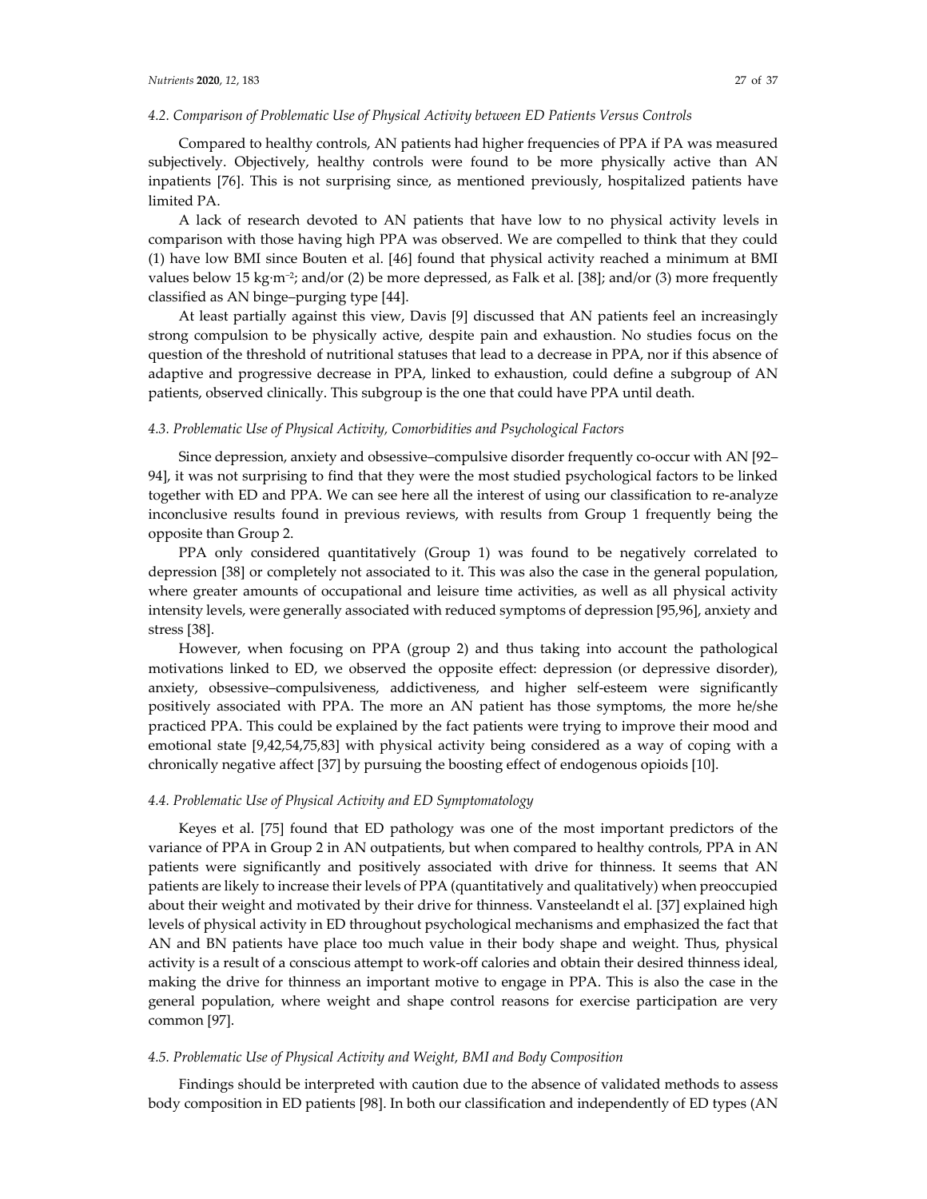### *4.2. Comparison of Problematic Use of Physical Activity between ED Patients Versus Controls*

Compared to healthy controls, AN patients had higher frequencies of PPA if PA was measured subjectively. Objectively, healthy controls were found to be more physically active than AN inpatients [76]. This is not surprising since, as mentioned previously, hospitalized patients have limited PA.

A lack of research devoted to AN patients that have low to no physical activity levels in comparison with those having high PPA was observed. We are compelled to think that they could (1) have low BMI since Bouten et al. [46] found that physical activity reached a minimum at BMI values below 15 kg·m$^{-2}$; and/or (2) be more depressed, as Falk et al. [38]; and/or (3) more frequently classified as AN binge–purging type [44].

At least partially against this view, Davis [9] discussed that AN patients feel an increasingly strong compulsion to be physically active, despite pain and exhaustion. No studies focus on the question of the threshold of nutritional statuses that lead to a decrease in PPA, nor if this absence of adaptive and progressive decrease in PPA, linked to exhaustion, could define a subgroup of AN patients, observed clinically. This subgroup is the one that could have PPA until death.

### *4.3. Problematic Use of Physical Activity, Comorbidities and Psychological Factors*

Since depression, anxiety and obsessive–compulsive disorder frequently co-occur with AN [92–94], it was not surprising to find that they were the most studied psychological factors to be linked together with ED and PPA. We can see here all the interest of using our classification to re-analyze inconclusive results found in previous reviews, with results from Group 1 frequently being the opposite than Group 2.

PPA only considered quantitatively (Group 1) was found to be negatively correlated to depression [38] or completely not associated to it. This was also the case in the general population, where greater amounts of occupational and leisure time activities, as well as all physical activity intensity levels, were generally associated with reduced symptoms of depression [95,96], anxiety and stress [38].

However, when focusing on PPA (group 2) and thus taking into account the pathological motivations linked to ED, we observed the opposite effect: depression (or depressive disorder), anxiety, obsessive–compulsiveness, addictiveness, and higher self-esteem were significantly positively associated with PPA. The more an AN patient has those symptoms, the more he/she practiced PPA. This could be explained by the fact patients were trying to improve their mood and emotional state [9,42,54,75,83] with physical activity being considered as a way of coping with a chronically negative affect [37] by pursuing the boosting effect of endogenous opioids [10].

### *4.4. Problematic Use of Physical Activity and ED Symptomatology*

Keyes et al. [75] found that ED pathology was one of the most important predictors of the variance of PPA in Group 2 in AN outpatients, but when compared to healthy controls, PPA in AN patients were significantly and positively associated with drive for thinness. It seems that AN patients are likely to increase their levels of PPA (quantitatively and qualitatively) when preoccupied about their weight and motivated by their drive for thinness. Vansteelandt el al. [37] explained high levels of physical activity in ED throughout psychological mechanisms and emphasized the fact that AN and BN patients have place too much value in their body shape and weight. Thus, physical activity is a result of a conscious attempt to work-off calories and obtain their desired thinness ideal, making the drive for thinness an important motive to engage in PPA. This is also the case in the general population, where weight and shape control reasons for exercise participation are very common [97].

### *4.5. Problematic Use of Physical Activity and Weight, BMI and Body Composition*

Findings should be interpreted with caution due to the absence of validated methods to assess body composition in ED patients [98]. In both our classification and independently of ED types (AN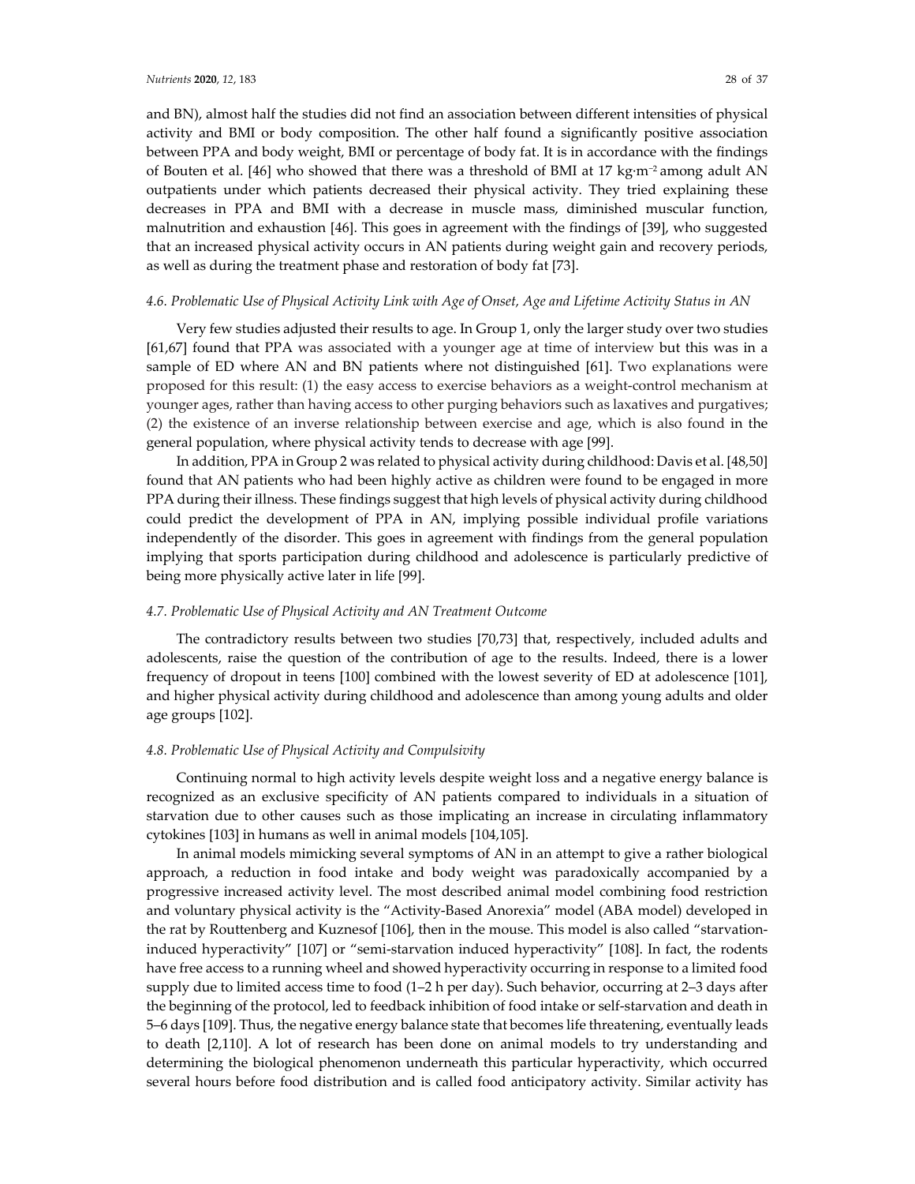and BN), almost half the studies did not find an association between different intensities of physical activity and BMI or body composition. The other half found a significantly positive association between PPA and body weight, BMI or percentage of body fat. It is in accordance with the findings of Bouten et al. [46] who showed that there was a threshold of BMI at 17 $kg \cdot m^{-2}$ among adult AN outpatients under which patients decreased their physical activity. They tried explaining these decreases in PPA and BMI with a decrease in muscle mass, diminished muscular function, malnutrition and exhaustion [46]. This goes in agreement with the findings of [39], who suggested that an increased physical activity occurs in AN patients during weight gain and recovery periods, as well as during the treatment phase and restoration of body fat [73].

### *4.6. Problematic Use of Physical Activity Link with Age of Onset, Age and Lifetime Activity Status in AN*

Very few studies adjusted their results to age. In Group 1, only the larger study over two studies [61,67] found that PPA was associated with a younger age at time of interview but this was in a sample of ED where AN and BN patients where not distinguished [61]. Two explanations were proposed for this result: (1) the easy access to exercise behaviors as a weight-control mechanism at younger ages, rather than having access to other purging behaviors such as laxatives and purgatives; (2) the existence of an inverse relationship between exercise and age, which is also found in the general population, where physical activity tends to decrease with age [99].

In addition, PPA in Group 2 was related to physical activity during childhood: Davis et al. [48,50] found that AN patients who had been highly active as children were found to be engaged in more PPA during their illness. These findings suggest that high levels of physical activity during childhood could predict the development of PPA in AN, implying possible individual profile variations independently of the disorder. This goes in agreement with findings from the general population implying that sports participation during childhood and adolescence is particularly predictive of being more physically active later in life [99].

### *4.7. Problematic Use of Physical Activity and AN Treatment Outcome*

The contradictory results between two studies [70,73] that, respectively, included adults and adolescents, raise the question of the contribution of age to the results. Indeed, there is a lower frequency of dropout in teens [100] combined with the lowest severity of ED at adolescence [101], and higher physical activity during childhood and adolescence than among young adults and older age groups [102].

### *4.8. Problematic Use of Physical Activity and Compulsivity*

Continuing normal to high activity levels despite weight loss and a negative energy balance is recognized as an exclusive specificity of AN patients compared to individuals in a situation of starvation due to other causes such as those implicating an increase in circulating inflammatory cytokines [103] in humans as well in animal models [104,105].

In animal models mimicking several symptoms of AN in an attempt to give a rather biological approach, a reduction in food intake and body weight was paradoxically accompanied by a progressive increased activity level. The most described animal model combining food restriction and voluntary physical activity is the "Activity-Based Anorexia" model (ABA model) developed in the rat by Routtenberg and Kuznesof [106], then in the mouse. This model is also called "starvation-induced hyperactivity" [107] or "semi-starvation induced hyperactivity" [108]. In fact, the rodents have free access to a running wheel and showed hyperactivity occurring in response to a limited food supply due to limited access time to food (1–2 h per day). Such behavior, occurring at 2–3 days after the beginning of the protocol, led to feedback inhibition of food intake or self-starvation and death in 5–6 days [109]. Thus, the negative energy balance state that becomes life threatening, eventually leads to death [2,110]. A lot of research has been done on animal models to try understanding and determining the biological phenomenon underneath this particular hyperactivity, which occurred several hours before food distribution and is called food anticipatory activity. Similar activity has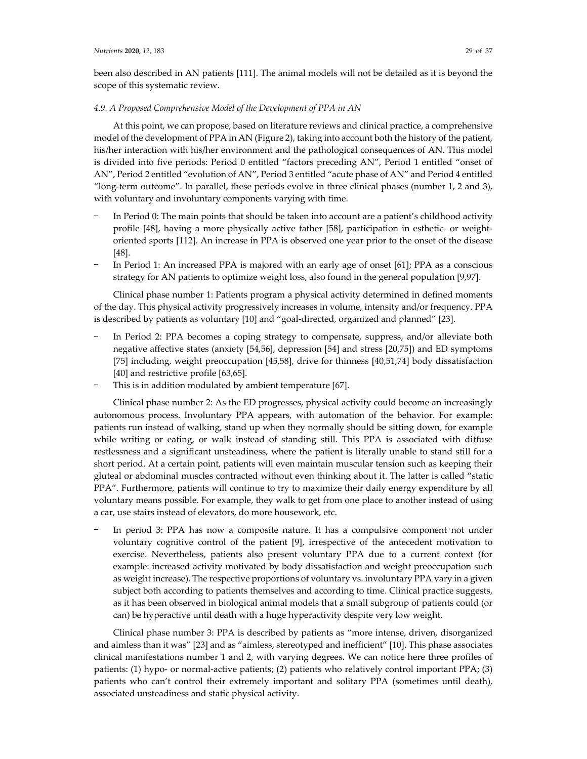been also described in AN patients [111]. The animal models will not be detailed as it is beyond the scope of this systematic review.

### *4.9. A Proposed Comprehensive Model of the Development of PPA in AN*

At this point, we can propose, based on literature reviews and clinical practice, a comprehensive model of the development of PPA in AN (Figure 2), taking into account both the history of the patient, his/her interaction with his/her environment and the pathological consequences of AN. This model is divided into five periods: Period 0 entitled "factors preceding AN", Period 1 entitled "onset of AN", Period 2 entitled "evolution of AN", Period 3 entitled "acute phase of AN" and Period 4 entitled "long-term outcome". In parallel, these periods evolve in three clinical phases (number 1, 2 and 3), with voluntary and involuntary components varying with time.

- In Period 0: The main points that should be taken into account are a patient's childhood activity profile [48], having a more physically active father [58], participation in esthetic- or weight-oriented sports [112]. An increase in PPA is observed one year prior to the onset of the disease [48].
- In Period 1: An increased PPA is majored with an early age of onset [61]; PPA as a conscious strategy for AN patients to optimize weight loss, also found in the general population [9,97].

Clinical phase number 1: Patients program a physical activity determined in defined moments of the day. This physical activity progressively increases in volume, intensity and/or frequency. PPA is described by patients as voluntary [10] and "goal-directed, organized and planned" [23].

- In Period 2: PPA becomes a coping strategy to compensate, suppress, and/or alleviate both negative affective states (anxiety [54,56], depression [54] and stress [20,75]) and ED symptoms [75] including, weight preoccupation [45,58], drive for thinness [40,51,74] body dissatisfaction [40] and restrictive profile [63,65].
- This is in addition modulated by ambient temperature [67].

Clinical phase number 2: As the ED progresses, physical activity could become an increasingly autonomous process. Involuntary PPA appears, with automation of the behavior. For example: patients run instead of walking, stand up when they normally should be sitting down, for example while writing or eating, or walk instead of standing still. This PPA is associated with diffuse restlessness and a significant unsteadiness, where the patient is literally unable to stand still for a short period. At a certain point, patients will even maintain muscular tension such as keeping their gluteal or abdominal muscles contracted without even thinking about it. The latter is called "static PPA". Furthermore, patients will continue to try to maximize their daily energy expenditure by all voluntary means possible. For example, they walk to get from one place to another instead of using a car, use stairs instead of elevators, do more housework, etc.

- In period 3: PPA has now a composite nature. It has a compulsive component not under voluntary cognitive control of the patient [9], irrespective of the antecedent motivation to exercise. Nevertheless, patients also present voluntary PPA due to a current context (for example: increased activity motivated by body dissatisfaction and weight preoccupation such as weight increase). The respective proportions of voluntary vs. involuntary PPA vary in a given subject both according to patients themselves and according to time. Clinical practice suggests, as it has been observed in biological animal models that a small subgroup of patients could (or can) be hyperactive until death with a huge hyperactivity despite very low weight.

Clinical phase number 3: PPA is described by patients as "more intense, driven, disorganized and aimless than it was" [23] and as "aimless, stereotyped and inefficient" [10]. This phase associates clinical manifestations number 1 and 2, with varying degrees. We can notice here three profiles of patients: (1) hypo- or normal-active patients; (2) patients who relatively control important PPA; (3) patients who can't control their extremely important and solitary PPA (sometimes until death), associated unsteadiness and static physical activity.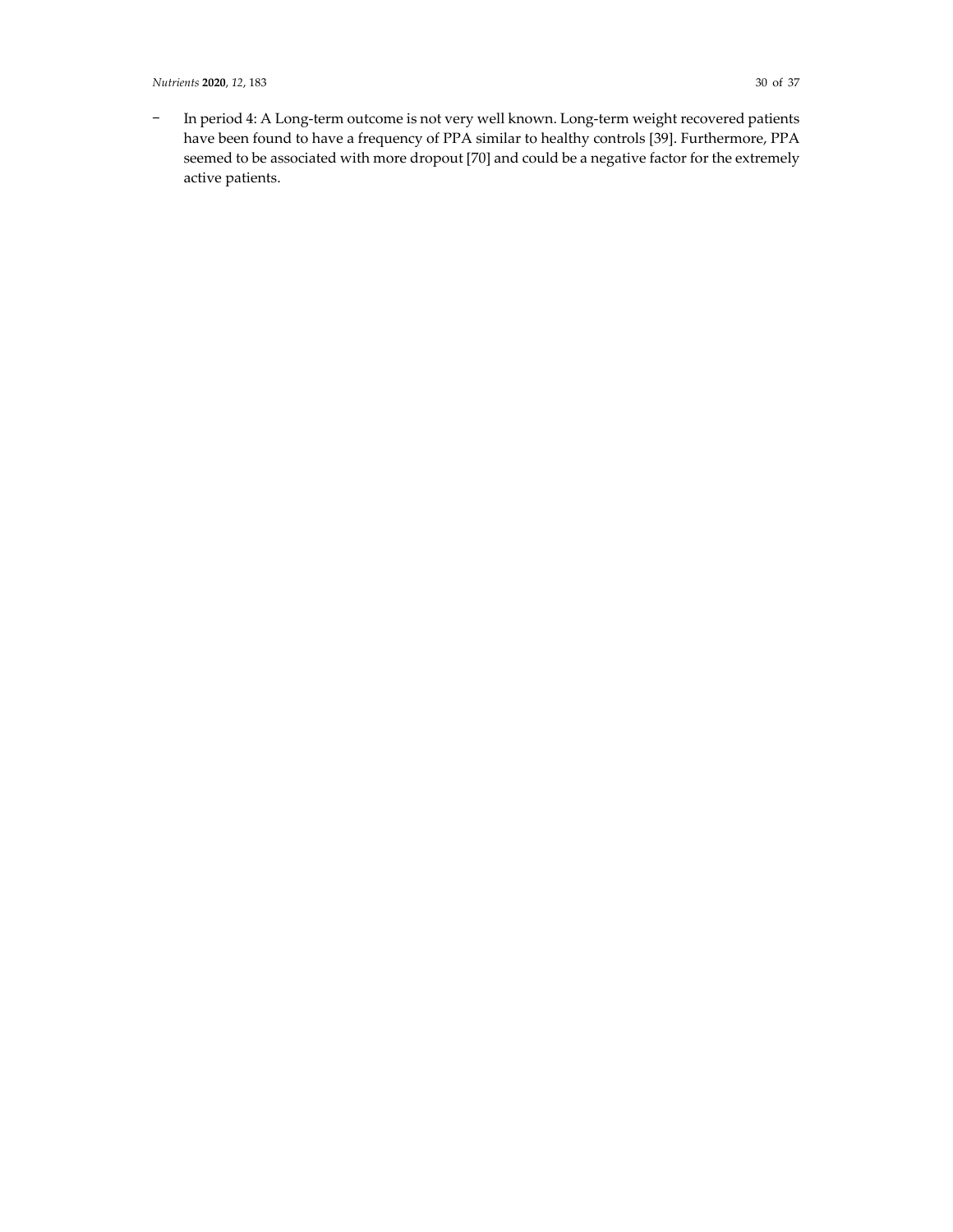- In period 4: A Long-term outcome is not very well known. Long-term weight recovered patients have been found to have a frequency of PPA similar to healthy controls [39]. Furthermore, PPA seemed to be associated with more dropout [70] and could be a negative factor for the extremely active patients.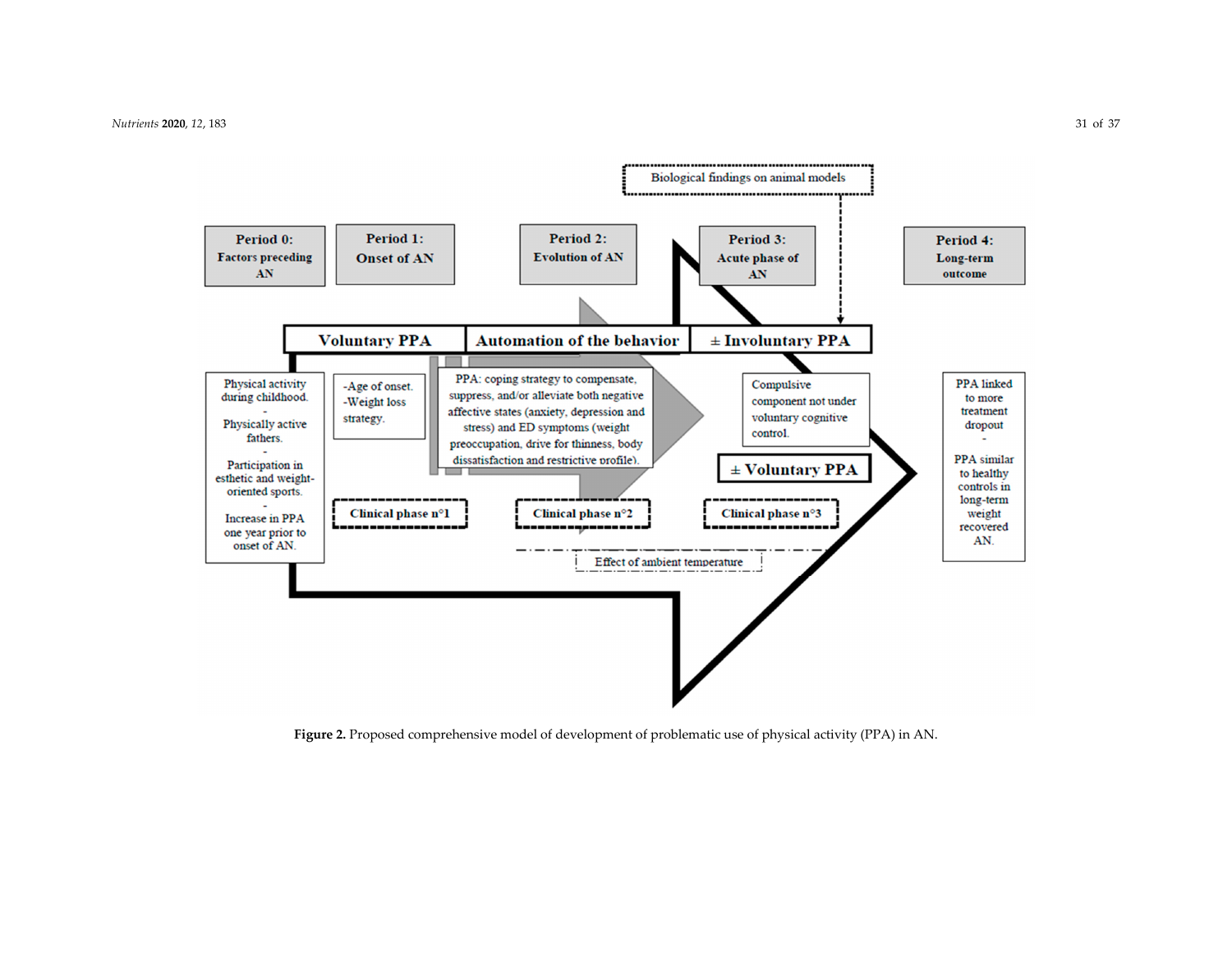Biological findings on animal models

Period 0: Factors preceding AN

Period 1: Onset of AN

Period 2: Evolution of AN

Period 3: Acute phase of AN

Period 4: Long-term outcome

Voluntary PPA

Automation of the behavior

± Involuntary PPA

Physical activity during childhood.
-
Physically active fathers.
-
Participation in esthetic and weight-oriented sports.
-
Increase in PPA one year prior to onset of AN.

-Age of onset.
-Weight loss strategy.

PPA: coping strategy to compensate, suppress, and/or alleviate both negative affective states (anxiety, depression and stress) and ED symptoms (weight preoccupation, drive for thinness, body dissatisfaction and restrictive profile).

Compulsive component not under voluntary cognitive control.

± Voluntary PPA

PPA linked to more treatment dropout
-
PPA similar to healthy controls in long-term weight recovered AN.

Clinical phase n°1

Clinical phase n°2

Clinical phase n°3

Effect of ambient temperature

**Figure 2.** Proposed comprehensive model of development of problematic use of physical activity (PPA) in AN.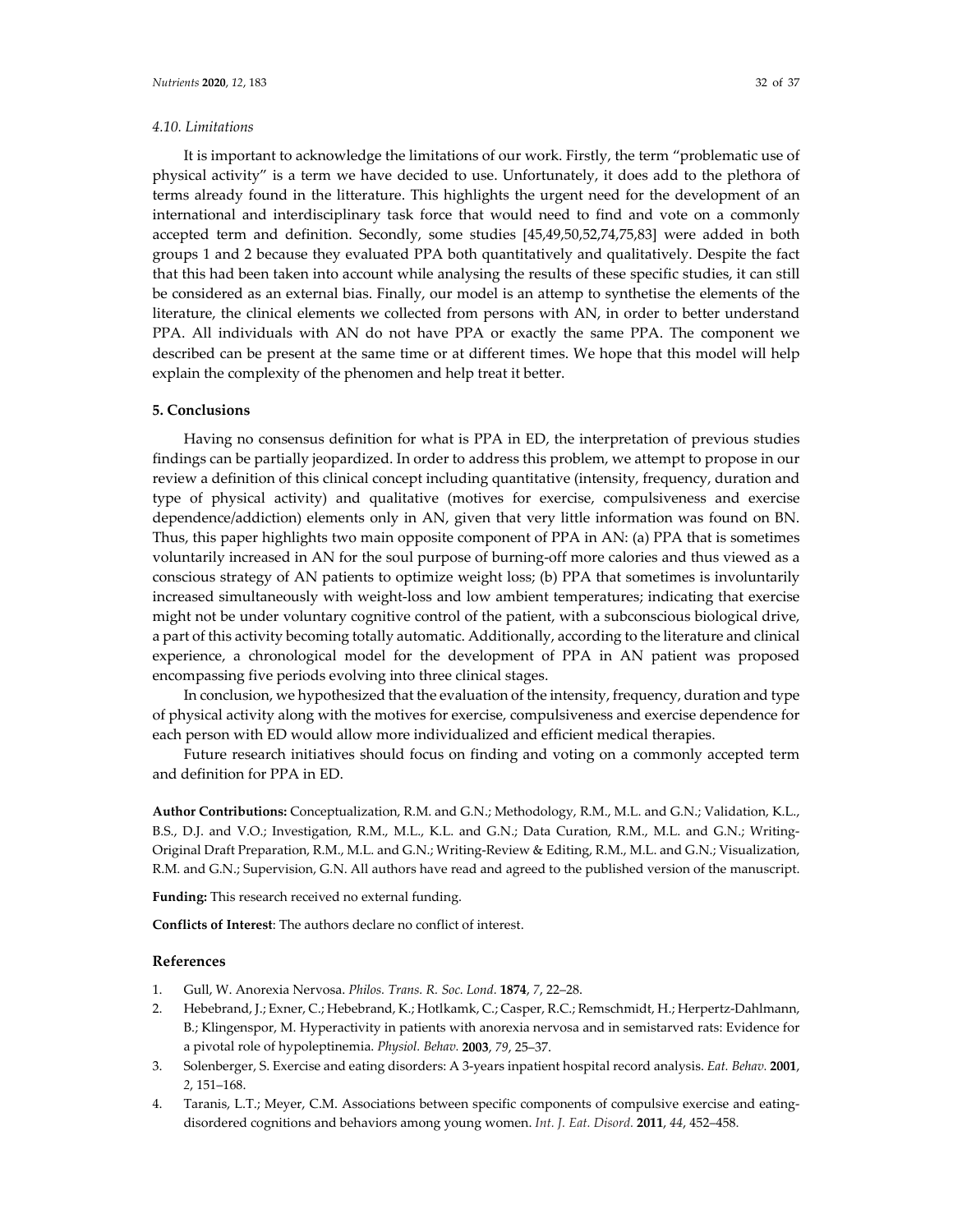### 4.10. Limitations

It is important to acknowledge the limitations of our work. Firstly, the term "problematic use of physical activity" is a term we have decided to use. Unfortunately, it does add to the plethora of terms already found in the litterature. This highlights the urgent need for the development of an international and interdisciplinary task force that would need to find and vote on a commonly accepted term and definition. Secondly, some studies [45,49,50,52,74,75,83] were added in both groups 1 and 2 because they evaluated PPA both quantitatively and qualitatively. Despite the fact that this had been taken into account while analysing the results of these specific studies, it can still be considered as an external bias. Finally, our model is an attemp to synthetise the elements of the literature, the clinical elements we collected from persons with AN, in order to better understand PPA. All individuals with AN do not have PPA or exactly the same PPA. The component we described can be present at the same time or at different times. We hope that this model will help explain the complexity of the phenomen and help treat it better.

## 5. Conclusions

Having no consensus definition for what is PPA in ED, the interpretation of previous studies findings can be partially jeopardized. In order to address this problem, we attempt to propose in our review a definition of this clinical concept including quantitative (intensity, frequency, duration and type of physical activity) and qualitative (motives for exercise, compulsiveness and exercise dependence/addiction) elements only in AN, given that very little information was found on BN. Thus, this paper highlights two main opposite component of PPA in AN: (a) PPA that is sometimes voluntarily increased in AN for the soul purpose of burning-off more calories and thus viewed as a conscious strategy of AN patients to optimize weight loss; (b) PPA that sometimes is involuntarily increased simultaneously with weight-loss and low ambient temperatures; indicating that exercise might not be under voluntary cognitive control of the patient, with a subconscious biological drive, a part of this activity becoming totally automatic. Additionally, according to the literature and clinical experience, a chronological model for the development of PPA in AN patient was proposed encompassing five periods evolving into three clinical stages.

In conclusion, we hypothesized that the evaluation of the intensity, frequency, duration and type of physical activity along with the motives for exercise, compulsiveness and exercise dependence for each person with ED would allow more individualized and efficient medical therapies.

Future research initiatives should focus on finding and voting on a commonly accepted term and definition for PPA in ED.

**Author Contributions:** Conceptualization, R.M. and G.N.; Methodology, R.M., M.L. and G.N.; Validation, K.L., B.S., D.J. and V.O.; Investigation, R.M., M.L., K.L. and G.N.; Data Curation, R.M., M.L. and G.N.; Writing-Original Draft Preparation, R.M., M.L. and G.N.; Writing-Review & Editing, R.M., M.L. and G.N.; Visualization, R.M. and G.N.; Supervision, G.N. All authors have read and agreed to the published version of the manuscript.

**Funding:** This research received no external funding.

**Conflicts of Interest**: The authors declare no conflict of interest.

## References

1. Gull, W. Anorexia Nervosa. *Philos. Trans. R. Soc. Lond.* **1874**, *7*, 22–28.
2. Hebebrand, J.; Exner, C.; Hebebrand, K.; Hotlkamk, C.; Casper, R.C.; Remschmidt, H.; Herpertz-Dahlmann, B.; Klingenspor, M. Hyperactivity in patients with anorexia nervosa and in semistarved rats: Evidence for a pivotal role of hypoleptinemia. *Physiol. Behav.* **2003**, *79*, 25–37.
3. Solenberger, S. Exercise and eating disorders: A 3-years inpatient hospital record analysis. *Eat. Behav.* **2001**, *2*, 151–168.
4. Taranis, L.T.; Meyer, C.M. Associations between specific components of compulsive exercise and eating-disordered cognitions and behaviors among young women. *Int. J. Eat. Disord.* **2011**, *44*, 452–458.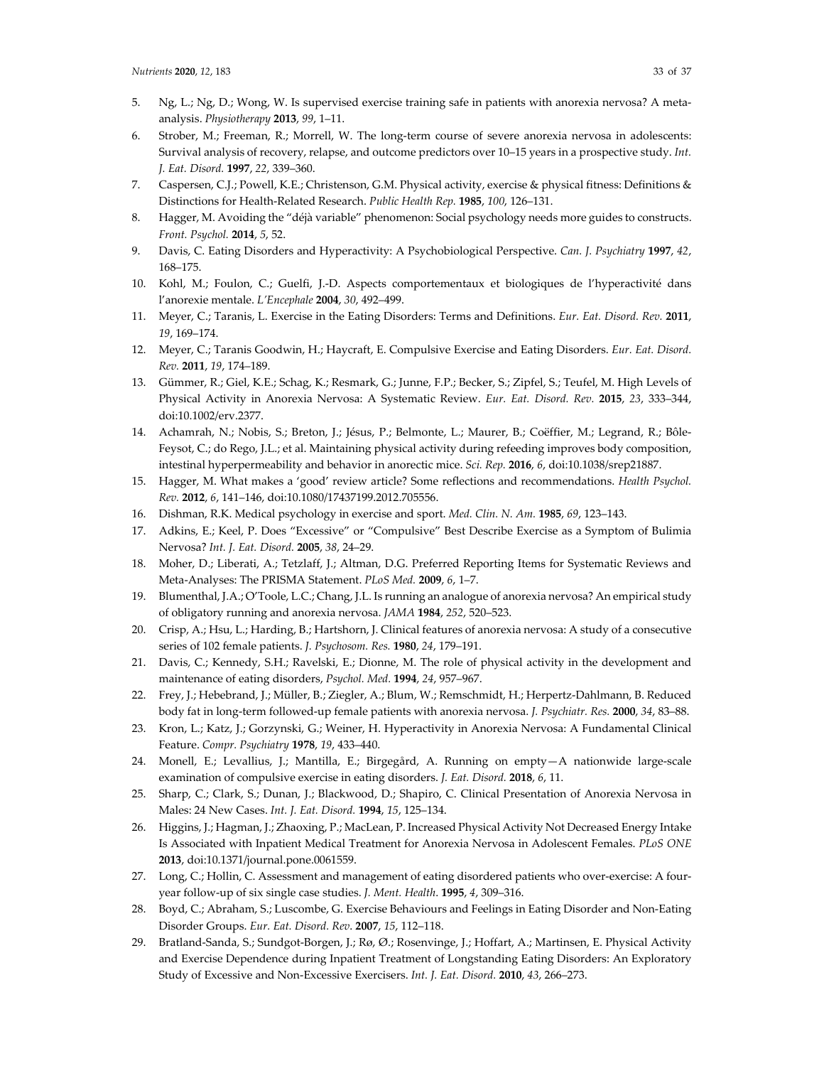5. Ng, L.; Ng, D.; Wong, W. Is supervised exercise training safe in patients with anorexia nervosa? A meta-analysis. *Physiotherapy* **2013**, *99*, 1–11.
6. Strober, M.; Freeman, R.; Morrell, W. The long-term course of severe anorexia nervosa in adolescents: Survival analysis of recovery, relapse, and outcome predictors over 10–15 years in a prospective study. *Int. J. Eat. Disord.* **1997**, *22*, 339–360.
7. Caspersen, C.J.; Powell, K.E.; Christenson, G.M. Physical activity, exercise & physical fitness: Definitions & Distinctions for Health-Related Research. *Public Health Rep.* **1985**, *100*, 126–131.
8. Hagger, M. Avoiding the "déjà variable" phenomenon: Social psychology needs more guides to constructs. *Front. Psychol.* **2014**, *5*, 52.
9. Davis, C. Eating Disorders and Hyperactivity: A Psychobiological Perspective. *Can. J. Psychiatry* **1997**, *42*, 168–175.
10. Kohl, M.; Foulon, C.; Guelfi, J.-D. Aspects comportementaux et biologiques de l'hyperactivité dans l'anorexie mentale. *L'Encephale* **2004**, *30*, 492–499.
11. Meyer, C.; Taranis, L. Exercise in the Eating Disorders: Terms and Definitions. *Eur. Eat. Disord. Rev.* **2011**, *19*, 169–174.
12. Meyer, C.; Taranis Goodwin, H.; Haycraft, E. Compulsive Exercise and Eating Disorders. *Eur. Eat. Disord. Rev.* **2011**, *19*, 174–189.
13. Gümmer, R.; Giel, K.E.; Schag, K.; Resmark, G.; Junne, F.P.; Becker, S.; Zipfel, S.; Teufel, M. High Levels of Physical Activity in Anorexia Nervosa: A Systematic Review. *Eur. Eat. Disord. Rev.* **2015**, *23*, 333–344, doi:10.1002/erv.2377.
14. Achamrah, N.; Nobis, S.; Breton, J.; Jésus, P.; Belmonte, L.; Maurer, B.; Coëffier, M.; Legrand, R.; Bôle-Feysot, C.; do Rego, J.L.; et al. Maintaining physical activity during refeeding improves body composition, intestinal hyperpermeability and behavior in anorectic mice. *Sci. Rep.* **2016**, *6*, doi:10.1038/srep21887.
15. Hagger, M. What makes a 'good' review article? Some reflections and recommendations. *Health Psychol. Rev.* **2012**, *6*, 141–146, doi:10.1080/17437199.2012.705556.
16. Dishman, R.K. Medical psychology in exercise and sport. *Med. Clin. N. Am.* **1985**, *69*, 123–143.
17. Adkins, E.; Keel, P. Does "Excessive" or "Compulsive" Best Describe Exercise as a Symptom of Bulimia Nervosa? *Int. J. Eat. Disord.* **2005**, *38*, 24–29.
18. Moher, D.; Liberati, A.; Tetzlaff, J.; Altman, D.G. Preferred Reporting Items for Systematic Reviews and Meta-Analyses: The PRISMA Statement. *PLoS Med.* **2009**, *6*, 1–7.
19. Blumenthal, J.A.; O'Toole, L.C.; Chang, J.L. Is running an analogue of anorexia nervosa? An empirical study of obligatory running and anorexia nervosa. *JAMA* **1984**, *252*, 520–523.
20. Crisp, A.; Hsu, L.; Harding, B.; Hartshorn, J. Clinical features of anorexia nervosa: A study of a consecutive series of 102 female patients. *J. Psychosom. Res.* **1980**, *24*, 179–191.
21. Davis, C.; Kennedy, S.H.; Ravelski, E.; Dionne, M. The role of physical activity in the development and maintenance of eating disorders, *Psychol. Med.* **1994**, *24*, 957–967.
22. Frey, J.; Hebebrand, J.; Müller, B.; Ziegler, A.; Blum, W.; Remschmidt, H.; Herpertz-Dahlmann, B. Reduced body fat in long-term followed-up female patients with anorexia nervosa. *J. Psychiatr. Res.* **2000**, *34*, 83–88.
23. Kron, L.; Katz, J.; Gorzynski, G.; Weiner, H. Hyperactivity in Anorexia Nervosa: A Fundamental Clinical Feature. *Compr. Psychiatry* **1978**, *19*, 433–440.
24. Monell, E.; Levallius, J.; Mantilla, E.; Birgegård, A. Running on empty—A nationwide large-scale examination of compulsive exercise in eating disorders. *J. Eat. Disord.* **2018**, *6*, 11.
25. Sharp, C.; Clark, S.; Dunan, J.; Blackwood, D.; Shapiro, C. Clinical Presentation of Anorexia Nervosa in Males: 24 New Cases. *Int. J. Eat. Disord.* **1994**, *15*, 125–134.
26. Higgins, J.; Hagman, J.; Zhaoxing, P.; MacLean, P. Increased Physical Activity Not Decreased Energy Intake Is Associated with Inpatient Medical Treatment for Anorexia Nervosa in Adolescent Females. *PLoS ONE* **2013**, doi:10.1371/journal.pone.0061559.
27. Long, C.; Hollin, C. Assessment and management of eating disordered patients who over-exercise: A four-year follow-up of six single case studies. *J. Ment. Health.* **1995**, *4*, 309–316.
28. Boyd, C.; Abraham, S.; Luscombe, G. Exercise Behaviours and Feelings in Eating Disorder and Non-Eating Disorder Groups. *Eur. Eat. Disord. Rev*. **2007**, *15*, 112–118.
29. Bratland-Sanda, S.; Sundgot-Borgen, J.; Rø, Ø.; Rosenvinge, J.; Hoffart, A.; Martinsen, E. Physical Activity and Exercise Dependence during Inpatient Treatment of Longstanding Eating Disorders: An Exploratory Study of Excessive and Non-Excessive Exercisers. *Int. J. Eat. Disord.* **2010**, *43*, 266–273.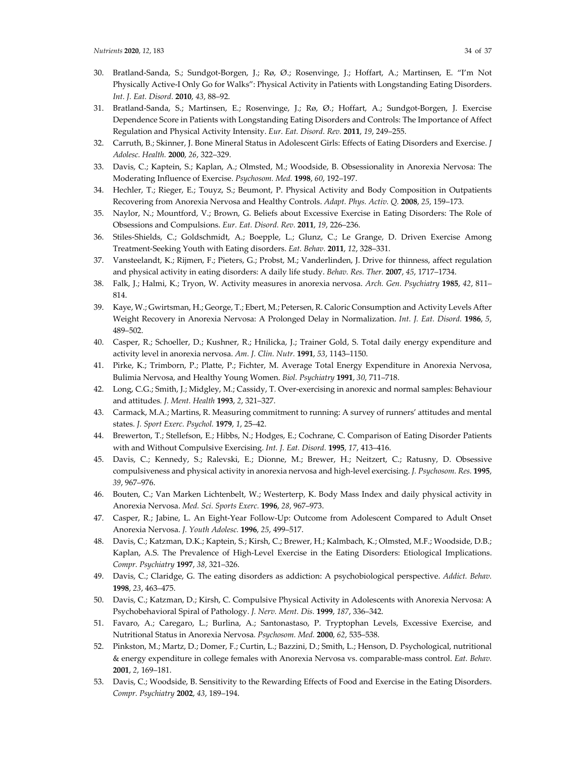30. Bratland-Sanda, S.; Sundgot-Borgen, J.; Rø, Ø.; Rosenvinge, J.; Hoffart, A.; Martinsen, E. "I'm Not Physically Active-I Only Go for Walks": Physical Activity in Patients with Longstanding Eating Disorders. *Int. J. Eat. Disord.* **2010**, *43*, 88–92.
31. Bratland-Sanda, S.; Martinsen, E.; Rosenvinge, J.; Rø, Ø.; Hoffart, A.; Sundgot-Borgen, J. Exercise Dependence Score in Patients with Longstanding Eating Disorders and Controls: The Importance of Affect Regulation and Physical Activity Intensity. *Eur. Eat. Disord. Rev.* **2011**, *19*, 249–255.
32. Carruth, B.; Skinner, J. Bone Mineral Status in Adolescent Girls: Effects of Eating Disorders and Exercise. *J Adolesc. Health.* **2000**, *26*, 322–329.
33. Davis, C.; Kaptein, S.; Kaplan, A.; Olmsted, M.; Woodside, B. Obsessionality in Anorexia Nervosa: The Moderating Influence of Exercise. *Psychosom. Med.* **1998**, *60*, 192–197.
34. Hechler, T.; Rieger, E.; Touyz, S.; Beumont, P. Physical Activity and Body Composition in Outpatients Recovering from Anorexia Nervosa and Healthy Controls. *Adapt. Phys. Activ. Q.* **2008**, *25*, 159–173.
35. Naylor, N.; Mountford, V.; Brown, G. Beliefs about Excessive Exercise in Eating Disorders: The Role of Obsessions and Compulsions. *Eur. Eat. Disord. Rev.* **2011**, *19*, 226–236.
36. Stiles-Shields, C.; Goldschmidt, A.; Boepple, L.; Glunz, C.; Le Grange, D. Driven Exercise Among Treatment-Seeking Youth with Eating disorders. *Eat. Behav.* **2011**, *12*, 328–331.
37. Vansteelandt, K.; Rijmen, F.; Pieters, G.; Probst, M.; Vanderlinden, J. Drive for thinness, affect regulation and physical activity in eating disorders: A daily life study. *Behav. Res. Ther.* **2007**, *45*, 1717–1734.
38. Falk, J.; Halmi, K.; Tryon, W. Activity measures in anorexia nervosa. *Arch. Gen. Psychiatry* **1985**, *42*, 811–814.
39. Kaye, W.; Gwirtsman, H.; George, T.; Ebert, M.; Petersen, R. Caloric Consumption and Activity Levels After Weight Recovery in Anorexia Nervosa: A Prolonged Delay in Normalization. *Int. J. Eat. Disord.* **1986**, *5*, 489–502.
40. Casper, R.; Schoeller, D.; Kushner, R.; Hnilicka, J.; Trainer Gold, S. Total daily energy expenditure and activity level in anorexia nervosa. *Am. J. Clin. Nutr.* **1991**, *53*, 1143–1150.
41. Pirke, K.; Trimborn, P.; Platte, P.; Fichter, M. Average Total Energy Expenditure in Anorexia Nervosa, Bulimia Nervosa, and Healthy Young Women. *Biol. Psychiatry* **1991**, *30*, 711–718.
42. Long, C.G.; Smith, J.; Midgley, M.; Cassidy, T. Over-exercising in anorexic and normal samples: Behaviour and attitudes. *J. Ment. Health* **1993**, *2*, 321–327.
43. Carmack, M.A.; Martins, R. Measuring commitment to running: A survey of runners' attitudes and mental states. *J. Sport Exerc. Psychol.* **1979**, *1*, 25–42.
44. Brewerton, T.; Stellefson, E.; Hibbs, N.; Hodges, E.; Cochrane, C. Comparison of Eating Disorder Patients with and Without Compulsive Exercising. *Int. J. Eat. Disord.* **1995**, *17*, 413–416.
45. Davis, C.; Kennedy, S.; Ralevski, E.; Dionne, M.; Brewer, H.; Neitzert, C.; Ratusny, D. Obsessive compulsiveness and physical activity in anorexia nervosa and high-level exercising. *J. Psychosom. Res.* **1995**, *39*, 967–976.
46. Bouten, C.; Van Marken Lichtenbelt, W.; Westerterp, K. Body Mass Index and daily physical activity in Anorexia Nervosa. *Med. Sci. Sports Exerc.* **1996**, *28*, 967–973.
47. Casper, R.; Jabine, L. An Eight-Year Follow-Up: Outcome from Adolescent Compared to Adult Onset Anorexia Nervosa. *J. Youth Adolesc.* **1996**, *25*, 499–517.
48. Davis, C.; Katzman, D.K.; Kaptein, S.; Kirsh, C.; Brewer, H.; Kalmbach, K.; Olmsted, M.F.; Woodside, D.B.; Kaplan, A.S. The Prevalence of High-Level Exercise in the Eating Disorders: Etiological Implications. *Compr. Psychiatry* **1997**, *38*, 321–326.
49. Davis, C.; Claridge, G. The eating disorders as addiction: A psychobiological perspective. *Addict. Behav.* **1998**, *23*, 463–475.
50. Davis, C.; Katzman, D.; Kirsh, C. Compulsive Physical Activity in Adolescents with Anorexia Nervosa: A Psychobehavioral Spiral of Pathology. *J. Nerv. Ment. Dis.* **1999**, *187*, 336–342.
51. Favaro, A.; Caregaro, L.; Burlina, A.; Santonastaso, P. Tryptophan Levels, Excessive Exercise, and Nutritional Status in Anorexia Nervosa. *Psychosom. Med.* **2000**, *62*, 535–538.
52. Pinkston, M.; Martz, D.; Domer, F.; Curtin, L.; Bazzini, D.; Smith, L.; Henson, D. Psychological, nutritional & energy expenditure in college females with Anorexia Nervosa vs. comparable-mass control. *Eat. Behav.* **2001**, *2*, 169–181.
53. Davis, C.; Woodside, B. Sensitivity to the Rewarding Effects of Food and Exercise in the Eating Disorders. *Compr. Psychiatry* **2002**, *43*, 189–194.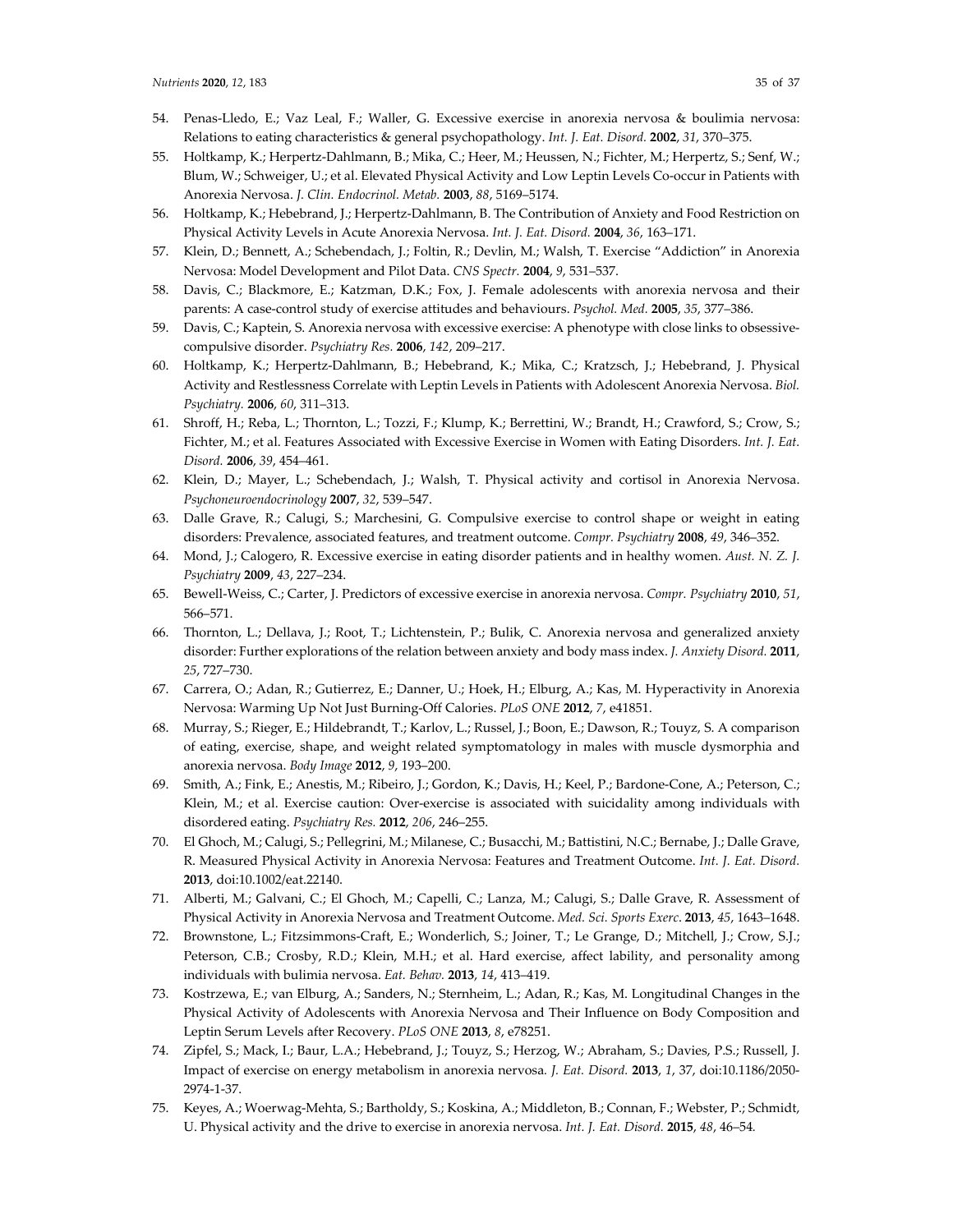54. Penas-Lledo, E.; Vaz Leal, F.; Waller, G. Excessive exercise in anorexia nervosa & boulimia nervosa: Relations to eating characteristics & general psychopathology. *Int. J. Eat. Disord.* **2002**, *31*, 370–375.
55. Holtkamp, K.; Herpertz-Dahlmann, B.; Mika, C.; Heer, M.; Heussen, N.; Fichter, M.; Herpertz, S.; Senf, W.; Blum, W.; Schweiger, U.; et al. Elevated Physical Activity and Low Leptin Levels Co-occur in Patients with Anorexia Nervosa. *J. Clin. Endocrinol. Metab.* **2003**, *88*, 5169–5174.
56. Holtkamp, K.; Hebebrand, J.; Herpertz-Dahlmann, B. The Contribution of Anxiety and Food Restriction on Physical Activity Levels in Acute Anorexia Nervosa. *Int. J. Eat. Disord.* **2004**, *36*, 163–171.
57. Klein, D.; Bennett, A.; Schebendach, J.; Foltin, R.; Devlin, M.; Walsh, T. Exercise "Addiction" in Anorexia Nervosa: Model Development and Pilot Data. *CNS Spectr.* **2004**, *9*, 531–537.
58. Davis, C.; Blackmore, E.; Katzman, D.K.; Fox, J. Female adolescents with anorexia nervosa and their parents: A case-control study of exercise attitudes and behaviours. *Psychol. Med.* **2005**, *35*, 377–386.
59. Davis, C.; Kaptein, S. Anorexia nervosa with excessive exercise: A phenotype with close links to obsessive-compulsive disorder. *Psychiatry Res.* **2006**, *142*, 209–217.
60. Holtkamp, K.; Herpertz-Dahlmann, B.; Hebebrand, K.; Mika, C.; Kratzsch, J.; Hebebrand, J. Physical Activity and Restlessness Correlate with Leptin Levels in Patients with Adolescent Anorexia Nervosa. *Biol. Psychiatry.* **2006**, *60*, 311–313.
61. Shroff, H.; Reba, L.; Thornton, L.; Tozzi, F.; Klump, K.; Berrettini, W.; Brandt, H.; Crawford, S.; Crow, S.; Fichter, M.; et al. Features Associated with Excessive Exercise in Women with Eating Disorders. *Int. J. Eat. Disord.* **2006**, *39*, 454–461.
62. Klein, D.; Mayer, L.; Schebendach, J.; Walsh, T. Physical activity and cortisol in Anorexia Nervosa. *Psychoneuroendocrinology* **2007**, *32*, 539–547.
63. Dalle Grave, R.; Calugi, S.; Marchesini, G. Compulsive exercise to control shape or weight in eating disorders: Prevalence, associated features, and treatment outcome. *Compr. Psychiatry* **2008**, *49*, 346–352.
64. Mond, J.; Calogero, R. Excessive exercise in eating disorder patients and in healthy women. *Aust. N. Z. J. Psychiatry* **2009**, *43*, 227–234.
65. Bewell-Weiss, C.; Carter, J. Predictors of excessive exercise in anorexia nervosa. *Compr. Psychiatry* **2010**, *51*, 566–571.
66. Thornton, L.; Dellava, J.; Root, T.; Lichtenstein, P.; Bulik, C. Anorexia nervosa and generalized anxiety disorder: Further explorations of the relation between anxiety and body mass index. *J. Anxiety Disord.* **2011**, *25*, 727–730.
67. Carrera, O.; Adan, R.; Gutierrez, E.; Danner, U.; Hoek, H.; Elburg, A.; Kas, M. Hyperactivity in Anorexia Nervosa: Warming Up Not Just Burning-Off Calories. *PLoS ONE* **2012**, *7*, e41851.
68. Murray, S.; Rieger, E.; Hildebrandt, T.; Karlov, L.; Russel, J.; Boon, E.; Dawson, R.; Touyz, S. A comparison of eating, exercise, shape, and weight related symptomatology in males with muscle dysmorphia and anorexia nervosa. *Body Image* **2012**, *9*, 193–200.
69. Smith, A.; Fink, E.; Anestis, M.; Ribeiro, J.; Gordon, K.; Davis, H.; Keel, P.; Bardone-Cone, A.; Peterson, C.; Klein, M.; et al. Exercise caution: Over-exercise is associated with suicidality among individuals with disordered eating. *Psychiatry Res.* **2012**, *206*, 246–255.
70. El Ghoch, M.; Calugi, S.; Pellegrini, M.; Milanese, C.; Busacchi, M.; Battistini, N.C.; Bernabe, J.; Dalle Grave, R. Measured Physical Activity in Anorexia Nervosa: Features and Treatment Outcome. *Int. J. Eat. Disord.* **2013**, doi:10.1002/eat.22140.
71. Alberti, M.; Galvani, C.; El Ghoch, M.; Capelli, C.; Lanza, M.; Calugi, S.; Dalle Grave, R. Assessment of Physical Activity in Anorexia Nervosa and Treatment Outcome. *Med. Sci. Sports Exerc*. **2013**, *45*, 1643–1648.
72. Brownstone, L.; Fitzsimmons-Craft, E.; Wonderlich, S.; Joiner, T.; Le Grange, D.; Mitchell, J.; Crow, S.J.; Peterson, C.B.; Crosby, R.D.; Klein, M.H.; et al. Hard exercise, affect lability, and personality among individuals with bulimia nervosa. *Eat. Behav.* **2013**, *14*, 413–419.
73. Kostrzewa, E.; van Elburg, A.; Sanders, N.; Sternheim, L.; Adan, R.; Kas, M. Longitudinal Changes in the Physical Activity of Adolescents with Anorexia Nervosa and Their Influence on Body Composition and Leptin Serum Levels after Recovery. *PLoS ONE* **2013**, *8*, e78251.
74. Zipfel, S.; Mack, I.; Baur, L.A.; Hebebrand, J.; Touyz, S.; Herzog, W.; Abraham, S.; Davies, P.S.; Russell, J. Impact of exercise on energy metabolism in anorexia nervosa. *J. Eat. Disord.* **2013**, *1*, 37, doi:10.1186/2050-2974-1-37.
75. Keyes, A.; Woerwag-Mehta, S.; Bartholdy, S.; Koskina, A.; Middleton, B.; Connan, F.; Webster, P.; Schmidt, U. Physical activity and the drive to exercise in anorexia nervosa. *Int. J. Eat. Disord.* **2015**, *48*, 46–54.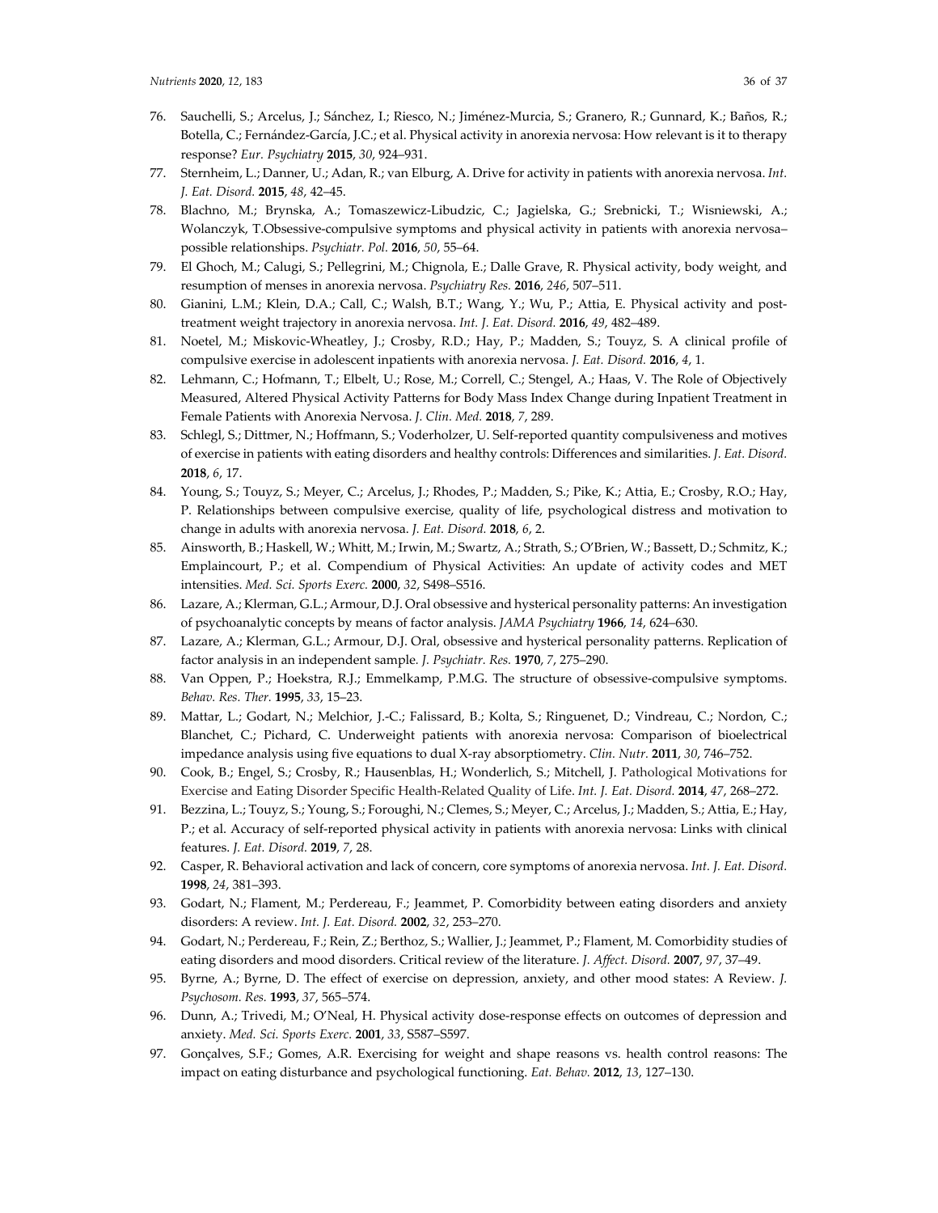76. Sauchelli, S.; Arcelus, J.; Sánchez, I.; Riesco, N.; Jiménez-Murcia, S.; Granero, R.; Gunnard, K.; Baños, R.; Botella, C.; Fernández-García, J.C.; et al. Physical activity in anorexia nervosa: How relevant is it to therapy response? *Eur. Psychiatry* **2015**, *30*, 924–931.
77. Sternheim, L.; Danner, U.; Adan, R.; van Elburg, A. Drive for activity in patients with anorexia nervosa. *Int. J. Eat. Disord.* **2015**, *48*, 42–45.
78. Blachno, M.; Brynska, A.; Tomaszewicz-Libudzic, C.; Jagielska, G.; Srebnicki, T.; Wisniewski, A.; Wolanczyk, T.Obsessive-compulsive symptoms and physical activity in patients with anorexia nervosa–possible relationships. *Psychiatr. Pol.* **2016**, *50*, 55–64.
79. El Ghoch, M.; Calugi, S.; Pellegrini, M.; Chignola, E.; Dalle Grave, R. Physical activity, body weight, and resumption of menses in anorexia nervosa. *Psychiatry Res.* **2016**, *246*, 507–511.
80. Gianini, L.M.; Klein, D.A.; Call, C.; Walsh, B.T.; Wang, Y.; Wu, P.; Attia, E. Physical activity and post-treatment weight trajectory in anorexia nervosa. *Int. J. Eat. Disord.* **2016**, *49*, 482–489.
81. Noetel, M.; Miskovic-Wheatley, J.; Crosby, R.D.; Hay, P.; Madden, S.; Touyz, S. A clinical profile of compulsive exercise in adolescent inpatients with anorexia nervosa. *J. Eat. Disord.* **2016**, *4*, 1.
82. Lehmann, C.; Hofmann, T.; Elbelt, U.; Rose, M.; Correll, C.; Stengel, A.; Haas, V. The Role of Objectively Measured, Altered Physical Activity Patterns for Body Mass Index Change during Inpatient Treatment in Female Patients with Anorexia Nervosa. *J. Clin. Med.* **2018**, *7*, 289.
83. Schlegl, S.; Dittmer, N.; Hoffmann, S.; Voderholzer, U. Self-reported quantity compulsiveness and motives of exercise in patients with eating disorders and healthy controls: Differences and similarities. *J. Eat. Disord.* **2018**, *6*, 17.
84. Young, S.; Touyz, S.; Meyer, C.; Arcelus, J.; Rhodes, P.; Madden, S.; Pike, K.; Attia, E.; Crosby, R.O.; Hay, P. Relationships between compulsive exercise, quality of life, psychological distress and motivation to change in adults with anorexia nervosa. *J. Eat. Disord.* **2018**, *6*, 2.
85. Ainsworth, B.; Haskell, W.; Whitt, M.; Irwin, M.; Swartz, A.; Strath, S.; O'Brien, W.; Bassett, D.; Schmitz, K.; Emplaincourt, P.; et al. Compendium of Physical Activities: An update of activity codes and MET intensities. *Med. Sci. Sports Exerc.* **2000**, *32*, S498–S516.
86. Lazare, A.; Klerman, G.L.; Armour, D.J. Oral obsessive and hysterical personality patterns: An investigation of psychoanalytic concepts by means of factor analysis. *JAMA Psychiatry* **1966**, *14*, 624–630.
87. Lazare, A.; Klerman, G.L.; Armour, D.J. Oral, obsessive and hysterical personality patterns. Replication of factor analysis in an independent sample. *J. Psychiatr. Res.* **1970**, *7*, 275–290.
88. Van Oppen, P.; Hoekstra, R.J.; Emmelkamp, P.M.G. The structure of obsessive-compulsive symptoms. *Behav. Res. Ther.* **1995**, *33*, 15–23.
89. Mattar, L.; Godart, N.; Melchior, J.-C.; Falissard, B.; Kolta, S.; Ringuenet, D.; Vindreau, C.; Nordon, C.; Blanchet, C.; Pichard, C. Underweight patients with anorexia nervosa: Comparison of bioelectrical impedance analysis using five equations to dual X-ray absorptiometry. *Clin. Nutr.* **2011**, *30*, 746–752.
90. Cook, B.; Engel, S.; Crosby, R.; Hausenblas, H.; Wonderlich, S.; Mitchell, J. Pathological Motivations for Exercise and Eating Disorder Specific Health-Related Quality of Life. *Int. J. Eat. Disord.* **2014**, *47*, 268–272.
91. Bezzina, L.; Touyz, S.; Young, S.; Foroughi, N.; Clemes, S.; Meyer, C.; Arcelus, J.; Madden, S.; Attia, E.; Hay, P.; et al. Accuracy of self-reported physical activity in patients with anorexia nervosa: Links with clinical features. *J. Eat. Disord.* **2019**, *7*, 28.
92. Casper, R. Behavioral activation and lack of concern, core symptoms of anorexia nervosa. *Int. J. Eat. Disord.* **1998**, *24*, 381–393.
93. Godart, N.; Flament, M.; Perdereau, F.; Jeammet, P. Comorbidity between eating disorders and anxiety disorders: A review. *Int. J. Eat. Disord.* **2002**, *32*, 253–270.
94. Godart, N.; Perdereau, F.; Rein, Z.; Berthoz, S.; Wallier, J.; Jeammet, P.; Flament, M. Comorbidity studies of eating disorders and mood disorders. Critical review of the literature. *J. Affect. Disord.* **2007**, *97*, 37–49.
95. Byrne, A.; Byrne, D. The effect of exercise on depression, anxiety, and other mood states: A Review. *J. Psychosom. Res.* **1993**, *37*, 565–574.
96. Dunn, A.; Trivedi, M.; O'Neal, H. Physical activity dose-response effects on outcomes of depression and anxiety. *Med. Sci. Sports Exerc.* **2001**, *33*, S587–S597.
97. Gonçalves, S.F.; Gomes, A.R. Exercising for weight and shape reasons vs. health control reasons: The impact on eating disturbance and psychological functioning. *Eat. Behav.* **2012**, *13*, 127–130.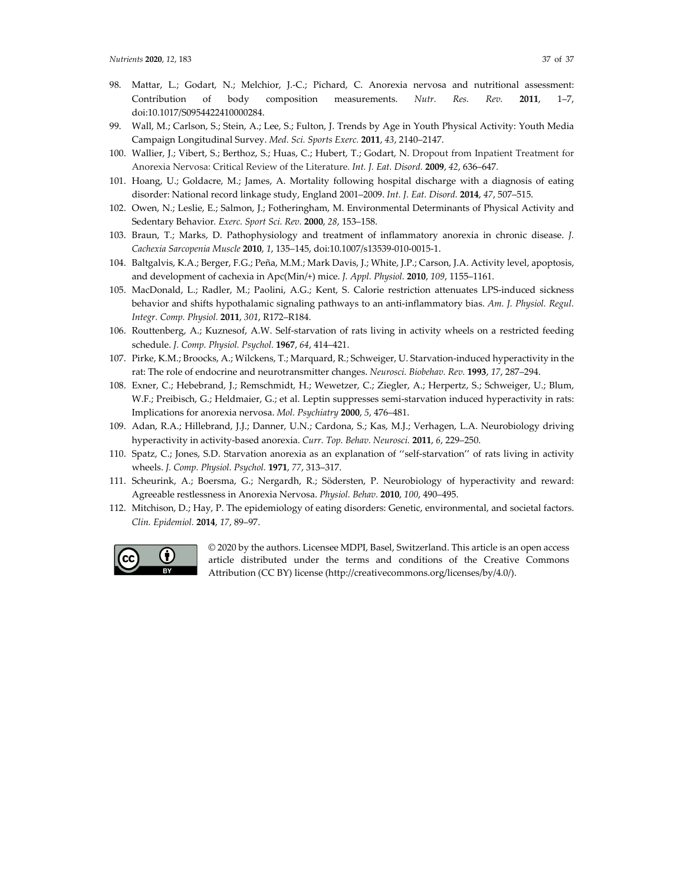98. Mattar, L.; Godart, N.; Melchior, J.-C.; Pichard, C. Anorexia nervosa and nutritional assessment: Contribution of body composition measurements. *Nutr. Res. Rev.* **2011**, 1–7, doi:10.1017/S0954422410000284.
99. Wall, M.; Carlson, S.; Stein, A.; Lee, S.; Fulton, J. Trends by Age in Youth Physical Activity: Youth Media Campaign Longitudinal Survey. *Med. Sci. Sports Exerc.* **2011**, *43*, 2140–2147.
100. Wallier, J.; Vibert, S.; Berthoz, S.; Huas, C.; Hubert, T.; Godart, N. Dropout from Inpatient Treatment for Anorexia Nervosa: Critical Review of the Literature. *Int. J. Eat. Disord.* **2009**, *42*, 636–647.
101. Hoang, U.; Goldacre, M.; James, A. Mortality following hospital discharge with a diagnosis of eating disorder: National record linkage study, England 2001–2009. *Int. J. Eat. Disord.* **2014**, *47*, 507–515.
102. Owen, N.; Leslie, E.; Salmon, J.; Fotheringham, M. Environmental Determinants of Physical Activity and Sedentary Behavior. *Exerc. Sport Sci. Rev.* **2000**, *28*, 153–158.
103. Braun, T.; Marks, D. Pathophysiology and treatment of inflammatory anorexia in chronic disease. *J. Cachexia Sarcopenia Muscle* **2010**, *1*, 135–145, doi:10.1007/s13539-010-0015-1.
104. Baltgalvis, K.A.; Berger, F.G.; Peña, M.M.; Mark Davis, J.; White, J.P.; Carson, J.A. Activity level, apoptosis, and development of cachexia in Apc(Min/+) mice. *J. Appl. Physiol.* **2010**, *109*, 1155–1161.
105. MacDonald, L.; Radler, M.; Paolini, A.G.; Kent, S. Calorie restriction attenuates LPS-induced sickness behavior and shifts hypothalamic signaling pathways to an anti-inflammatory bias. *Am. J. Physiol. Regul. Integr. Comp. Physiol.* **2011**, *301*, R172–R184.
106. Routtenberg, A.; Kuznesof, A.W. Self-starvation of rats living in activity wheels on a restricted feeding schedule. *J. Comp. Physiol. Psychol.* **1967**, *64*, 414–421.
107. Pirke, K.M.; Broocks, A.; Wilckens, T.; Marquard, R.; Schweiger, U. Starvation-induced hyperactivity in the rat: The role of endocrine and neurotransmitter changes. *Neurosci. Biobehav. Rev.* **1993**, *17*, 287–294.
108. Exner, C.; Hebebrand, J.; Remschmidt, H.; Wewetzer, C.; Ziegler, A.; Herpertz, S.; Schweiger, U.; Blum, W.F.; Preibisch, G.; Heldmaier, G.; et al. Leptin suppresses semi-starvation induced hyperactivity in rats: Implications for anorexia nervosa. *Mol. Psychiatry* **2000**, *5*, 476–481.
109. Adan, R.A.; Hillebrand, J.J.; Danner, U.N.; Cardona, S.; Kas, M.J.; Verhagen, L.A. Neurobiology driving hyperactivity in activity-based anorexia. *Curr. Top. Behav. Neurosci.* **2011**, *6*, 229–250.
110. Spatz, C.; Jones, S.D. Starvation anorexia as an explanation of ''self-starvation'' of rats living in activity wheels. *J. Comp. Physiol. Psychol.* **1971**, *77*, 313–317.
111. Scheurink, A.; Boersma, G.; Nergardh, R.; Södersten, P. Neurobiology of hyperactivity and reward: Agreeable restlessness in Anorexia Nervosa. *Physiol. Behav.* **2010**, *100*, 490–495.
112. Mitchison, D.; Hay, P. The epidemiology of eating disorders: Genetic, environmental, and societal factors. *Clin. Epidemiol.* **2014**, *17*, 89–97.

© 2020 by the authors. Licensee MDPI, Basel, Switzerland. This article is an open access article distributed under the terms and conditions of the Creative Commons Attribution (CC BY) license (http://creativecommons.org/licenses/by/4.0/).